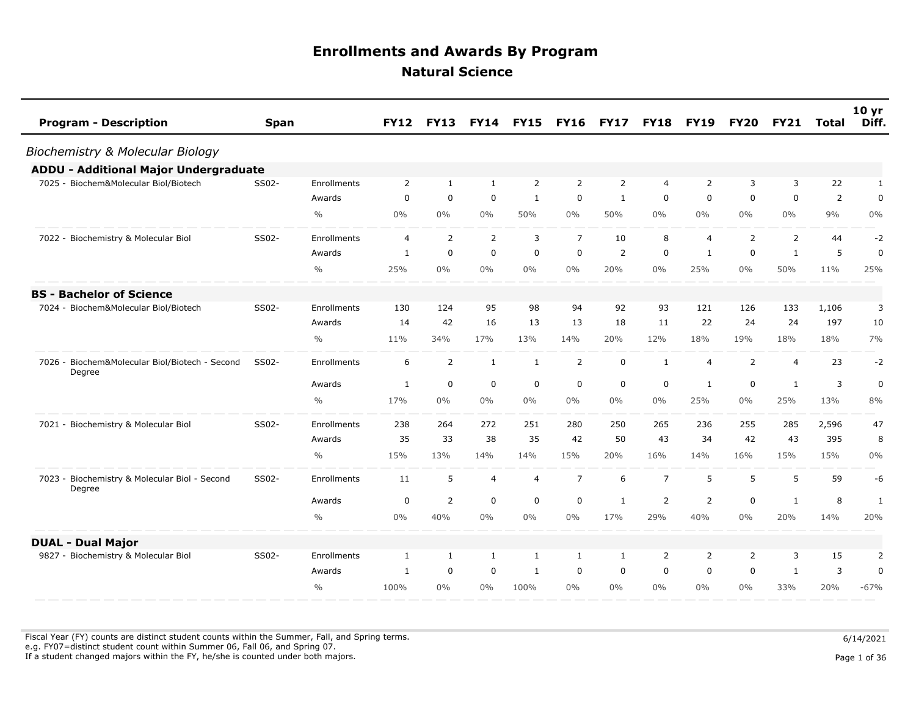# Enrollments and Awards By Program

## Natural Science

| Program - Description | Span | | FY12 | FY13 | FY14 | FY15 | FY16 | FY17 | FY18 | FY19 | FY20 | FY21 | Total | 10 yr Diff. |
|---|---|---|---|---|---|---|---|---|---|---|---|---|---|---|
| *Biochemistry & Molecular Biology* | | | | | | | | | | | | | | |
| **ADDU - Additional Major Undergraduate** | | | | | | | | | | | | | | |
| 7025 - Biochem&Molecular Biol/Biotech | SS02- | Enrollments | 2 | 1 | 1 | 2 | 2 | 2 | 4 | 2 | 3 | 3 | 22 | 1 |
| | | Awards | 0 | 0 | 0 | 1 | 0 | 1 | 0 | 0 | 0 | 0 | 2 | 0 |
| | | % | 0% | 0% | 0% | 50% | 0% | 50% | 0% | 0% | 0% | 0% | 9% | 0% |
| 7022 - Biochemistry & Molecular Biol | SS02- | Enrollments | 4 | 2 | 2 | 3 | 7 | 10 | 8 | 4 | 2 | 2 | 44 | -2 |
| | | Awards | 1 | 0 | 0 | 0 | 0 | 2 | 0 | 1 | 0 | 1 | 5 | 0 |
| | | % | 25% | 0% | 0% | 0% | 0% | 20% | 0% | 25% | 0% | 50% | 11% | 25% |
| **BS - Bachelor of Science** | | | | | | | | | | | | | | |
| 7024 - Biochem&Molecular Biol/Biotech | SS02- | Enrollments | 130 | 124 | 95 | 98 | 94 | 92 | 93 | 121 | 126 | 133 | 1,106 | 3 |
| | | Awards | 14 | 42 | 16 | 13 | 13 | 18 | 11 | 22 | 24 | 24 | 197 | 10 |
| | | % | 11% | 34% | 17% | 13% | 14% | 20% | 12% | 18% | 19% | 18% | 18% | 7% |
| 7026 - Biochem&Molecular Biol/Biotech - Second Degree | SS02- | Enrollments | 6 | 2 | 1 | 1 | 2 | 0 | 1 | 4 | 2 | 4 | 23 | -2 |
| | | Awards | 1 | 0 | 0 | 0 | 0 | 0 | 0 | 1 | 0 | 1 | 3 | 0 |
| | | % | 17% | 0% | 0% | 0% | 0% | 0% | 0% | 25% | 0% | 25% | 13% | 8% |
| 7021 - Biochemistry & Molecular Biol | SS02- | Enrollments | 238 | 264 | 272 | 251 | 280 | 250 | 265 | 236 | 255 | 285 | 2,596 | 47 |
| | | Awards | 35 | 33 | 38 | 35 | 42 | 50 | 43 | 34 | 42 | 43 | 395 | 8 |
| | | % | 15% | 13% | 14% | 14% | 15% | 20% | 16% | 14% | 16% | 15% | 15% | 0% |
| 7023 - Biochemistry & Molecular Biol - Second Degree | SS02- | Enrollments | 11 | 5 | 4 | 4 | 7 | 6 | 7 | 5 | 5 | 5 | 59 | -6 |
| | | Awards | 0 | 2 | 0 | 0 | 0 | 1 | 2 | 2 | 0 | 1 | 8 | 1 |
| | | % | 0% | 40% | 0% | 0% | 0% | 17% | 29% | 40% | 0% | 20% | 14% | 20% |
| **DUAL - Dual Major** | | | | | | | | | | | | | | |
| 9827 - Biochemistry & Molecular Biol | SS02- | Enrollments | 1 | 1 | 1 | 1 | 1 | 1 | 2 | 2 | 2 | 3 | 15 | 2 |
| | | Awards | 1 | 0 | 0 | 1 | 0 | 0 | 0 | 0 | 0 | 1 | 3 | 0 |
| | | % | 100% | 0% | 0% | 100% | 0% | 0% | 0% | 0% | 0% | 33% | 20% | -67% |

Fiscal Year (FY) counts are distinct student counts within the Summer, Fall, and Spring terms.
e.g. FY07=distinct student count within Summer 06, Fall 06, and Spring 07.
If a student changed majors within the FY, he/she is counted under both majors.

6/14/2021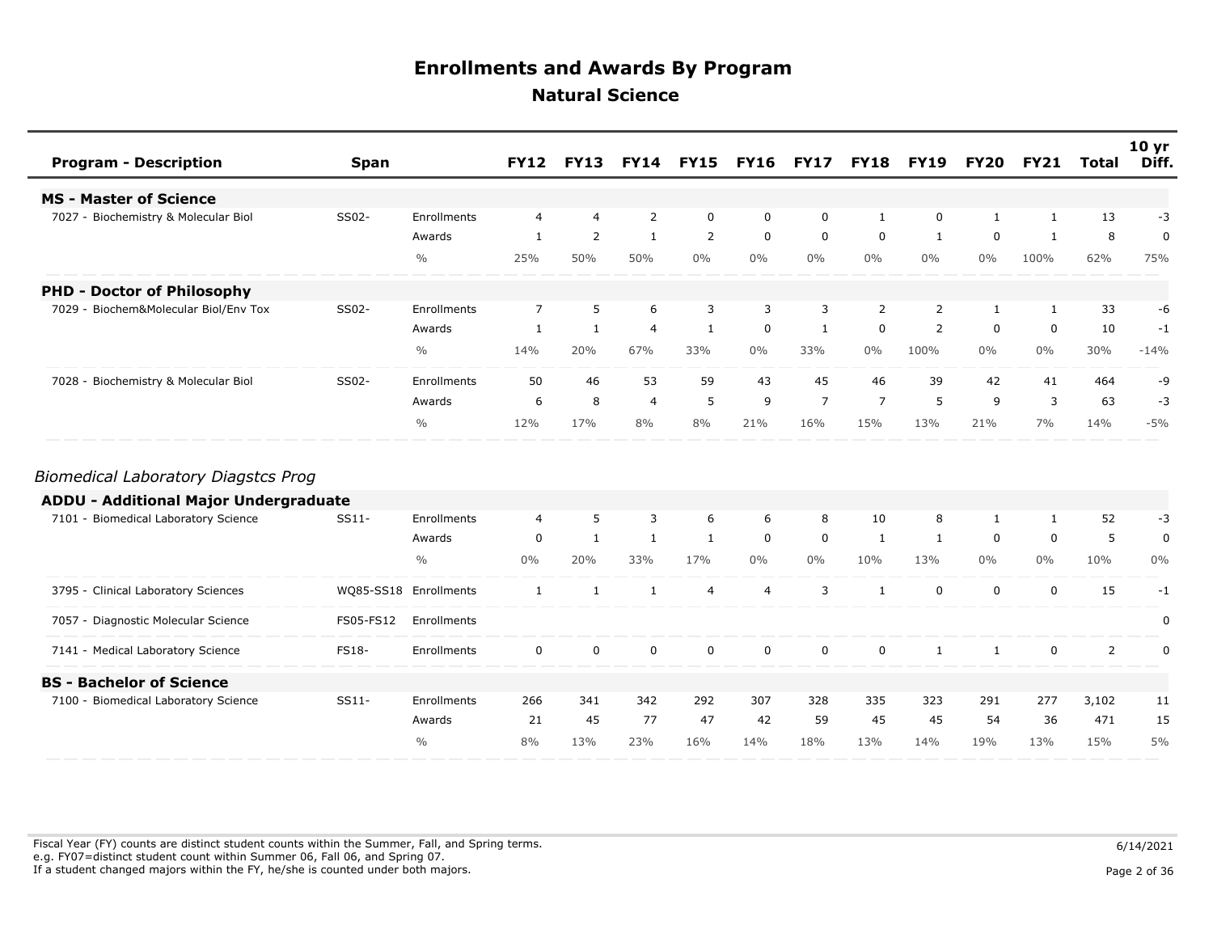# Enrollments and Awards By Program

## Natural Science

| Program - Description | Span | | FY12 | FY13 | FY14 | FY15 | FY16 | FY17 | FY18 | FY19 | FY20 | FY21 | Total | 10 yr Diff. |
|---|---|---|---|---|---|---|---|---|---|---|---|---|---|---|
| **MS - Master of Science** | | | | | | | | | | | | | | |
| 7027 - Biochemistry & Molecular Biol | SS02- | Enrollments | 4 | 4 | 2 | 0 | 0 | 0 | 1 | 0 | 1 | 1 | 13 | -3 |
| | | Awards | 1 | 2 | 1 | 2 | 0 | 0 | 0 | 1 | 0 | 1 | 8 | 0 |
| | | % | 25% | 50% | 50% | 0% | 0% | 0% | 0% | 0% | 0% | 100% | 62% | 75% |
| **PHD - Doctor of Philosophy** | | | | | | | | | | | | | | |
| 7029 - Biochem&Molecular Biol/Env Tox | SS02- | Enrollments | 7 | 5 | 6 | 3 | 3 | 3 | 2 | 2 | 1 | 1 | 33 | -6 |
| | | Awards | 1 | 1 | 4 | 1 | 0 | 1 | 0 | 2 | 0 | 0 | 10 | -1 |
| | | % | 14% | 20% | 67% | 33% | 0% | 33% | 0% | 100% | 0% | 0% | 30% | -14% |
| 7028 - Biochemistry & Molecular Biol | SS02- | Enrollments | 50 | 46 | 53 | 59 | 43 | 45 | 46 | 39 | 42 | 41 | 464 | -9 |
| | | Awards | 6 | 8 | 4 | 5 | 9 | 7 | 7 | 5 | 9 | 3 | 63 | -3 |
| | | % | 12% | 17% | 8% | 8% | 21% | 16% | 15% | 13% | 21% | 7% | 14% | -5% |

*Biomedical Laboratory Diagstcs Prog*

| Program - Description | Span | | FY12 | FY13 | FY14 | FY15 | FY16 | FY17 | FY18 | FY19 | FY20 | FY21 | Total | 10 yr Diff. |
|---|---|---|---|---|---|---|---|---|---|---|---|---|---|---|
| **ADDU - Additional Major Undergraduate** | | | | | | | | | | | | | | |
| 7101 - Biomedical Laboratory Science | SS11- | Enrollments | 4 | 5 | 3 | 6 | 6 | 8 | 10 | 8 | 1 | 1 | 52 | -3 |
| | | Awards | 0 | 1 | 1 | 1 | 0 | 0 | 1 | 1 | 0 | 0 | 5 | 0 |
| | | % | 0% | 20% | 33% | 17% | 0% | 0% | 10% | 13% | 0% | 0% | 10% | 0% |
| 3795 - Clinical Laboratory Sciences | WQ85-SS18 | Enrollments | 1 | 1 | 1 | 4 | 4 | 3 | 1 | 0 | 0 | 0 | 15 | -1 |
| 7057 - Diagnostic Molecular Science | FS05-FS12 | Enrollments | | | | | | | | | | | | 0 |
| 7141 - Medical Laboratory Science | FS18- | Enrollments | 0 | 0 | 0 | 0 | 0 | 0 | 0 | 1 | 1 | 0 | 2 | 0 |
| **BS - Bachelor of Science** | | | | | | | | | | | | | | |
| 7100 - Biomedical Laboratory Science | SS11- | Enrollments | 266 | 341 | 342 | 292 | 307 | 328 | 335 | 323 | 291 | 277 | 3,102 | 11 |
| | | Awards | 21 | 45 | 77 | 47 | 42 | 59 | 45 | 45 | 54 | 36 | 471 | 15 |
| | | % | 8% | 13% | 23% | 16% | 14% | 18% | 13% | 14% | 19% | 13% | 15% | 5% |

Fiscal Year (FY) counts are distinct student counts within the Summer, Fall, and Spring terms.
e.g. FY07=distinct student count within Summer 06, Fall 06, and Spring 07.
If a student changed majors within the FY, he/she is counted under both majors.

6/14/2021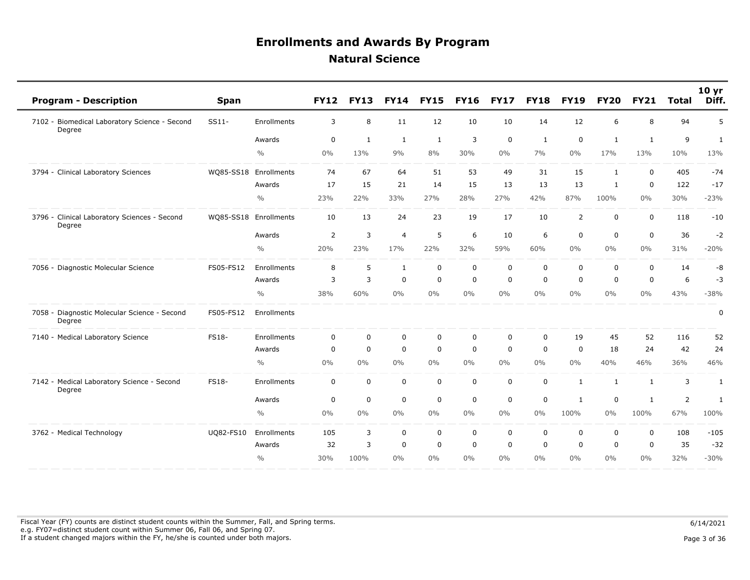# Enrollments and Awards By Program

## Natural Science

| Program - Description | Span | | FY12 | FY13 | FY14 | FY15 | FY16 | FY17 | FY18 | FY19 | FY20 | FY21 | Total | 10 yr Diff. |
|---|---|---|---|---|---|---|---|---|---|---|---|---|---|---|
| 7102 - Biomedical Laboratory Science - Second Degree | SS11- | Enrollments | 3 | 8 | 11 | 12 | 10 | 10 | 14 | 12 | 6 | 8 | 94 | 5 |
| | | Awards | 0 | 1 | 1 | 1 | 3 | 0 | 1 | 0 | 1 | 1 | 9 | 1 |
| | | % | 0% | 13% | 9% | 8% | 30% | 0% | 7% | 0% | 17% | 13% | 10% | 13% |
| 3794 - Clinical Laboratory Sciences | WQ85-SS18 | Enrollments | 74 | 67 | 64 | 51 | 53 | 49 | 31 | 15 | 1 | 0 | 405 | -74 |
| | | Awards | 17 | 15 | 21 | 14 | 15 | 13 | 13 | 13 | 1 | 0 | 122 | -17 |
| | | % | 23% | 22% | 33% | 27% | 28% | 27% | 42% | 87% | 100% | 0% | 30% | -23% |
| 3796 - Clinical Laboratory Sciences - Second Degree | WQ85-SS18 | Enrollments | 10 | 13 | 24 | 23 | 19 | 17 | 10 | 2 | 0 | 0 | 118 | -10 |
| | | Awards | 2 | 3 | 4 | 5 | 6 | 10 | 6 | 0 | 0 | 0 | 36 | -2 |
| | | % | 20% | 23% | 17% | 22% | 32% | 59% | 60% | 0% | 0% | 0% | 31% | -20% |
| 7056 - Diagnostic Molecular Science | FS05-FS12 | Enrollments | 8 | 5 | 1 | 0 | 0 | 0 | 0 | 0 | 0 | 0 | 14 | -8 |
| | | Awards | 3 | 3 | 0 | 0 | 0 | 0 | 0 | 0 | 0 | 0 | 6 | -3 |
| | | % | 38% | 60% | 0% | 0% | 0% | 0% | 0% | 0% | 0% | 0% | 43% | -38% |
| 7058 - Diagnostic Molecular Science - Second Degree | FS05-FS12 | Enrollments | | | | | | | | | | | | 0 |
| 7140 - Medical Laboratory Science | FS18- | Enrollments | 0 | 0 | 0 | 0 | 0 | 0 | 0 | 19 | 45 | 52 | 116 | 52 |
| | | Awards | 0 | 0 | 0 | 0 | 0 | 0 | 0 | 0 | 18 | 24 | 42 | 24 |
| | | % | 0% | 0% | 0% | 0% | 0% | 0% | 0% | 0% | 40% | 46% | 36% | 46% |
| 7142 - Medical Laboratory Science - Second Degree | FS18- | Enrollments | 0 | 0 | 0 | 0 | 0 | 0 | 0 | 1 | 1 | 1 | 3 | 1 |
| | | Awards | 0 | 0 | 0 | 0 | 0 | 0 | 0 | 1 | 0 | 1 | 2 | 1 |
| | | % | 0% | 0% | 0% | 0% | 0% | 0% | 0% | 100% | 0% | 100% | 67% | 100% |
| 3762 - Medical Technology | UQ82-FS10 | Enrollments | 105 | 3 | 0 | 0 | 0 | 0 | 0 | 0 | 0 | 0 | 108 | -105 |
| | | Awards | 32 | 3 | 0 | 0 | 0 | 0 | 0 | 0 | 0 | 0 | 35 | -32 |
| | | % | 30% | 100% | 0% | 0% | 0% | 0% | 0% | 0% | 0% | 0% | 32% | -30% |

Fiscal Year (FY) counts are distinct student counts within the Summer, Fall, and Spring terms.
e.g. FY07=distinct student count within Summer 06, Fall 06, and Spring 07.
If a student changed majors within the FY, he/she is counted under both majors.

6/14/2021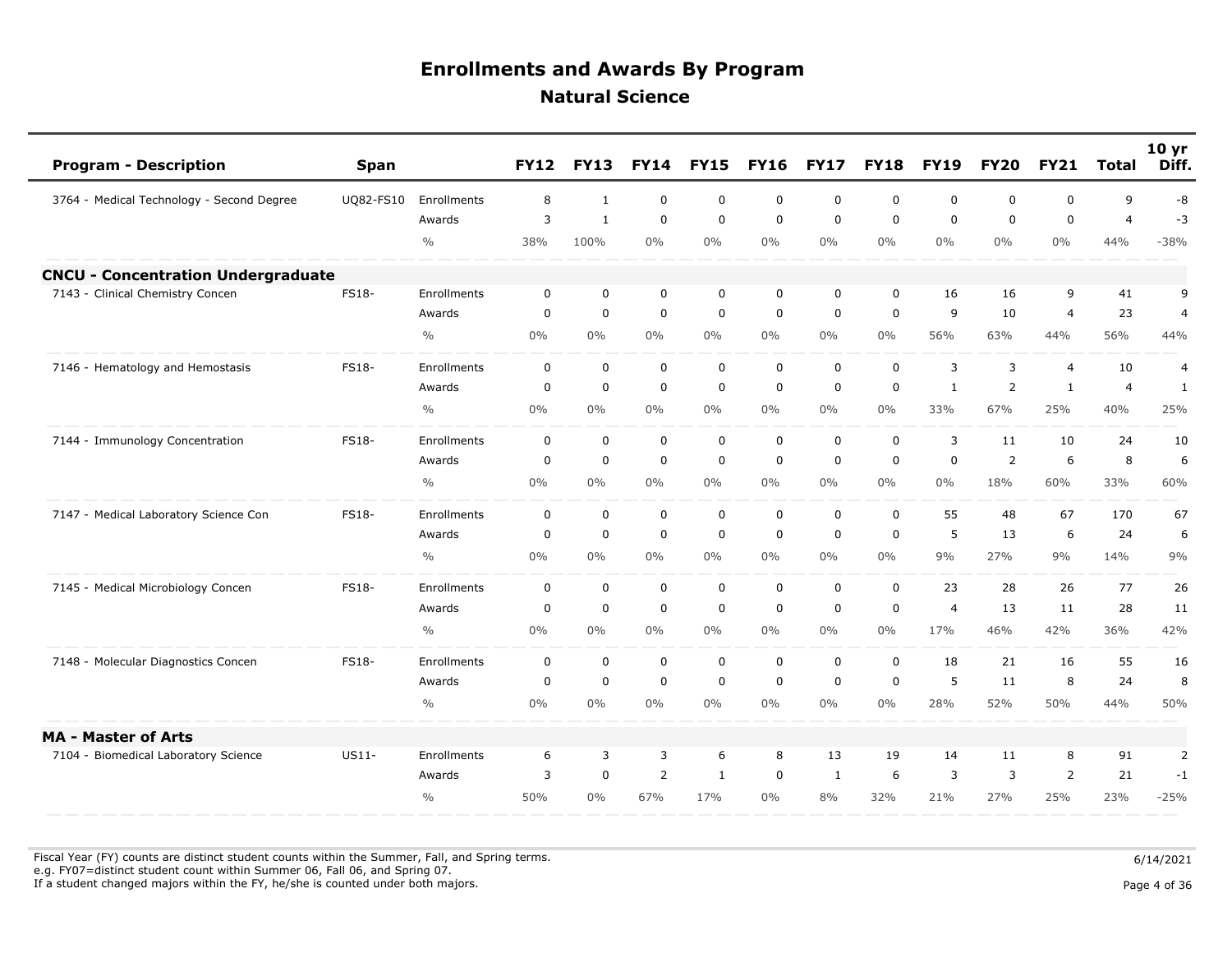# Enrollments and Awards By Program

## Natural Science

| Program - Description | Span | | FY12 | FY13 | FY14 | FY15 | FY16 | FY17 | FY18 | FY19 | FY20 | FY21 | Total | 10 yr Diff. |
|---|---|---|---|---|---|---|---|---|---|---|---|---|---|---|
| 3764 - Medical Technology - Second Degree | UQ82-FS10 | Enrollments | 8 | 1 | 0 | 0 | 0 | 0 | 0 | 0 | 0 | 0 | 9 | -8 |
| | | Awards | 3 | 1 | 0 | 0 | 0 | 0 | 0 | 0 | 0 | 0 | 4 | -3 |
| | | % | 38% | 100% | 0% | 0% | 0% | 0% | 0% | 0% | 0% | 0% | 44% | -38% |
| **CNCU - Concentration Undergraduate** | | | | | | | | | | | | | | |
| 7143 - Clinical Chemistry Concen | FS18- | Enrollments | 0 | 0 | 0 | 0 | 0 | 0 | 0 | 16 | 16 | 9 | 41 | 9 |
| | | Awards | 0 | 0 | 0 | 0 | 0 | 0 | 0 | 9 | 10 | 4 | 23 | 4 |
| | | % | 0% | 0% | 0% | 0% | 0% | 0% | 0% | 56% | 63% | 44% | 56% | 44% |
| 7146 - Hematology and Hemostasis | FS18- | Enrollments | 0 | 0 | 0 | 0 | 0 | 0 | 0 | 3 | 3 | 4 | 10 | 4 |
| | | Awards | 0 | 0 | 0 | 0 | 0 | 0 | 0 | 1 | 2 | 1 | 4 | 1 |
| | | % | 0% | 0% | 0% | 0% | 0% | 0% | 0% | 33% | 67% | 25% | 40% | 25% |
| 7144 - Immunology Concentration | FS18- | Enrollments | 0 | 0 | 0 | 0 | 0 | 0 | 0 | 3 | 11 | 10 | 24 | 10 |
| | | Awards | 0 | 0 | 0 | 0 | 0 | 0 | 0 | 0 | 2 | 6 | 8 | 6 |
| | | % | 0% | 0% | 0% | 0% | 0% | 0% | 0% | 0% | 18% | 60% | 33% | 60% |
| 7147 - Medical Laboratory Science Con | FS18- | Enrollments | 0 | 0 | 0 | 0 | 0 | 0 | 0 | 55 | 48 | 67 | 170 | 67 |
| | | Awards | 0 | 0 | 0 | 0 | 0 | 0 | 0 | 5 | 13 | 6 | 24 | 6 |
| | | % | 0% | 0% | 0% | 0% | 0% | 0% | 0% | 9% | 27% | 9% | 14% | 9% |
| 7145 - Medical Microbiology Concen | FS18- | Enrollments | 0 | 0 | 0 | 0 | 0 | 0 | 0 | 23 | 28 | 26 | 77 | 26 |
| | | Awards | 0 | 0 | 0 | 0 | 0 | 0 | 0 | 4 | 13 | 11 | 28 | 11 |
| | | % | 0% | 0% | 0% | 0% | 0% | 0% | 0% | 17% | 46% | 42% | 36% | 42% |
| 7148 - Molecular Diagnostics Concen | FS18- | Enrollments | 0 | 0 | 0 | 0 | 0 | 0 | 0 | 18 | 21 | 16 | 55 | 16 |
| | | Awards | 0 | 0 | 0 | 0 | 0 | 0 | 0 | 5 | 11 | 8 | 24 | 8 |
| | | % | 0% | 0% | 0% | 0% | 0% | 0% | 0% | 28% | 52% | 50% | 44% | 50% |
| **MA - Master of Arts** | | | | | | | | | | | | | | |
| 7104 - Biomedical Laboratory Science | US11- | Enrollments | 6 | 3 | 3 | 6 | 8 | 13 | 19 | 14 | 11 | 8 | 91 | 2 |
| | | Awards | 3 | 0 | 2 | 1 | 0 | 1 | 6 | 3 | 3 | 2 | 21 | -1 |
| | | % | 50% | 0% | 67% | 17% | 0% | 8% | 32% | 21% | 27% | 25% | 23% | -25% |

Fiscal Year (FY) counts are distinct student counts within the Summer, Fall, and Spring terms.
e.g. FY07=distinct student count within Summer 06, Fall 06, and Spring 07.
If a student changed majors within the FY, he/she is counted under both majors.

6/14/2021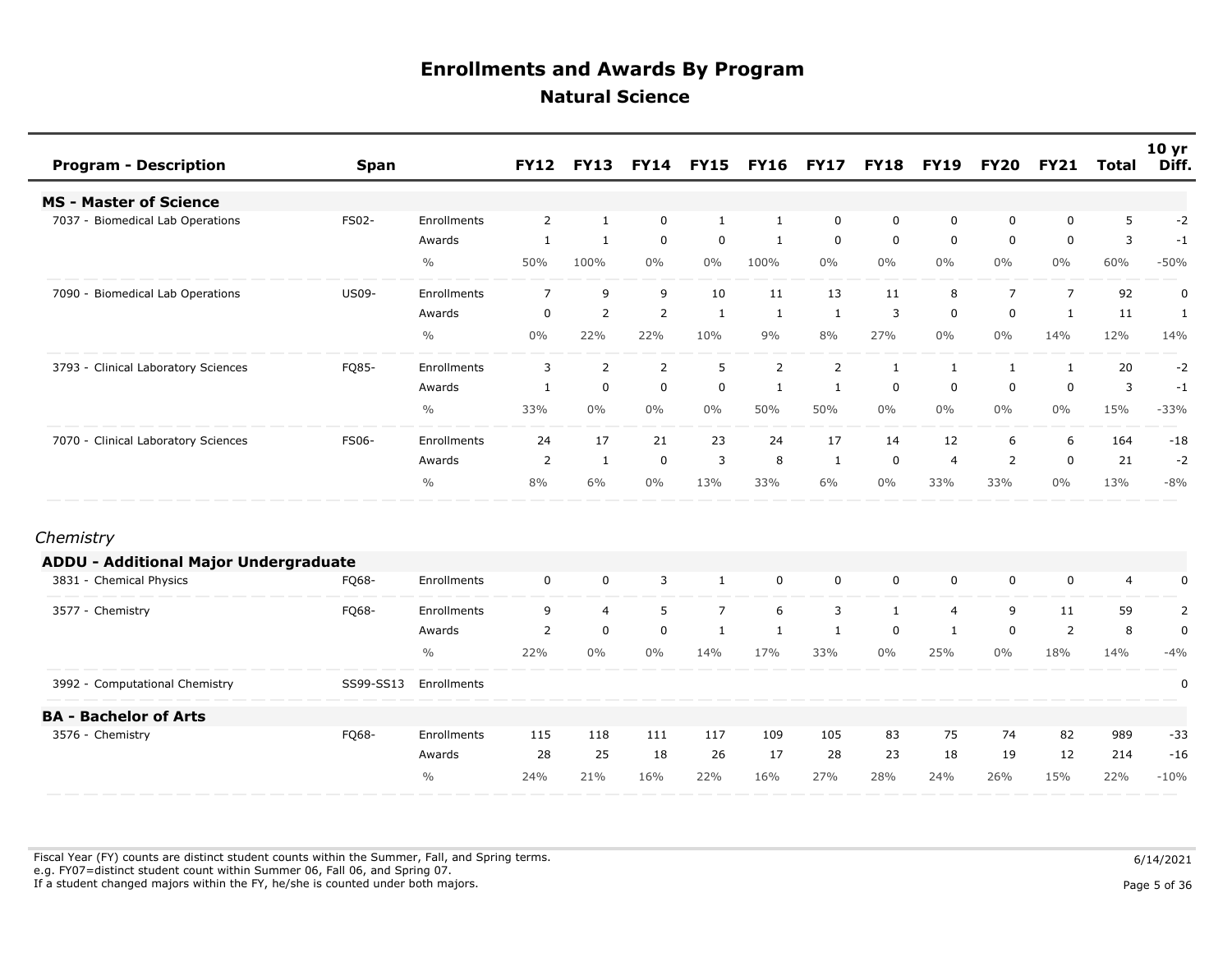# Enrollments and Awards By Program

## Natural Science

| Program - Description | Span | | FY12 | FY13 | FY14 | FY15 | FY16 | FY17 | FY18 | FY19 | FY20 | FY21 | Total | 10 yr Diff. |
|---|---|---|---|---|---|---|---|---|---|---|---|---|---|---|
| **MS - Master of Science** | | | | | | | | | | | | | | |
| 7037 - Biomedical Lab Operations | FS02- | Enrollments | 2 | 1 | 0 | 1 | 1 | 0 | 0 | 0 | 0 | 0 | 5 | -2 |
| | | Awards | 1 | 1 | 0 | 0 | 1 | 0 | 0 | 0 | 0 | 0 | 3 | -1 |
| | | % | 50% | 100% | 0% | 0% | 100% | 0% | 0% | 0% | 0% | 0% | 60% | -50% |
| 7090 - Biomedical Lab Operations | US09- | Enrollments | 7 | 9 | 9 | 10 | 11 | 13 | 11 | 8 | 7 | 7 | 92 | 0 |
| | | Awards | 0 | 2 | 2 | 1 | 1 | 1 | 3 | 0 | 0 | 1 | 11 | 1 |
| | | % | 0% | 22% | 22% | 10% | 9% | 8% | 27% | 0% | 0% | 14% | 12% | 14% |
| 3793 - Clinical Laboratory Sciences | FQ85- | Enrollments | 3 | 2 | 2 | 5 | 2 | 2 | 1 | 1 | 1 | 1 | 20 | -2 |
| | | Awards | 1 | 0 | 0 | 0 | 1 | 1 | 0 | 0 | 0 | 0 | 3 | -1 |
| | | % | 33% | 0% | 0% | 0% | 50% | 50% | 0% | 0% | 0% | 0% | 15% | -33% |
| 7070 - Clinical Laboratory Sciences | FS06- | Enrollments | 24 | 17 | 21 | 23 | 24 | 17 | 14 | 12 | 6 | 6 | 164 | -18 |
| | | Awards | 2 | 1 | 0 | 3 | 8 | 1 | 0 | 4 | 2 | 0 | 21 | -2 |
| | | % | 8% | 6% | 0% | 13% | 33% | 6% | 0% | 33% | 33% | 0% | 13% | -8% |

*Chemistry*

| Program - Description | Span | | FY12 | FY13 | FY14 | FY15 | FY16 | FY17 | FY18 | FY19 | FY20 | FY21 | Total | 10 yr Diff. |
|---|---|---|---|---|---|---|---|---|---|---|---|---|---|---|
| **ADDU - Additional Major Undergraduate** | | | | | | | | | | | | | | |
| 3831 - Chemical Physics | FQ68- | Enrollments | 0 | 0 | 3 | 1 | 0 | 0 | 0 | 0 | 0 | 0 | 4 | 0 |
| 3577 - Chemistry | FQ68- | Enrollments | 9 | 4 | 5 | 7 | 6 | 3 | 1 | 4 | 9 | 11 | 59 | 2 |
| | | Awards | 2 | 0 | 0 | 1 | 1 | 1 | 0 | 1 | 0 | 2 | 8 | 0 |
| | | % | 22% | 0% | 0% | 14% | 17% | 33% | 0% | 25% | 0% | 18% | 14% | -4% |
| 3992 - Computational Chemistry | SS99-SS13 | Enrollments | | | | | | | | | | | | 0 |
| **BA - Bachelor of Arts** | | | | | | | | | | | | | | |
| 3576 - Chemistry | FQ68- | Enrollments | 115 | 118 | 111 | 117 | 109 | 105 | 83 | 75 | 74 | 82 | 989 | -33 |
| | | Awards | 28 | 25 | 18 | 26 | 17 | 28 | 23 | 18 | 19 | 12 | 214 | -16 |
| | | % | 24% | 21% | 16% | 22% | 16% | 27% | 28% | 24% | 26% | 15% | 22% | -10% |

Fiscal Year (FY) counts are distinct student counts within the Summer, Fall, and Spring terms.
e.g. FY07=distinct student count within Summer 06, Fall 06, and Spring 07.
If a student changed majors within the FY, he/she is counted under both majors.

6/14/2021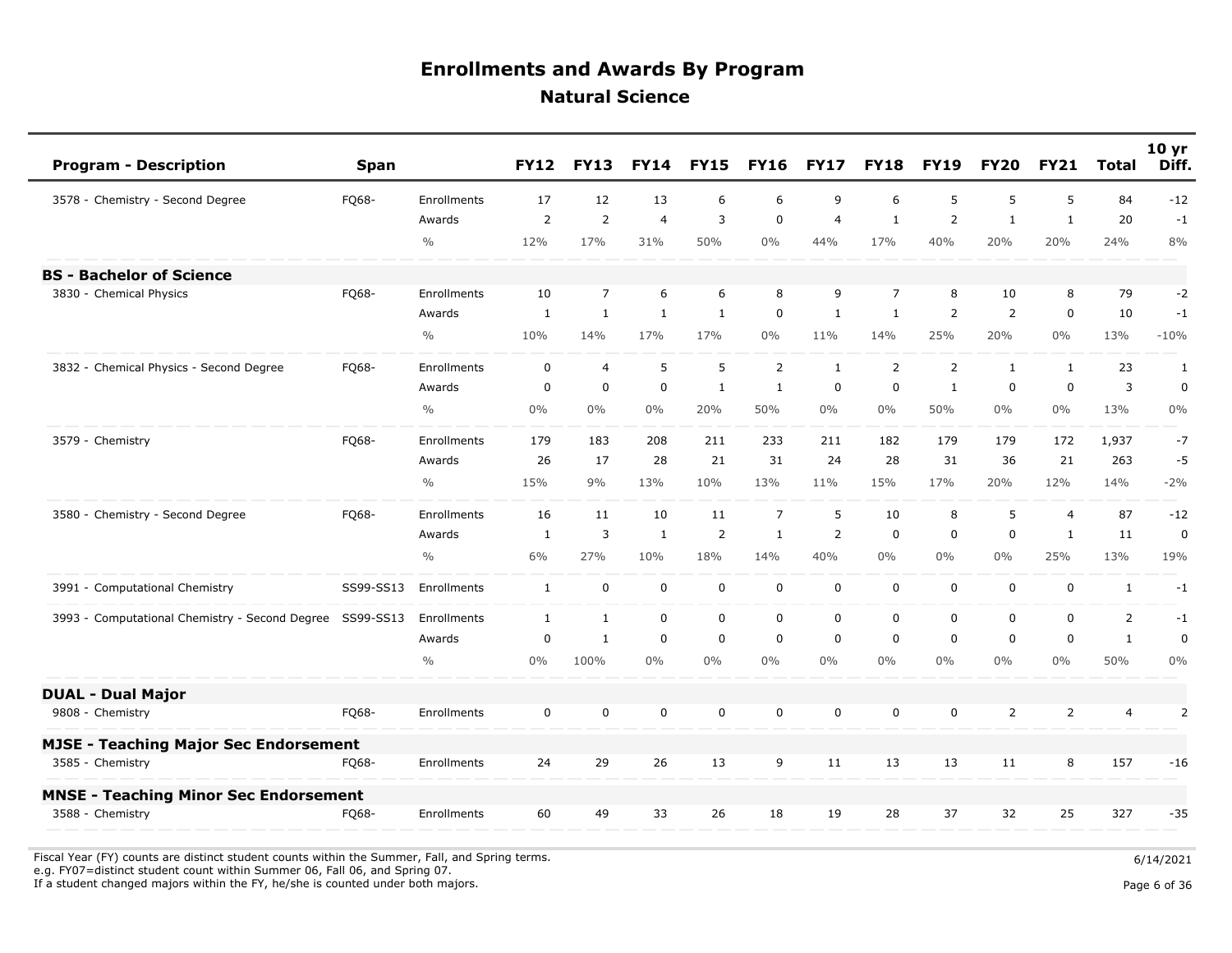# Enrollments and Awards By Program

## Natural Science

| Program - Description | Span | | FY12 | FY13 | FY14 | FY15 | FY16 | FY17 | FY18 | FY19 | FY20 | FY21 | Total | 10 yr Diff. |
|---|---|---|---|---|---|---|---|---|---|---|---|---|---|---|
| 3578 - Chemistry - Second Degree | FQ68- | Enrollments | 17 | 12 | 13 | 6 | 6 | 9 | 6 | 5 | 5 | 5 | 84 | -12 |
| | | Awards | 2 | 2 | 4 | 3 | 0 | 4 | 1 | 2 | 1 | 1 | 20 | -1 |
| | | % | 12% | 17% | 31% | 50% | 0% | 44% | 17% | 40% | 20% | 20% | 24% | 8% |
| **BS - Bachelor of Science** | | | | | | | | | | | | | | |
| 3830 - Chemical Physics | FQ68- | Enrollments | 10 | 7 | 6 | 6 | 8 | 9 | 7 | 8 | 10 | 8 | 79 | -2 |
| | | Awards | 1 | 1 | 1 | 1 | 0 | 1 | 1 | 2 | 2 | 0 | 10 | -1 |
| | | % | 10% | 14% | 17% | 17% | 0% | 11% | 14% | 25% | 20% | 0% | 13% | -10% |
| 3832 - Chemical Physics - Second Degree | FQ68- | Enrollments | 0 | 4 | 5 | 5 | 2 | 1 | 2 | 2 | 1 | 1 | 23 | 1 |
| | | Awards | 0 | 0 | 0 | 1 | 1 | 0 | 0 | 1 | 0 | 0 | 3 | 0 |
| | | % | 0% | 0% | 0% | 20% | 50% | 0% | 0% | 50% | 0% | 0% | 13% | 0% |
| 3579 - Chemistry | FQ68- | Enrollments | 179 | 183 | 208 | 211 | 233 | 211 | 182 | 179 | 179 | 172 | 1,937 | -7 |
| | | Awards | 26 | 17 | 28 | 21 | 31 | 24 | 28 | 31 | 36 | 21 | 263 | -5 |
| | | % | 15% | 9% | 13% | 10% | 13% | 11% | 15% | 17% | 20% | 12% | 14% | -2% |
| 3580 - Chemistry - Second Degree | FQ68- | Enrollments | 16 | 11 | 10 | 11 | 7 | 5 | 10 | 8 | 5 | 4 | 87 | -12 |
| | | Awards | 1 | 3 | 1 | 2 | 1 | 2 | 0 | 0 | 0 | 1 | 11 | 0 |
| | | % | 6% | 27% | 10% | 18% | 14% | 40% | 0% | 0% | 0% | 25% | 13% | 19% |
| 3991 - Computational Chemistry | SS99-SS13 | Enrollments | 1 | 0 | 0 | 0 | 0 | 0 | 0 | 0 | 0 | 0 | 1 | -1 |
| 3993 - Computational Chemistry - Second Degree | SS99-SS13 | Enrollments | 1 | 1 | 0 | 0 | 0 | 0 | 0 | 0 | 0 | 0 | 2 | -1 |
| | | Awards | 0 | 1 | 0 | 0 | 0 | 0 | 0 | 0 | 0 | 0 | 1 | 0 |
| | | % | 0% | 100% | 0% | 0% | 0% | 0% | 0% | 0% | 0% | 0% | 50% | 0% |
| **DUAL - Dual Major** | | | | | | | | | | | | | | |
| 9808 - Chemistry | FQ68- | Enrollments | 0 | 0 | 0 | 0 | 0 | 0 | 0 | 0 | 2 | 2 | 4 | 2 |
| **MJSE - Teaching Major Sec Endorsement** | | | | | | | | | | | | | | |
| 3585 - Chemistry | FQ68- | Enrollments | 24 | 29 | 26 | 13 | 9 | 11 | 13 | 13 | 11 | 8 | 157 | -16 |
| **MNSE - Teaching Minor Sec Endorsement** | | | | | | | | | | | | | | |
| 3588 - Chemistry | FQ68- | Enrollments | 60 | 49 | 33 | 26 | 18 | 19 | 28 | 37 | 32 | 25 | 327 | -35 |

Fiscal Year (FY) counts are distinct student counts within the Summer, Fall, and Spring terms.
e.g. FY07=distinct student count within Summer 06, Fall 06, and Spring 07.
If a student changed majors within the FY, he/she is counted under both majors.

6/14/2021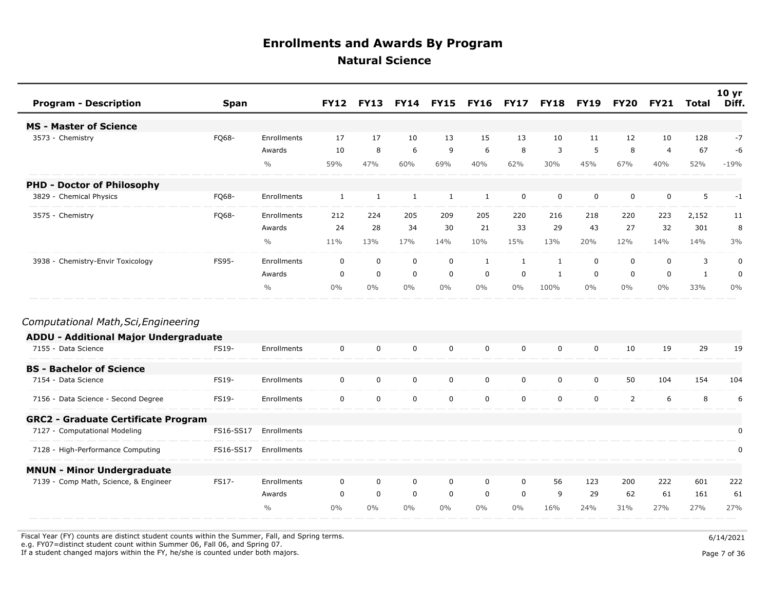# Enrollments and Awards By Program

## Natural Science

| Program - Description | Span | | FY12 | FY13 | FY14 | FY15 | FY16 | FY17 | FY18 | FY19 | FY20 | FY21 | Total | 10 yr Diff. |
|---|---|---|---|---|---|---|---|---|---|---|---|---|---|---|
| **MS - Master of Science** | | | | | | | | | | | | | | |
| 3573 - Chemistry | FQ68- | Enrollments | 17 | 17 | 10 | 13 | 15 | 13 | 10 | 11 | 12 | 10 | 128 | -7 |
| | | Awards | 10 | 8 | 6 | 9 | 6 | 8 | 3 | 5 | 8 | 4 | 67 | -6 |
| | | % | 59% | 47% | 60% | 69% | 40% | 62% | 30% | 45% | 67% | 40% | 52% | -19% |
| **PHD - Doctor of Philosophy** | | | | | | | | | | | | | | |
| 3829 - Chemical Physics | FQ68- | Enrollments | 1 | 1 | 1 | 1 | 1 | 0 | 0 | 0 | 0 | 0 | 5 | -1 |
| 3575 - Chemistry | FQ68- | Enrollments | 212 | 224 | 205 | 209 | 205 | 220 | 216 | 218 | 220 | 223 | 2,152 | 11 |
| | | Awards | 24 | 28 | 34 | 30 | 21 | 33 | 29 | 43 | 27 | 32 | 301 | 8 |
| | | % | 11% | 13% | 17% | 14% | 10% | 15% | 13% | 20% | 12% | 14% | 14% | 3% |
| 3938 - Chemistry-Envir Toxicology | FS95- | Enrollments | 0 | 0 | 0 | 0 | 1 | 1 | 1 | 0 | 0 | 0 | 3 | 0 |
| | | Awards | 0 | 0 | 0 | 0 | 0 | 0 | 1 | 0 | 0 | 0 | 1 | 0 |
| | | % | 0% | 0% | 0% | 0% | 0% | 0% | 100% | 0% | 0% | 0% | 33% | 0% |

*Computational Math,Sci,Engineering*

| Program - Description | Span | | FY12 | FY13 | FY14 | FY15 | FY16 | FY17 | FY18 | FY19 | FY20 | FY21 | Total | 10 yr Diff. |
|---|---|---|---|---|---|---|---|---|---|---|---|---|---|---|
| **ADDU - Additional Major Undergraduate** | | | | | | | | | | | | | | |
| 7155 - Data Science | FS19- | Enrollments | 0 | 0 | 0 | 0 | 0 | 0 | 0 | 0 | 10 | 19 | 29 | 19 |
| **BS - Bachelor of Science** | | | | | | | | | | | | | | |
| 7154 - Data Science | FS19- | Enrollments | 0 | 0 | 0 | 0 | 0 | 0 | 0 | 0 | 50 | 104 | 154 | 104 |
| 7156 - Data Science - Second Degree | FS19- | Enrollments | 0 | 0 | 0 | 0 | 0 | 0 | 0 | 0 | 2 | 6 | 8 | 6 |
| **GRC2 - Graduate Certificate Program** | | | | | | | | | | | | | | |
| 7127 - Computational Modeling | FS16-SS17 | Enrollments | | | | | | | | | | | | 0 |
| 7128 - High-Performance Computing | FS16-SS17 | Enrollments | | | | | | | | | | | | 0 |
| **MNUN - Minor Undergraduate** | | | | | | | | | | | | | | |
| 7139 - Comp Math, Science, & Engineer | FS17- | Enrollments | 0 | 0 | 0 | 0 | 0 | 0 | 56 | 123 | 200 | 222 | 601 | 222 |
| | | Awards | 0 | 0 | 0 | 0 | 0 | 0 | 9 | 29 | 62 | 61 | 161 | 61 |
| | | % | 0% | 0% | 0% | 0% | 0% | 0% | 16% | 24% | 31% | 27% | 27% | 27% |

Fiscal Year (FY) counts are distinct student counts within the Summer, Fall, and Spring terms.
e.g. FY07=distinct student count within Summer 06, Fall 06, and Spring 07.
If a student changed majors within the FY, he/she is counted under both majors.

6/14/2021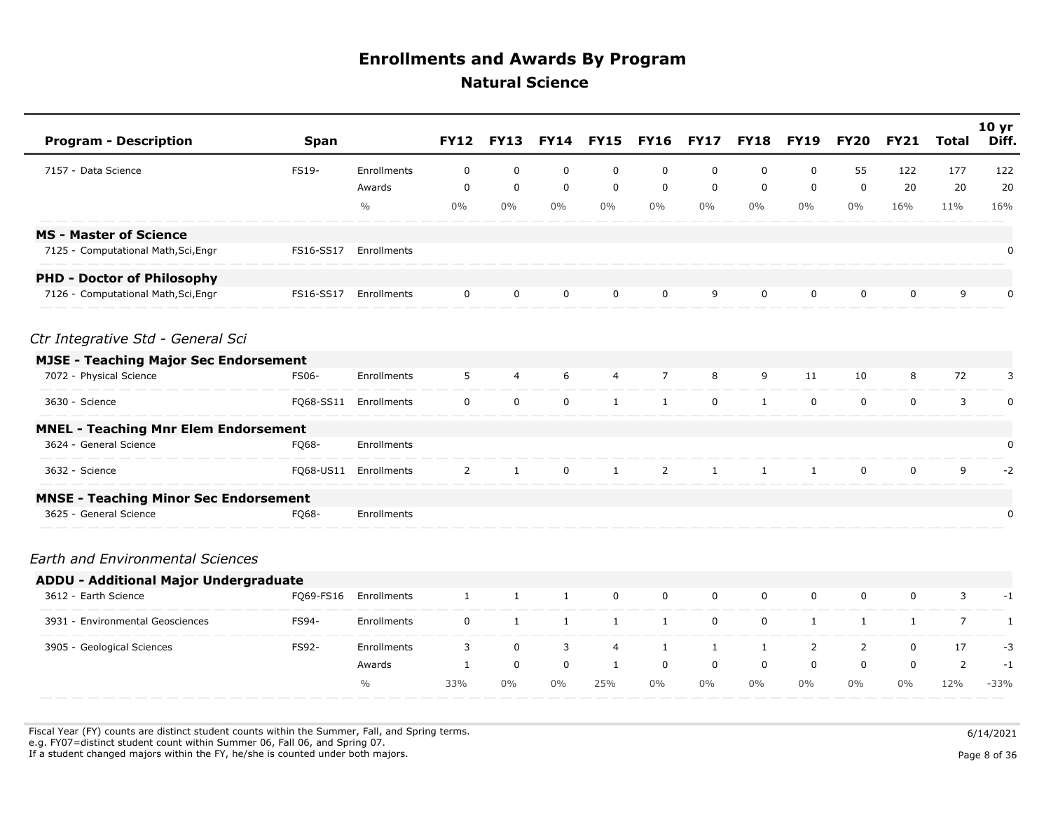# Enrollments and Awards By Program

## Natural Science

| Program - Description | Span | | FY12 | FY13 | FY14 | FY15 | FY16 | FY17 | FY18 | FY19 | FY20 | FY21 | Total | 10 yr Diff. |
|---|---|---|---|---|---|---|---|---|---|---|---|---|---|---|
| 7157 - Data Science | FS19- | Enrollments | 0 | 0 | 0 | 0 | 0 | 0 | 0 | 0 | 55 | 122 | 177 | 122 |
| | | Awards | 0 | 0 | 0 | 0 | 0 | 0 | 0 | 0 | 0 | 20 | 20 | 20 |
| | | % | 0% | 0% | 0% | 0% | 0% | 0% | 0% | 0% | 0% | 16% | 11% | 16% |
| **MS - Master of Science** | | | | | | | | | | | | | | |
| 7125 - Computational Math,Sci,Engr | FS16-SS17 | Enrollments | | | | | | | | | | | | 0 |
| **PHD - Doctor of Philosophy** | | | | | | | | | | | | | | |
| 7126 - Computational Math,Sci,Engr | FS16-SS17 | Enrollments | 0 | 0 | 0 | 0 | 0 | 9 | 0 | 0 | 0 | 0 | 9 | 0 |

*Ctr Integrative Std - General Sci*

| Program - Description | Span | | FY12 | FY13 | FY14 | FY15 | FY16 | FY17 | FY18 | FY19 | FY20 | FY21 | Total | 10 yr Diff. |
|---|---|---|---|---|---|---|---|---|---|---|---|---|---|---|
| **MJSE - Teaching Major Sec Endorsement** | | | | | | | | | | | | | | |
| 7072 - Physical Science | FS06- | Enrollments | 5 | 4 | 6 | 4 | 7 | 8 | 9 | 11 | 10 | 8 | 72 | 3 |
| 3630 - Science | FQ68-SS11 | Enrollments | 0 | 0 | 0 | 1 | 1 | 0 | 1 | 0 | 0 | 0 | 3 | 0 |
| **MNEL - Teaching Mnr Elem Endorsement** | | | | | | | | | | | | | | |
| 3624 - General Science | FQ68- | Enrollments | | | | | | | | | | | | 0 |
| 3632 - Science | FQ68-US11 | Enrollments | 2 | 1 | 0 | 1 | 2 | 1 | 1 | 1 | 0 | 0 | 9 | -2 |
| **MNSE - Teaching Minor Sec Endorsement** | | | | | | | | | | | | | | |
| 3625 - General Science | FQ68- | Enrollments | | | | | | | | | | | | 0 |

*Earth and Environmental Sciences*

| Program - Description | Span | | FY12 | FY13 | FY14 | FY15 | FY16 | FY17 | FY18 | FY19 | FY20 | FY21 | Total | 10 yr Diff. |
|---|---|---|---|---|---|---|---|---|---|---|---|---|---|---|
| **ADDU - Additional Major Undergraduate** | | | | | | | | | | | | | | |
| 3612 - Earth Science | FQ69-FS16 | Enrollments | 1 | 1 | 1 | 0 | 0 | 0 | 0 | 0 | 0 | 0 | 3 | -1 |
| 3931 - Environmental Geosciences | FS94- | Enrollments | 0 | 1 | 1 | 1 | 1 | 0 | 0 | 1 | 1 | 1 | 7 | 1 |
| 3905 - Geological Sciences | FS92- | Enrollments | 3 | 0 | 3 | 4 | 1 | 1 | 1 | 2 | 2 | 0 | 17 | -3 |
| | | Awards | 1 | 0 | 0 | 1 | 0 | 0 | 0 | 0 | 0 | 0 | 2 | -1 |
| | | % | 33% | 0% | 0% | 25% | 0% | 0% | 0% | 0% | 0% | 0% | 12% | -33% |

Fiscal Year (FY) counts are distinct student counts within the Summer, Fall, and Spring terms.
e.g. FY07=distinct student count within Summer 06, Fall 06, and Spring 07.
If a student changed majors within the FY, he/she is counted under both majors.

6/14/2021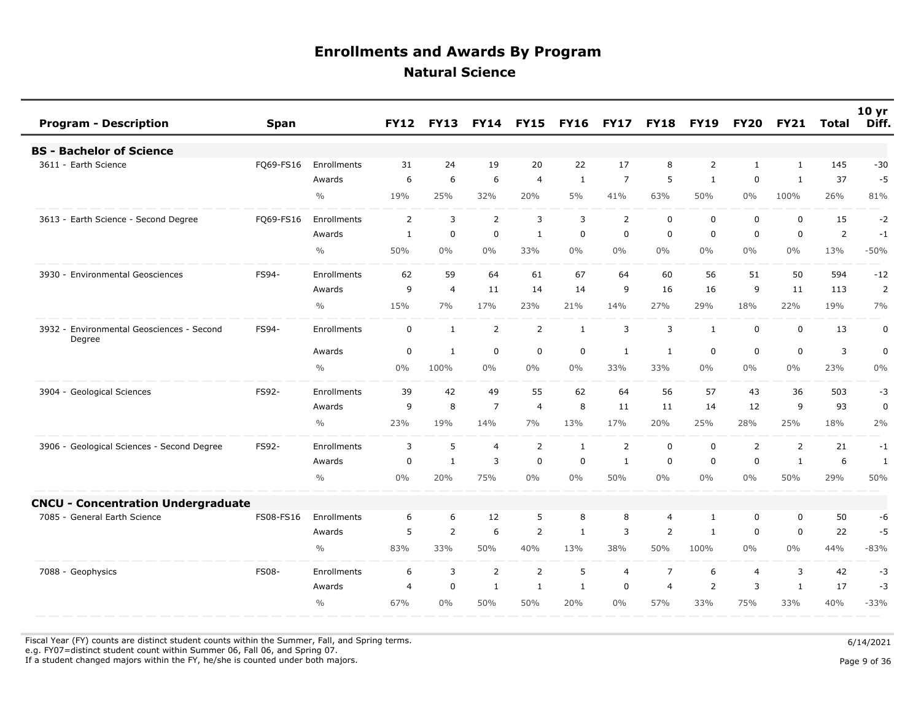# Enrollments and Awards By Program

## Natural Science

| Program - Description | Span | | FY12 | FY13 | FY14 | FY15 | FY16 | FY17 | FY18 | FY19 | FY20 | FY21 | Total | 10 yr Diff. |
|---|---|---|---|---|---|---|---|---|---|---|---|---|---|---|
| **BS - Bachelor of Science** | | | | | | | | | | | | | | |
| 3611 - Earth Science | FQ69-FS16 | Enrollments | 31 | 24 | 19 | 20 | 22 | 17 | 8 | 2 | 1 | 1 | 145 | -30 |
| | | Awards | 6 | 6 | 6 | 4 | 1 | 7 | 5 | 1 | 0 | 1 | 37 | -5 |
| | | % | 19% | 25% | 32% | 20% | 5% | 41% | 63% | 50% | 0% | 100% | 26% | 81% |
| 3613 - Earth Science - Second Degree | FQ69-FS16 | Enrollments | 2 | 3 | 2 | 3 | 3 | 2 | 0 | 0 | 0 | 0 | 15 | -2 |
| | | Awards | 1 | 0 | 0 | 1 | 0 | 0 | 0 | 0 | 0 | 0 | 2 | -1 |
| | | % | 50% | 0% | 0% | 33% | 0% | 0% | 0% | 0% | 0% | 0% | 13% | -50% |
| 3930 - Environmental Geosciences | FS94- | Enrollments | 62 | 59 | 64 | 61 | 67 | 64 | 60 | 56 | 51 | 50 | 594 | -12 |
| | | Awards | 9 | 4 | 11 | 14 | 14 | 9 | 16 | 16 | 9 | 11 | 113 | 2 |
| | | % | 15% | 7% | 17% | 23% | 21% | 14% | 27% | 29% | 18% | 22% | 19% | 7% |
| 3932 - Environmental Geosciences - Second Degree | FS94- | Enrollments | 0 | 1 | 2 | 2 | 1 | 3 | 3 | 1 | 0 | 0 | 13 | 0 |
| | | Awards | 0 | 1 | 0 | 0 | 0 | 1 | 1 | 0 | 0 | 0 | 3 | 0 |
| | | % | 0% | 100% | 0% | 0% | 0% | 33% | 33% | 0% | 0% | 0% | 23% | 0% |
| 3904 - Geological Sciences | FS92- | Enrollments | 39 | 42 | 49 | 55 | 62 | 64 | 56 | 57 | 43 | 36 | 503 | -3 |
| | | Awards | 9 | 8 | 7 | 4 | 8 | 11 | 11 | 14 | 12 | 9 | 93 | 0 |
| | | % | 23% | 19% | 14% | 7% | 13% | 17% | 20% | 25% | 28% | 25% | 18% | 2% |
| 3906 - Geological Sciences - Second Degree | FS92- | Enrollments | 3 | 5 | 4 | 2 | 1 | 2 | 0 | 0 | 2 | 2 | 21 | -1 |
| | | Awards | 0 | 1 | 3 | 0 | 0 | 1 | 0 | 0 | 0 | 1 | 6 | 1 |
| | | % | 0% | 20% | 75% | 0% | 0% | 50% | 0% | 0% | 0% | 50% | 29% | 50% |
| **CNCU - Concentration Undergraduate** | | | | | | | | | | | | | | |
| 7085 - General Earth Science | FS08-FS16 | Enrollments | 6 | 6 | 12 | 5 | 8 | 8 | 4 | 1 | 0 | 0 | 50 | -6 |
| | | Awards | 5 | 2 | 6 | 2 | 1 | 3 | 2 | 1 | 0 | 0 | 22 | -5 |
| | | % | 83% | 33% | 50% | 40% | 13% | 38% | 50% | 100% | 0% | 0% | 44% | -83% |
| 7088 - Geophysics | FS08- | Enrollments | 6 | 3 | 2 | 2 | 5 | 4 | 7 | 6 | 4 | 3 | 42 | -3 |
| | | Awards | 4 | 0 | 1 | 1 | 1 | 0 | 4 | 2 | 3 | 1 | 17 | -3 |
| | | % | 67% | 0% | 50% | 50% | 20% | 0% | 57% | 33% | 75% | 33% | 40% | -33% |

Fiscal Year (FY) counts are distinct student counts within the Summer, Fall, and Spring terms.
e.g. FY07=distinct student count within Summer 06, Fall 06, and Spring 07.
If a student changed majors within the FY, he/she is counted under both majors.

6/14/2021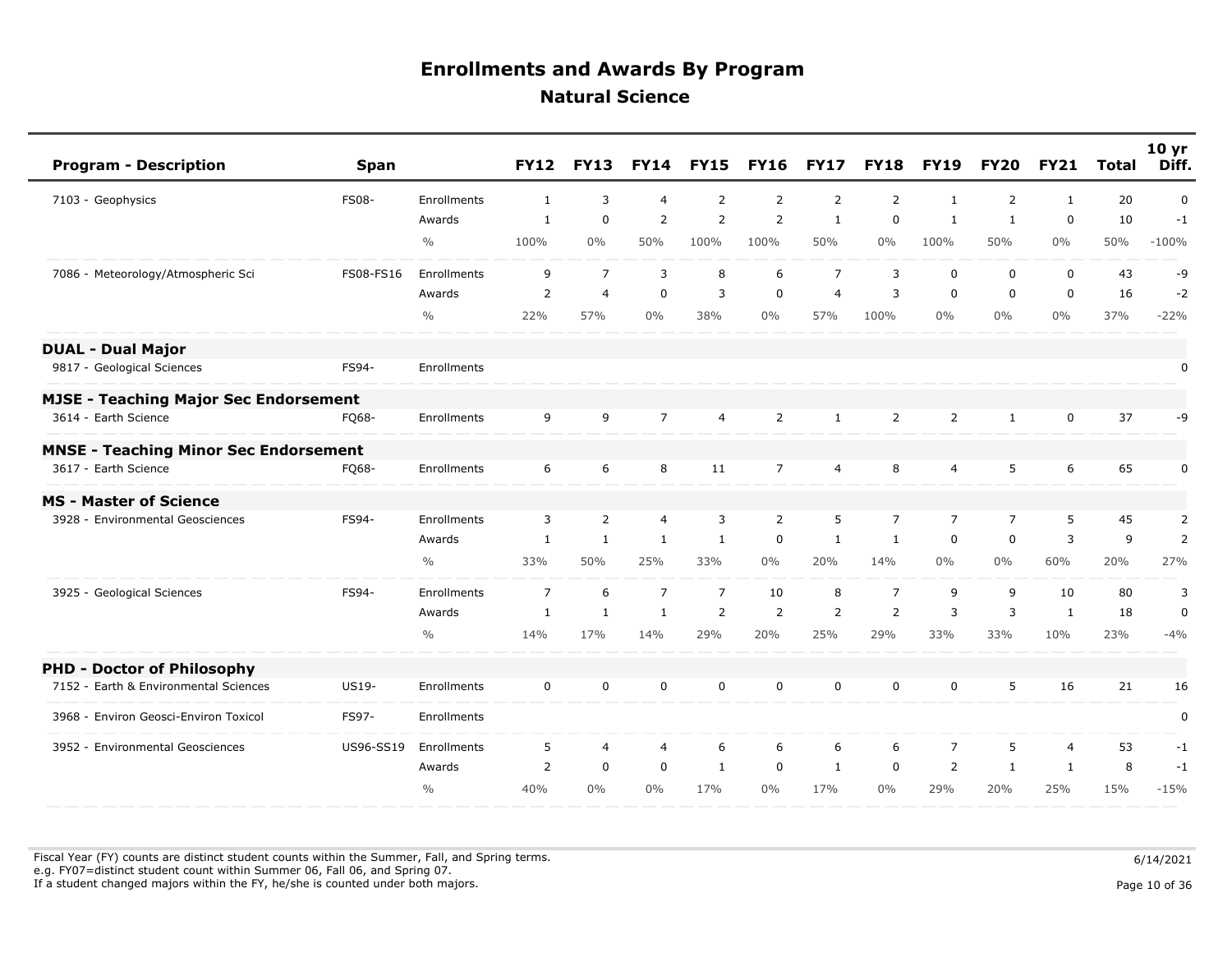# Enrollments and Awards By Program

## Natural Science

| Program - Description | Span | | FY12 | FY13 | FY14 | FY15 | FY16 | FY17 | FY18 | FY19 | FY20 | FY21 | Total | 10 yr Diff. |
|---|---|---|---|---|---|---|---|---|---|---|---|---|---|---|
| 7103 - Geophysics | FS08- | Enrollments | 1 | 3 | 4 | 2 | 2 | 2 | 2 | 1 | 2 | 1 | 20 | 0 |
| | | Awards | 1 | 0 | 2 | 2 | 2 | 1 | 0 | 1 | 1 | 0 | 10 | -1 |
| | | % | 100% | 0% | 50% | 100% | 100% | 50% | 0% | 100% | 50% | 0% | 50% | -100% |
| 7086 - Meteorology/Atmospheric Sci | FS08-FS16 | Enrollments | 9 | 7 | 3 | 8 | 6 | 7 | 3 | 0 | 0 | 0 | 43 | -9 |
| | | Awards | 2 | 4 | 0 | 3 | 0 | 4 | 3 | 0 | 0 | 0 | 16 | -2 |
| | | % | 22% | 57% | 0% | 38% | 0% | 57% | 100% | 0% | 0% | 0% | 37% | -22% |
| **DUAL - Dual Major** | | | | | | | | | | | | | | |
| 9817 - Geological Sciences | FS94- | Enrollments | | | | | | | | | | | | 0 |
| **MJSE - Teaching Major Sec Endorsement** | | | | | | | | | | | | | | |
| 3614 - Earth Science | FQ68- | Enrollments | 9 | 9 | 7 | 4 | 2 | 1 | 2 | 2 | 1 | 0 | 37 | -9 |
| **MNSE - Teaching Minor Sec Endorsement** | | | | | | | | | | | | | | |
| 3617 - Earth Science | FQ68- | Enrollments | 6 | 6 | 8 | 11 | 7 | 4 | 8 | 4 | 5 | 6 | 65 | 0 |
| **MS - Master of Science** | | | | | | | | | | | | | | |
| 3928 - Environmental Geosciences | FS94- | Enrollments | 3 | 2 | 4 | 3 | 2 | 5 | 7 | 7 | 7 | 5 | 45 | 2 |
| | | Awards | 1 | 1 | 1 | 1 | 0 | 1 | 1 | 0 | 0 | 3 | 9 | 2 |
| | | % | 33% | 50% | 25% | 33% | 0% | 20% | 14% | 0% | 0% | 60% | 20% | 27% |
| 3925 - Geological Sciences | FS94- | Enrollments | 7 | 6 | 7 | 7 | 10 | 8 | 7 | 9 | 9 | 10 | 80 | 3 |
| | | Awards | 1 | 1 | 1 | 2 | 2 | 2 | 2 | 3 | 3 | 1 | 18 | 0 |
| | | % | 14% | 17% | 14% | 29% | 20% | 25% | 29% | 33% | 33% | 10% | 23% | -4% |
| **PHD - Doctor of Philosophy** | | | | | | | | | | | | | | |
| 7152 - Earth & Environmental Sciences | US19- | Enrollments | 0 | 0 | 0 | 0 | 0 | 0 | 0 | 0 | 5 | 16 | 21 | 16 |
| 3968 - Environ Geosci-Environ Toxicol | FS97- | Enrollments | | | | | | | | | | | | 0 |
| 3952 - Environmental Geosciences | US96-SS19 | Enrollments | 5 | 4 | 4 | 6 | 6 | 6 | 6 | 7 | 5 | 4 | 53 | -1 |
| | | Awards | 2 | 0 | 0 | 1 | 0 | 1 | 0 | 2 | 1 | 1 | 8 | -1 |
| | | % | 40% | 0% | 0% | 17% | 0% | 17% | 0% | 29% | 20% | 25% | 15% | -15% |

Fiscal Year (FY) counts are distinct student counts within the Summer, Fall, and Spring terms.
e.g. FY07=distinct student count within Summer 06, Fall 06, and Spring 07.
If a student changed majors within the FY, he/she is counted under both majors.

6/14/2021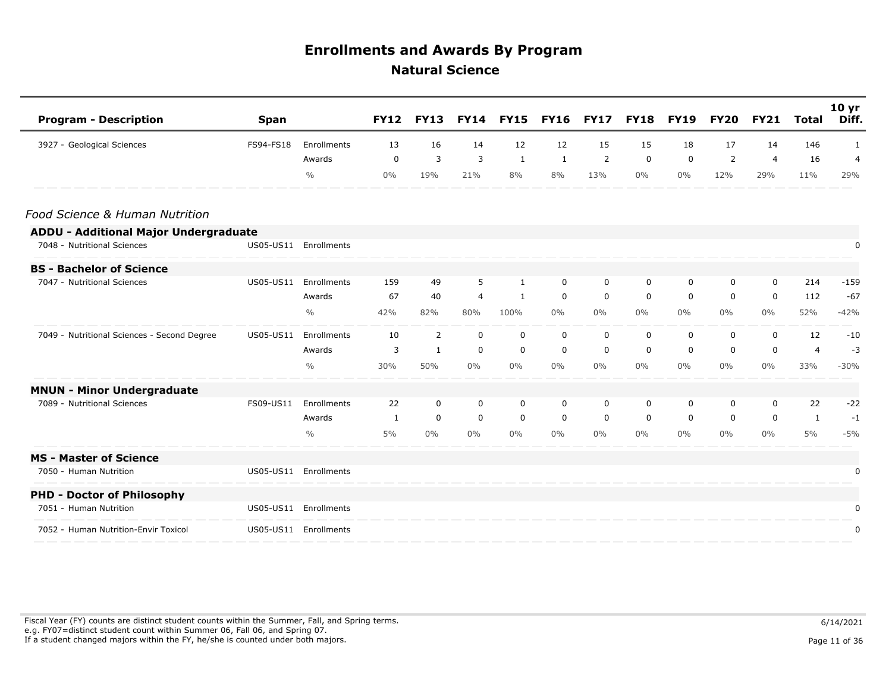# Enrollments and Awards By Program

## Natural Science

| Program - Description | Span | | FY12 | FY13 | FY14 | FY15 | FY16 | FY17 | FY18 | FY19 | FY20 | FY21 | Total | 10 yr Diff. |
|---|---|---|---|---|---|---|---|---|---|---|---|---|---|---|
| 3927 - Geological Sciences | FS94-FS18 | Enrollments | 13 | 16 | 14 | 12 | 12 | 15 | 15 | 18 | 17 | 14 | 146 | 1 |
| | | Awards | 0 | 3 | 3 | 1 | 1 | 2 | 0 | 0 | 2 | 4 | 16 | 4 |
| | | % | 0% | 19% | 21% | 8% | 8% | 13% | 0% | 0% | 12% | 29% | 11% | 29% |
| *Food Science & Human Nutrition* | | | | | | | | | | | | | | |
| **ADDU - Additional Major Undergraduate** | | | | | | | | | | | | | | |
| 7048 - Nutritional Sciences | US05-US11 | Enrollments | | | | | | | | | | | | 0 |
| **BS - Bachelor of Science** | | | | | | | | | | | | | | |
| 7047 - Nutritional Sciences | US05-US11 | Enrollments | 159 | 49 | 5 | 1 | 0 | 0 | 0 | 0 | 0 | 0 | 214 | -159 |
| | | Awards | 67 | 40 | 4 | 1 | 0 | 0 | 0 | 0 | 0 | 0 | 112 | -67 |
| | | % | 42% | 82% | 80% | 100% | 0% | 0% | 0% | 0% | 0% | 0% | 52% | -42% |
| 7049 - Nutritional Sciences - Second Degree | US05-US11 | Enrollments | 10 | 2 | 0 | 0 | 0 | 0 | 0 | 0 | 0 | 0 | 12 | -10 |
| | | Awards | 3 | 1 | 0 | 0 | 0 | 0 | 0 | 0 | 0 | 0 | 4 | -3 |
| | | % | 30% | 50% | 0% | 0% | 0% | 0% | 0% | 0% | 0% | 0% | 33% | -30% |
| **MNUN - Minor Undergraduate** | | | | | | | | | | | | | | |
| 7089 - Nutritional Sciences | FS09-US11 | Enrollments | 22 | 0 | 0 | 0 | 0 | 0 | 0 | 0 | 0 | 0 | 22 | -22 |
| | | Awards | 1 | 0 | 0 | 0 | 0 | 0 | 0 | 0 | 0 | 0 | 1 | -1 |
| | | % | 5% | 0% | 0% | 0% | 0% | 0% | 0% | 0% | 0% | 0% | 5% | -5% |
| **MS - Master of Science** | | | | | | | | | | | | | | |
| 7050 - Human Nutrition | US05-US11 | Enrollments | | | | | | | | | | | | 0 |
| **PHD - Doctor of Philosophy** | | | | | | | | | | | | | | |
| 7051 - Human Nutrition | US05-US11 | Enrollments | | | | | | | | | | | | 0 |
| 7052 - Human Nutrition-Envir Toxicol | US05-US11 | Enrollments | | | | | | | | | | | | 0 |

Fiscal Year (FY) counts are distinct student counts within the Summer, Fall, and Spring terms.
e.g. FY07=distinct student count within Summer 06, Fall 06, and Spring 07.
If a student changed majors within the FY, he/she is counted under both majors.

6/14/2021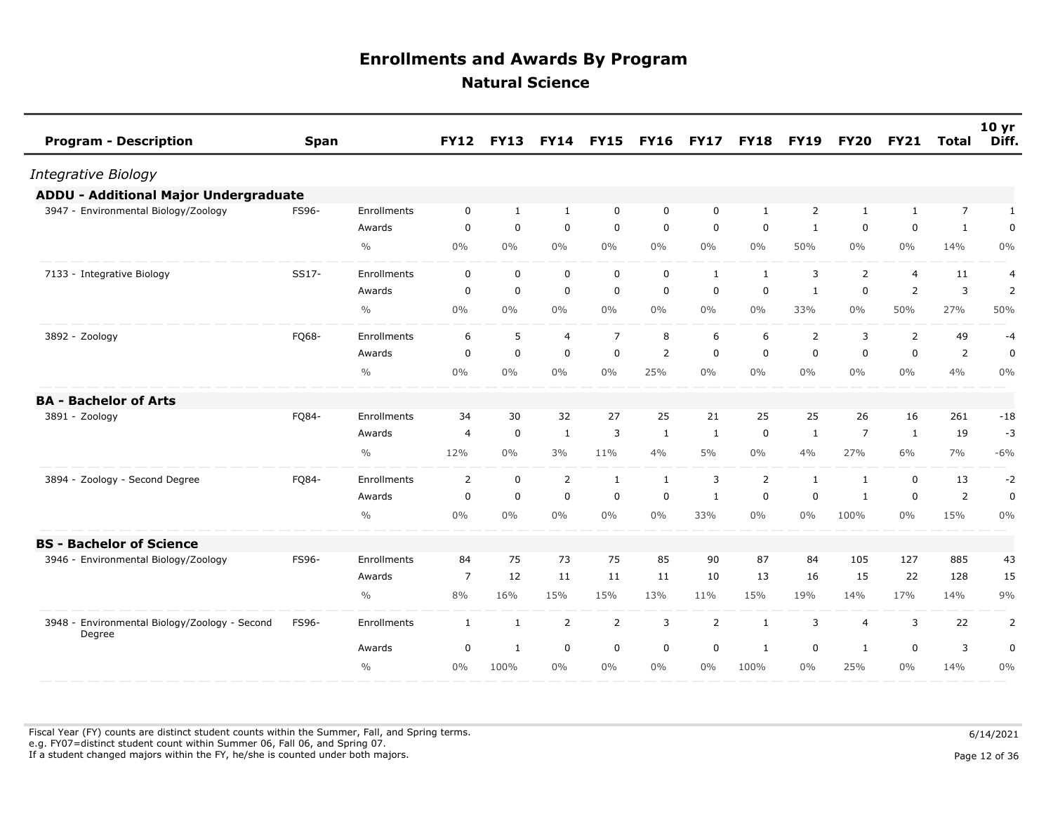# Enrollments and Awards By Program

## Natural Science

| Program - Description | Span | | FY12 | FY13 | FY14 | FY15 | FY16 | FY17 | FY18 | FY19 | FY20 | FY21 | Total | 10 yr Diff. |
|---|---|---|---|---|---|---|---|---|---|---|---|---|---|---|
| *Integrative Biology* | | | | | | | | | | | | | | |
| **ADDU - Additional Major Undergraduate** | | | | | | | | | | | | | | |
| 3947 - Environmental Biology/Zoology | FS96- | Enrollments | 0 | 1 | 1 | 0 | 0 | 0 | 1 | 2 | 1 | 1 | 7 | 1 |
| | | Awards | 0 | 0 | 0 | 0 | 0 | 0 | 0 | 1 | 0 | 0 | 1 | 0 |
| | | % | 0% | 0% | 0% | 0% | 0% | 0% | 0% | 50% | 0% | 0% | 14% | 0% |
| 7133 - Integrative Biology | SS17- | Enrollments | 0 | 0 | 0 | 0 | 0 | 1 | 1 | 3 | 2 | 4 | 11 | 4 |
| | | Awards | 0 | 0 | 0 | 0 | 0 | 0 | 0 | 1 | 0 | 2 | 3 | 2 |
| | | % | 0% | 0% | 0% | 0% | 0% | 0% | 0% | 33% | 0% | 50% | 27% | 50% |
| 3892 - Zoology | FQ68- | Enrollments | 6 | 5 | 4 | 7 | 8 | 6 | 6 | 2 | 3 | 2 | 49 | -4 |
| | | Awards | 0 | 0 | 0 | 0 | 2 | 0 | 0 | 0 | 0 | 0 | 2 | 0 |
| | | % | 0% | 0% | 0% | 0% | 25% | 0% | 0% | 0% | 0% | 0% | 4% | 0% |
| **BA - Bachelor of Arts** | | | | | | | | | | | | | | |
| 3891 - Zoology | FQ84- | Enrollments | 34 | 30 | 32 | 27 | 25 | 21 | 25 | 25 | 26 | 16 | 261 | -18 |
| | | Awards | 4 | 0 | 1 | 3 | 1 | 1 | 0 | 1 | 7 | 1 | 19 | -3 |
| | | % | 12% | 0% | 3% | 11% | 4% | 5% | 0% | 4% | 27% | 6% | 7% | -6% |
| 3894 - Zoology - Second Degree | FQ84- | Enrollments | 2 | 0 | 2 | 1 | 1 | 3 | 2 | 1 | 1 | 0 | 13 | -2 |
| | | Awards | 0 | 0 | 0 | 0 | 0 | 1 | 0 | 0 | 1 | 0 | 2 | 0 |
| | | % | 0% | 0% | 0% | 0% | 0% | 33% | 0% | 0% | 100% | 0% | 15% | 0% |
| **BS - Bachelor of Science** | | | | | | | | | | | | | | |
| 3946 - Environmental Biology/Zoology | FS96- | Enrollments | 84 | 75 | 73 | 75 | 85 | 90 | 87 | 84 | 105 | 127 | 885 | 43 |
| | | Awards | 7 | 12 | 11 | 11 | 11 | 10 | 13 | 16 | 15 | 22 | 128 | 15 |
| | | % | 8% | 16% | 15% | 15% | 13% | 11% | 15% | 19% | 14% | 17% | 14% | 9% |
| 3948 - Environmental Biology/Zoology - Second Degree | FS96- | Enrollments | 1 | 1 | 2 | 2 | 3 | 2 | 1 | 3 | 4 | 3 | 22 | 2 |
| | | Awards | 0 | 1 | 0 | 0 | 0 | 0 | 1 | 0 | 1 | 0 | 3 | 0 |
| | | % | 0% | 100% | 0% | 0% | 0% | 0% | 100% | 0% | 25% | 0% | 14% | 0% |

Fiscal Year (FY) counts are distinct student counts within the Summer, Fall, and Spring terms.
e.g. FY07=distinct student count within Summer 06, Fall 06, and Spring 07.
If a student changed majors within the FY, he/she is counted under both majors.

6/14/2021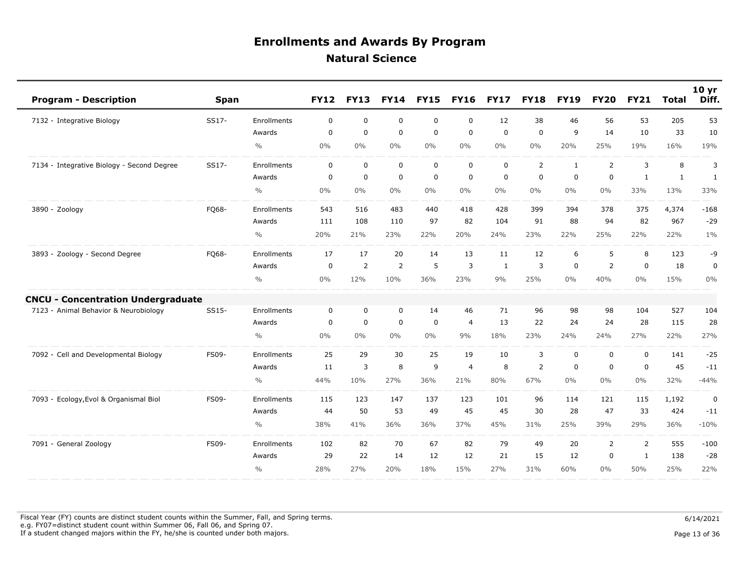# Enrollments and Awards By Program

## Natural Science

| Program - Description | Span | | FY12 | FY13 | FY14 | FY15 | FY16 | FY17 | FY18 | FY19 | FY20 | FY21 | Total | 10 yr Diff. |
|---|---|---|---|---|---|---|---|---|---|---|---|---|---|---|
| 7132 - Integrative Biology | SS17- | Enrollments | 0 | 0 | 0 | 0 | 0 | 12 | 38 | 46 | 56 | 53 | 205 | 53 |
| | | Awards | 0 | 0 | 0 | 0 | 0 | 0 | 0 | 9 | 14 | 10 | 33 | 10 |
| | | % | 0% | 0% | 0% | 0% | 0% | 0% | 0% | 20% | 25% | 19% | 16% | 19% |
| 7134 - Integrative Biology - Second Degree | SS17- | Enrollments | 0 | 0 | 0 | 0 | 0 | 0 | 2 | 1 | 2 | 3 | 8 | 3 |
| | | Awards | 0 | 0 | 0 | 0 | 0 | 0 | 0 | 0 | 0 | 1 | 1 | 1 |
| | | % | 0% | 0% | 0% | 0% | 0% | 0% | 0% | 0% | 0% | 33% | 13% | 33% |
| 3890 - Zoology | FQ68- | Enrollments | 543 | 516 | 483 | 440 | 418 | 428 | 399 | 394 | 378 | 375 | 4,374 | -168 |
| | | Awards | 111 | 108 | 110 | 97 | 82 | 104 | 91 | 88 | 94 | 82 | 967 | -29 |
| | | % | 20% | 21% | 23% | 22% | 20% | 24% | 23% | 22% | 25% | 22% | 22% | 1% |
| 3893 - Zoology - Second Degree | FQ68- | Enrollments | 17 | 17 | 20 | 14 | 13 | 11 | 12 | 6 | 5 | 8 | 123 | -9 |
| | | Awards | 0 | 2 | 2 | 5 | 3 | 1 | 3 | 0 | 2 | 0 | 18 | 0 |
| | | % | 0% | 12% | 10% | 36% | 23% | 9% | 25% | 0% | 40% | 0% | 15% | 0% |
| **CNCU - Concentration Undergraduate** | | | | | | | | | | | | | | |
| 7123 - Animal Behavior & Neurobiology | SS15- | Enrollments | 0 | 0 | 0 | 14 | 46 | 71 | 96 | 98 | 98 | 104 | 527 | 104 |
| | | Awards | 0 | 0 | 0 | 0 | 4 | 13 | 22 | 24 | 24 | 28 | 115 | 28 |
| | | % | 0% | 0% | 0% | 0% | 9% | 18% | 23% | 24% | 24% | 27% | 22% | 27% |
| 7092 - Cell and Developmental Biology | FS09- | Enrollments | 25 | 29 | 30 | 25 | 19 | 10 | 3 | 0 | 0 | 0 | 141 | -25 |
| | | Awards | 11 | 3 | 8 | 9 | 4 | 8 | 2 | 0 | 0 | 0 | 45 | -11 |
| | | % | 44% | 10% | 27% | 36% | 21% | 80% | 67% | 0% | 0% | 0% | 32% | -44% |
| 7093 - Ecology,Evol & Organismal Biol | FS09- | Enrollments | 115 | 123 | 147 | 137 | 123 | 101 | 96 | 114 | 121 | 115 | 1,192 | 0 |
| | | Awards | 44 | 50 | 53 | 49 | 45 | 45 | 30 | 28 | 47 | 33 | 424 | -11 |
| | | % | 38% | 41% | 36% | 36% | 37% | 45% | 31% | 25% | 39% | 29% | 36% | -10% |
| 7091 - General Zoology | FS09- | Enrollments | 102 | 82 | 70 | 67 | 82 | 79 | 49 | 20 | 2 | 2 | 555 | -100 |
| | | Awards | 29 | 22 | 14 | 12 | 12 | 21 | 15 | 12 | 0 | 1 | 138 | -28 |
| | | % | 28% | 27% | 20% | 18% | 15% | 27% | 31% | 60% | 0% | 50% | 25% | 22% |

Fiscal Year (FY) counts are distinct student counts within the Summer, Fall, and Spring terms.
e.g. FY07=distinct student count within Summer 06, Fall 06, and Spring 07.
If a student changed majors within the FY, he/she is counted under both majors.

6/14/2021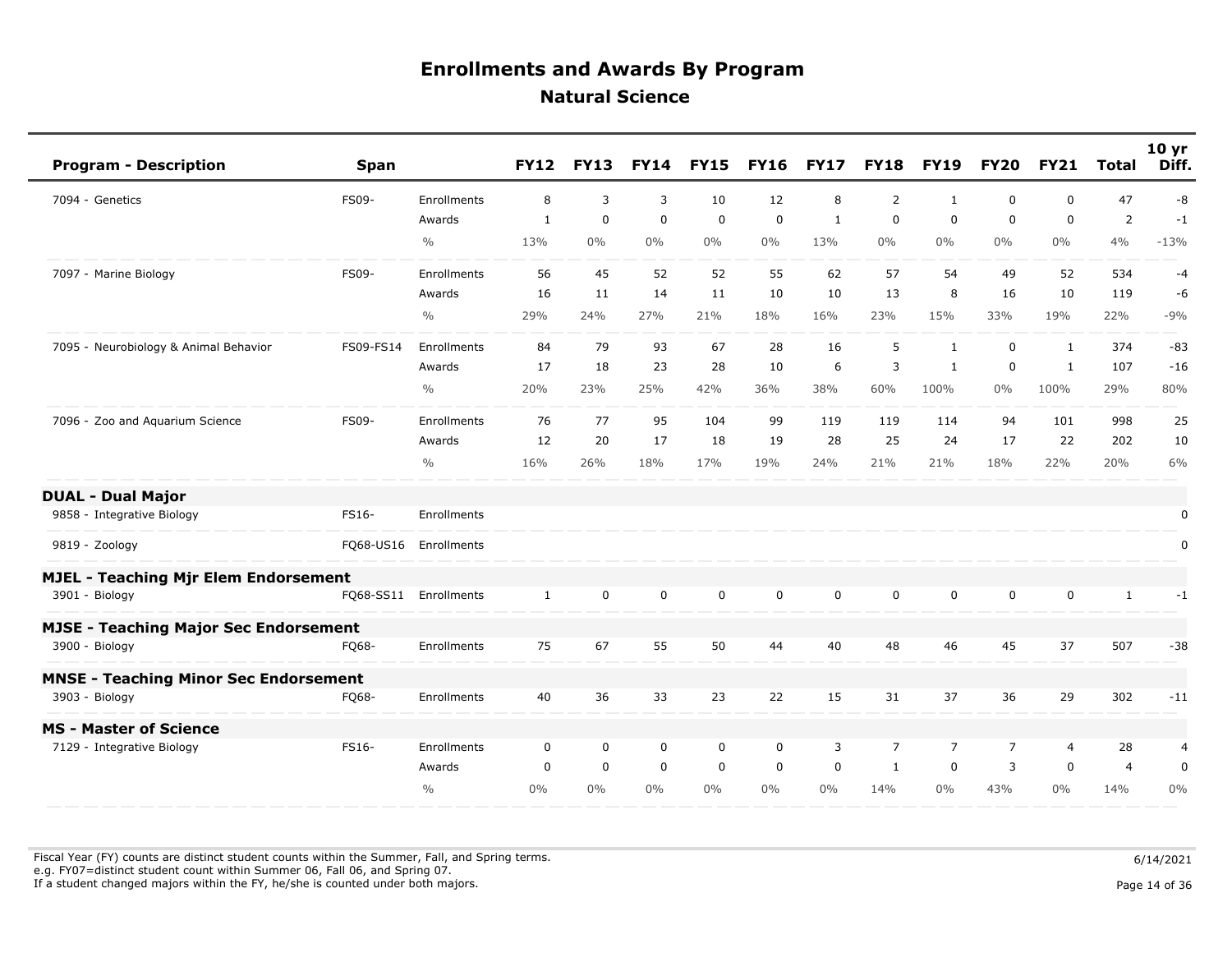# Enrollments and Awards By Program

## Natural Science

| Program - Description | Span | | FY12 | FY13 | FY14 | FY15 | FY16 | FY17 | FY18 | FY19 | FY20 | FY21 | Total | 10 yr Diff. |
|---|---|---|---|---|---|---|---|---|---|---|---|---|---|---|
| 7094 - Genetics | FS09- | Enrollments | 8 | 3 | 3 | 10 | 12 | 8 | 2 | 1 | 0 | 0 | 47 | -8 |
| | | Awards | 1 | 0 | 0 | 0 | 0 | 1 | 0 | 0 | 0 | 0 | 2 | -1 |
| | | % | 13% | 0% | 0% | 0% | 0% | 13% | 0% | 0% | 0% | 0% | 4% | -13% |
| 7097 - Marine Biology | FS09- | Enrollments | 56 | 45 | 52 | 52 | 55 | 62 | 57 | 54 | 49 | 52 | 534 | -4 |
| | | Awards | 16 | 11 | 14 | 11 | 10 | 10 | 13 | 8 | 16 | 10 | 119 | -6 |
| | | % | 29% | 24% | 27% | 21% | 18% | 16% | 23% | 15% | 33% | 19% | 22% | -9% |
| 7095 - Neurobiology & Animal Behavior | FS09-FS14 | Enrollments | 84 | 79 | 93 | 67 | 28 | 16 | 5 | 1 | 0 | 1 | 374 | -83 |
| | | Awards | 17 | 18 | 23 | 28 | 10 | 6 | 3 | 1 | 0 | 1 | 107 | -16 |
| | | % | 20% | 23% | 25% | 42% | 36% | 38% | 60% | 100% | 0% | 100% | 29% | 80% |
| 7096 - Zoo and Aquarium Science | FS09- | Enrollments | 76 | 77 | 95 | 104 | 99 | 119 | 119 | 114 | 94 | 101 | 998 | 25 |
| | | Awards | 12 | 20 | 17 | 18 | 19 | 28 | 25 | 24 | 17 | 22 | 202 | 10 |
| | | % | 16% | 26% | 18% | 17% | 19% | 24% | 21% | 21% | 18% | 22% | 20% | 6% |
| **DUAL - Dual Major** | | | | | | | | | | | | | | |
| 9858 - Integrative Biology | FS16- | Enrollments | | | | | | | | | | | | 0 |
| 9819 - Zoology | FQ68-US16 | Enrollments | | | | | | | | | | | | 0 |
| **MJEL - Teaching Mjr Elem Endorsement** | | | | | | | | | | | | | | |
| 3901 - Biology | FQ68-SS11 | Enrollments | 1 | 0 | 0 | 0 | 0 | 0 | 0 | 0 | 0 | 0 | 1 | -1 |
| **MJSE - Teaching Major Sec Endorsement** | | | | | | | | | | | | | | |
| 3900 - Biology | FQ68- | Enrollments | 75 | 67 | 55 | 50 | 44 | 40 | 48 | 46 | 45 | 37 | 507 | -38 |
| **MNSE - Teaching Minor Sec Endorsement** | | | | | | | | | | | | | | |
| 3903 - Biology | FQ68- | Enrollments | 40 | 36 | 33 | 23 | 22 | 15 | 31 | 37 | 36 | 29 | 302 | -11 |
| **MS - Master of Science** | | | | | | | | | | | | | | |
| 7129 - Integrative Biology | FS16- | Enrollments | 0 | 0 | 0 | 0 | 0 | 3 | 7 | 7 | 7 | 4 | 28 | 4 |
| | | Awards | 0 | 0 | 0 | 0 | 0 | 0 | 1 | 0 | 3 | 0 | 4 | 0 |
| | | % | 0% | 0% | 0% | 0% | 0% | 0% | 14% | 0% | 43% | 0% | 14% | 0% |

Fiscal Year (FY) counts are distinct student counts within the Summer, Fall, and Spring terms.
e.g. FY07=distinct student count within Summer 06, Fall 06, and Spring 07.
If a student changed majors within the FY, he/she is counted under both majors.

6/14/2021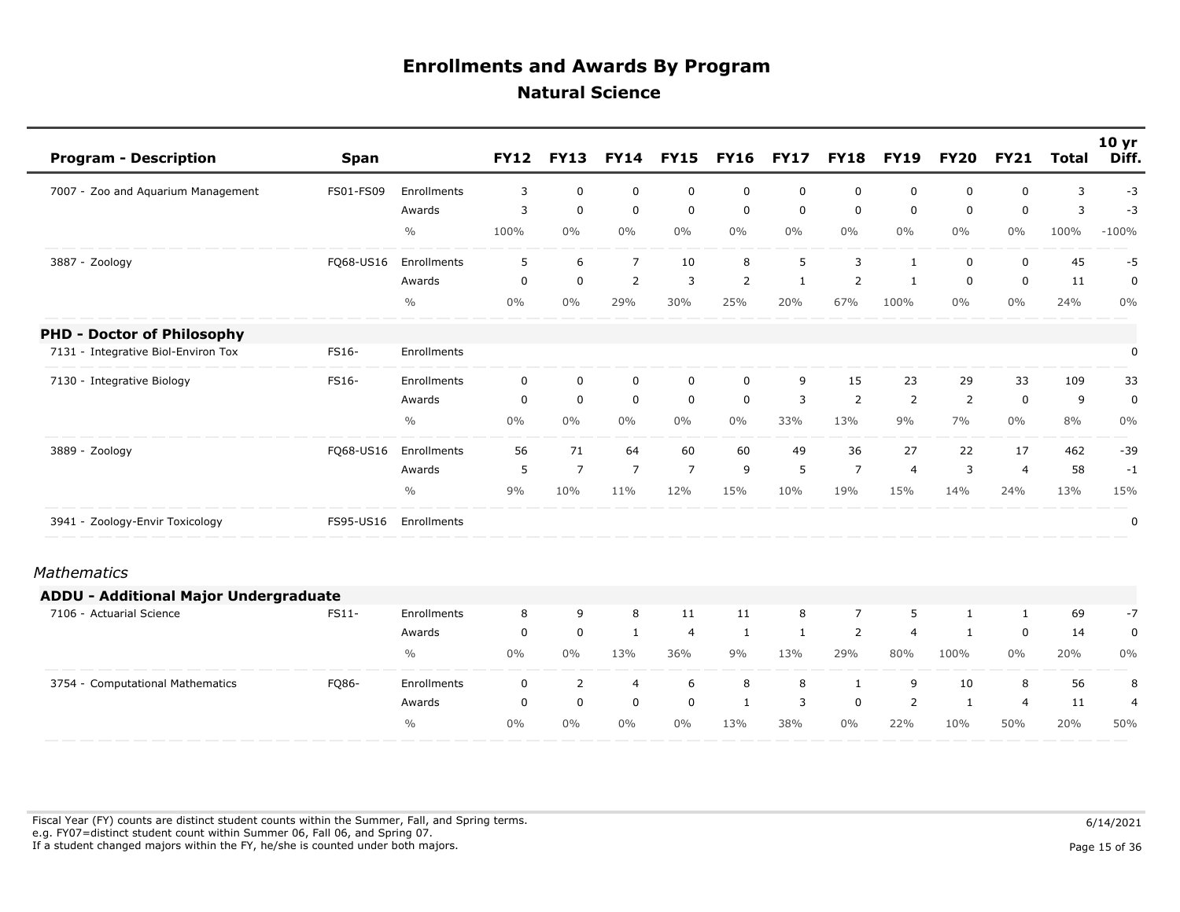# Enrollments and Awards By Program

## Natural Science

| Program - Description | Span | | FY12 | FY13 | FY14 | FY15 | FY16 | FY17 | FY18 | FY19 | FY20 | FY21 | Total | 10 yr Diff. |
|---|---|---|---|---|---|---|---|---|---|---|---|---|---|---|
| 7007 - Zoo and Aquarium Management | FS01-FS09 | Enrollments | 3 | 0 | 0 | 0 | 0 | 0 | 0 | 0 | 0 | 0 | 3 | -3 |
| | | Awards | 3 | 0 | 0 | 0 | 0 | 0 | 0 | 0 | 0 | 0 | 3 | -3 |
| | | % | 100% | 0% | 0% | 0% | 0% | 0% | 0% | 0% | 0% | 0% | 100% | -100% |
| 3887 - Zoology | FQ68-US16 | Enrollments | 5 | 6 | 7 | 10 | 8 | 5 | 3 | 1 | 0 | 0 | 45 | -5 |
| | | Awards | 0 | 0 | 2 | 3 | 2 | 1 | 2 | 1 | 0 | 0 | 11 | 0 |
| | | % | 0% | 0% | 29% | 30% | 25% | 20% | 67% | 100% | 0% | 0% | 24% | 0% |
| **PHD - Doctor of Philosophy** | | | | | | | | | | | | | | |
| 7131 - Integrative Biol-Environ Tox | FS16- | Enrollments | | | | | | | | | | | | 0 |
| 7130 - Integrative Biology | FS16- | Enrollments | 0 | 0 | 0 | 0 | 0 | 9 | 15 | 23 | 29 | 33 | 109 | 33 |
| | | Awards | 0 | 0 | 0 | 0 | 0 | 3 | 2 | 2 | 2 | 0 | 9 | 0 |
| | | % | 0% | 0% | 0% | 0% | 0% | 33% | 13% | 9% | 7% | 0% | 8% | 0% |
| 3889 - Zoology | FQ68-US16 | Enrollments | 56 | 71 | 64 | 60 | 60 | 49 | 36 | 27 | 22 | 17 | 462 | -39 |
| | | Awards | 5 | 7 | 7 | 7 | 9 | 5 | 7 | 4 | 3 | 4 | 58 | -1 |
| | | % | 9% | 10% | 11% | 12% | 15% | 10% | 19% | 15% | 14% | 24% | 13% | 15% |
| 3941 - Zoology-Envir Toxicology | FS95-US16 | Enrollments | | | | | | | | | | | | 0 |

*Mathematics*

| Program - Description | Span | | FY12 | FY13 | FY14 | FY15 | FY16 | FY17 | FY18 | FY19 | FY20 | FY21 | Total | 10 yr Diff. |
|---|---|---|---|---|---|---|---|---|---|---|---|---|---|---|
| **ADDU - Additional Major Undergraduate** | | | | | | | | | | | | | | |
| 7106 - Actuarial Science | FS11- | Enrollments | 8 | 9 | 8 | 11 | 11 | 8 | 7 | 5 | 1 | 1 | 69 | -7 |
| | | Awards | 0 | 0 | 1 | 4 | 1 | 1 | 2 | 4 | 1 | 0 | 14 | 0 |
| | | % | 0% | 0% | 13% | 36% | 9% | 13% | 29% | 80% | 100% | 0% | 20% | 0% |
| 3754 - Computational Mathematics | FQ86- | Enrollments | 0 | 2 | 4 | 6 | 8 | 8 | 1 | 9 | 10 | 8 | 56 | 8 |
| | | Awards | 0 | 0 | 0 | 0 | 1 | 3 | 0 | 2 | 1 | 4 | 11 | 4 |
| | | % | 0% | 0% | 0% | 0% | 13% | 38% | 0% | 22% | 10% | 50% | 20% | 50% |

Fiscal Year (FY) counts are distinct student counts within the Summer, Fall, and Spring terms.
e.g. FY07=distinct student count within Summer 06, Fall 06, and Spring 07.
If a student changed majors within the FY, he/she is counted under both majors.

6/14/2021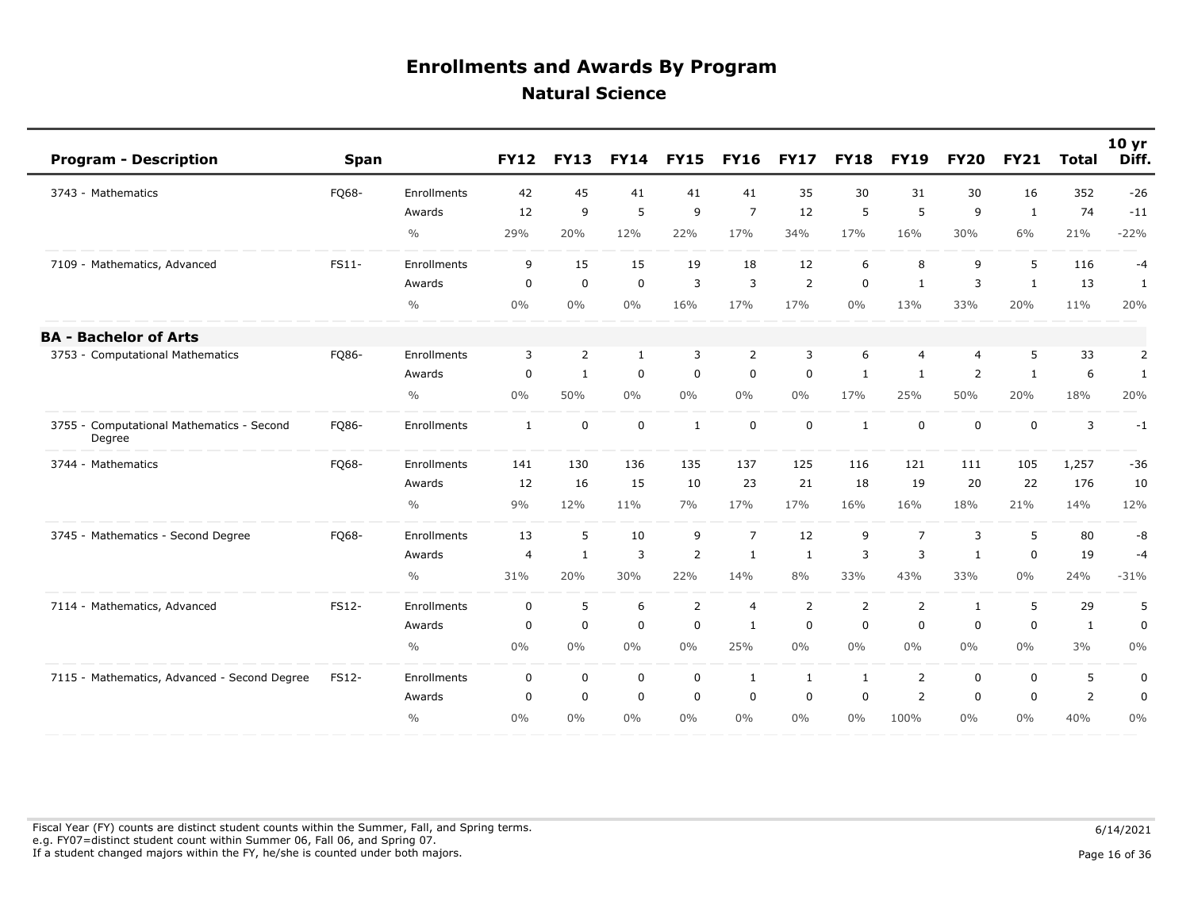# Enrollments and Awards By Program

## Natural Science

| Program - Description | Span | | FY12 | FY13 | FY14 | FY15 | FY16 | FY17 | FY18 | FY19 | FY20 | FY21 | Total | 10 yr Diff. |
|---|---|---|---|---|---|---|---|---|---|---|---|---|---|---|
| 3743 - Mathematics | FQ68- | Enrollments | 42 | 45 | 41 | 41 | 41 | 35 | 30 | 31 | 30 | 16 | 352 | -26 |
| | | Awards | 12 | 9 | 5 | 9 | 7 | 12 | 5 | 5 | 9 | 1 | 74 | -11 |
| | | % | 29% | 20% | 12% | 22% | 17% | 34% | 17% | 16% | 30% | 6% | 21% | -22% |
| 7109 - Mathematics, Advanced | FS11- | Enrollments | 9 | 15 | 15 | 19 | 18 | 12 | 6 | 8 | 9 | 5 | 116 | -4 |
| | | Awards | 0 | 0 | 0 | 3 | 3 | 2 | 0 | 1 | 3 | 1 | 13 | 1 |
| | | % | 0% | 0% | 0% | 16% | 17% | 17% | 0% | 13% | 33% | 20% | 11% | 20% |
| **BA - Bachelor of Arts** | | | | | | | | | | | | | | |
| 3753 - Computational Mathematics | FQ86- | Enrollments | 3 | 2 | 1 | 3 | 2 | 3 | 6 | 4 | 4 | 5 | 33 | 2 |
| | | Awards | 0 | 1 | 0 | 0 | 0 | 0 | 1 | 1 | 2 | 1 | 6 | 1 |
| | | % | 0% | 50% | 0% | 0% | 0% | 0% | 17% | 25% | 50% | 20% | 18% | 20% |
| 3755 - Computational Mathematics - Second Degree | FQ86- | Enrollments | 1 | 0 | 0 | 1 | 0 | 0 | 1 | 0 | 0 | 0 | 3 | -1 |
| 3744 - Mathematics | FQ68- | Enrollments | 141 | 130 | 136 | 135 | 137 | 125 | 116 | 121 | 111 | 105 | 1,257 | -36 |
| | | Awards | 12 | 16 | 15 | 10 | 23 | 21 | 18 | 19 | 20 | 22 | 176 | 10 |
| | | % | 9% | 12% | 11% | 7% | 17% | 17% | 16% | 16% | 18% | 21% | 14% | 12% |
| 3745 - Mathematics - Second Degree | FQ68- | Enrollments | 13 | 5 | 10 | 9 | 7 | 12 | 9 | 7 | 3 | 5 | 80 | -8 |
| | | Awards | 4 | 1 | 3 | 2 | 1 | 1 | 3 | 3 | 1 | 0 | 19 | -4 |
| | | % | 31% | 20% | 30% | 22% | 14% | 8% | 33% | 43% | 33% | 0% | 24% | -31% |
| 7114 - Mathematics, Advanced | FS12- | Enrollments | 0 | 5 | 6 | 2 | 4 | 2 | 2 | 2 | 1 | 5 | 29 | 5 |
| | | Awards | 0 | 0 | 0 | 0 | 1 | 0 | 0 | 0 | 0 | 0 | 1 | 0 |
| | | % | 0% | 0% | 0% | 0% | 25% | 0% | 0% | 0% | 0% | 0% | 3% | 0% |
| 7115 - Mathematics, Advanced - Second Degree | FS12- | Enrollments | 0 | 0 | 0 | 0 | 1 | 1 | 1 | 2 | 0 | 0 | 5 | 0 |
| | | Awards | 0 | 0 | 0 | 0 | 0 | 0 | 0 | 2 | 0 | 0 | 2 | 0 |
| | | % | 0% | 0% | 0% | 0% | 0% | 0% | 0% | 100% | 0% | 0% | 40% | 0% |

Fiscal Year (FY) counts are distinct student counts within the Summer, Fall, and Spring terms.
e.g. FY07=distinct student count within Summer 06, Fall 06, and Spring 07.
If a student changed majors within the FY, he/she is counted under both majors.

6/14/2021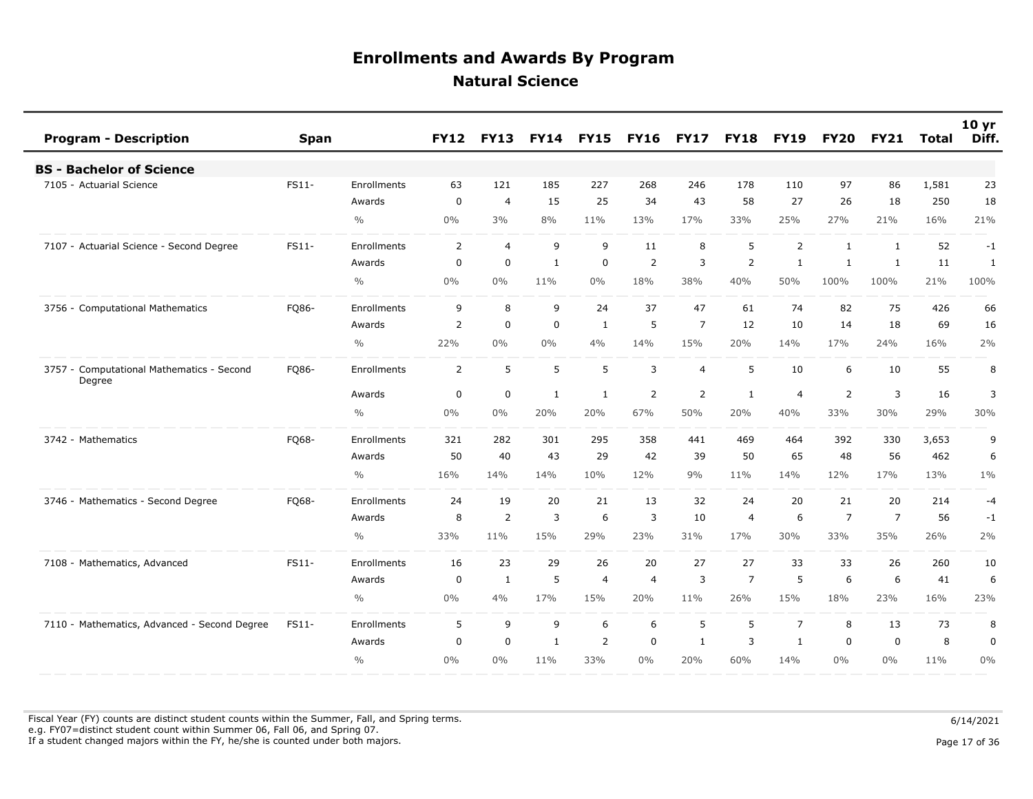# Enrollments and Awards By Program

## Natural Science

| Program - Description | Span | | FY12 | FY13 | FY14 | FY15 | FY16 | FY17 | FY18 | FY19 | FY20 | FY21 | Total | 10 yr Diff. |
|---|---|---|---|---|---|---|---|---|---|---|---|---|---|---|
| **BS - Bachelor of Science** | | | | | | | | | | | | | | |
| 7105 - Actuarial Science | FS11- | Enrollments | 63 | 121 | 185 | 227 | 268 | 246 | 178 | 110 | 97 | 86 | 1,581 | 23 |
| | | Awards | 0 | 4 | 15 | 25 | 34 | 43 | 58 | 27 | 26 | 18 | 250 | 18 |
| | | % | 0% | 3% | 8% | 11% | 13% | 17% | 33% | 25% | 27% | 21% | 16% | 21% |
| 7107 - Actuarial Science - Second Degree | FS11- | Enrollments | 2 | 4 | 9 | 9 | 11 | 8 | 5 | 2 | 1 | 1 | 52 | -1 |
| | | Awards | 0 | 0 | 1 | 0 | 2 | 3 | 2 | 1 | 1 | 1 | 11 | 1 |
| | | % | 0% | 0% | 11% | 0% | 18% | 38% | 40% | 50% | 100% | 100% | 21% | 100% |
| 3756 - Computational Mathematics | FQ86- | Enrollments | 9 | 8 | 9 | 24 | 37 | 47 | 61 | 74 | 82 | 75 | 426 | 66 |
| | | Awards | 2 | 0 | 0 | 1 | 5 | 7 | 12 | 10 | 14 | 18 | 69 | 16 |
| | | % | 22% | 0% | 0% | 4% | 14% | 15% | 20% | 14% | 17% | 24% | 16% | 2% |
| 3757 - Computational Mathematics - Second Degree | FQ86- | Enrollments | 2 | 5 | 5 | 5 | 3 | 4 | 5 | 10 | 6 | 10 | 55 | 8 |
| | | Awards | 0 | 0 | 1 | 1 | 2 | 2 | 1 | 4 | 2 | 3 | 16 | 3 |
| | | % | 0% | 0% | 20% | 20% | 67% | 50% | 20% | 40% | 33% | 30% | 29% | 30% |
| 3742 - Mathematics | FQ68- | Enrollments | 321 | 282 | 301 | 295 | 358 | 441 | 469 | 464 | 392 | 330 | 3,653 | 9 |
| | | Awards | 50 | 40 | 43 | 29 | 42 | 39 | 50 | 65 | 48 | 56 | 462 | 6 |
| | | % | 16% | 14% | 14% | 10% | 12% | 9% | 11% | 14% | 12% | 17% | 13% | 1% |
| 3746 - Mathematics - Second Degree | FQ68- | Enrollments | 24 | 19 | 20 | 21 | 13 | 32 | 24 | 20 | 21 | 20 | 214 | -4 |
| | | Awards | 8 | 2 | 3 | 6 | 3 | 10 | 4 | 6 | 7 | 7 | 56 | -1 |
| | | % | 33% | 11% | 15% | 29% | 23% | 31% | 17% | 30% | 33% | 35% | 26% | 2% |
| 7108 - Mathematics, Advanced | FS11- | Enrollments | 16 | 23 | 29 | 26 | 20 | 27 | 27 | 33 | 33 | 26 | 260 | 10 |
| | | Awards | 0 | 1 | 5 | 4 | 4 | 3 | 7 | 5 | 6 | 6 | 41 | 6 |
| | | % | 0% | 4% | 17% | 15% | 20% | 11% | 26% | 15% | 18% | 23% | 16% | 23% |
| 7110 - Mathematics, Advanced - Second Degree | FS11- | Enrollments | 5 | 9 | 9 | 6 | 6 | 5 | 5 | 7 | 8 | 13 | 73 | 8 |
| | | Awards | 0 | 0 | 1 | 2 | 0 | 1 | 3 | 1 | 0 | 0 | 8 | 0 |
| | | % | 0% | 0% | 11% | 33% | 0% | 20% | 60% | 14% | 0% | 0% | 11% | 0% |

Fiscal Year (FY) counts are distinct student counts within the Summer, Fall, and Spring terms.
e.g. FY07=distinct student count within Summer 06, Fall 06, and Spring 07.
If a student changed majors within the FY, he/she is counted under both majors.

6/14/2021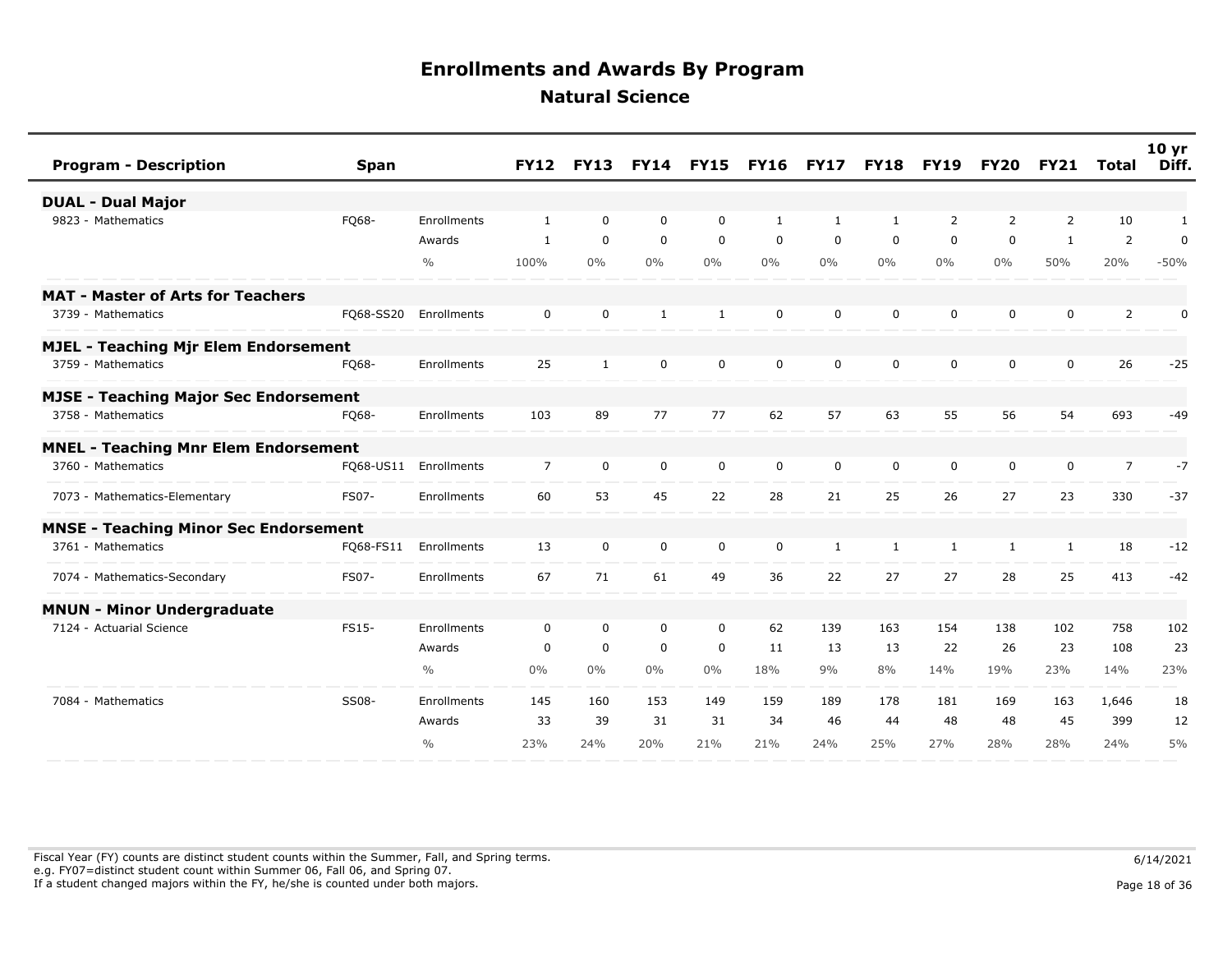# Enrollments and Awards By Program

## Natural Science

| Program - Description | Span | | FY12 | FY13 | FY14 | FY15 | FY16 | FY17 | FY18 | FY19 | FY20 | FY21 | Total | 10 yr Diff. |
|---|---|---|---|---|---|---|---|---|---|---|---|---|---|---|
| **DUAL - Dual Major** | | | | | | | | | | | | | | |
| 9823 - Mathematics | FQ68- | Enrollments | 1 | 0 | 0 | 0 | 1 | 1 | 1 | 2 | 2 | 2 | 10 | 1 |
| | | Awards | 1 | 0 | 0 | 0 | 0 | 0 | 0 | 0 | 0 | 1 | 2 | 0 |
| | | % | 100% | 0% | 0% | 0% | 0% | 0% | 0% | 0% | 0% | 50% | 20% | -50% |
| **MAT - Master of Arts for Teachers** | | | | | | | | | | | | | | |
| 3739 - Mathematics | FQ68-SS20 | Enrollments | 0 | 0 | 1 | 1 | 0 | 0 | 0 | 0 | 0 | 0 | 2 | 0 |
| **MJEL - Teaching Mjr Elem Endorsement** | | | | | | | | | | | | | | |
| 3759 - Mathematics | FQ68- | Enrollments | 25 | 1 | 0 | 0 | 0 | 0 | 0 | 0 | 0 | 0 | 26 | -25 |
| **MJSE - Teaching Major Sec Endorsement** | | | | | | | | | | | | | | |
| 3758 - Mathematics | FQ68- | Enrollments | 103 | 89 | 77 | 77 | 62 | 57 | 63 | 55 | 56 | 54 | 693 | -49 |
| **MNEL - Teaching Mnr Elem Endorsement** | | | | | | | | | | | | | | |
| 3760 - Mathematics | FQ68-US11 | Enrollments | 7 | 0 | 0 | 0 | 0 | 0 | 0 | 0 | 0 | 0 | 7 | -7 |
| 7073 - Mathematics-Elementary | FS07- | Enrollments | 60 | 53 | 45 | 22 | 28 | 21 | 25 | 26 | 27 | 23 | 330 | -37 |
| **MNSE - Teaching Minor Sec Endorsement** | | | | | | | | | | | | | | |
| 3761 - Mathematics | FQ68-FS11 | Enrollments | 13 | 0 | 0 | 0 | 0 | 1 | 1 | 1 | 1 | 1 | 18 | -12 |
| 7074 - Mathematics-Secondary | FS07- | Enrollments | 67 | 71 | 61 | 49 | 36 | 22 | 27 | 27 | 28 | 25 | 413 | -42 |
| **MNUN - Minor Undergraduate** | | | | | | | | | | | | | | |
| 7124 - Actuarial Science | FS15- | Enrollments | 0 | 0 | 0 | 0 | 62 | 139 | 163 | 154 | 138 | 102 | 758 | 102 |
| | | Awards | 0 | 0 | 0 | 0 | 11 | 13 | 13 | 22 | 26 | 23 | 108 | 23 |
| | | % | 0% | 0% | 0% | 0% | 18% | 9% | 8% | 14% | 19% | 23% | 14% | 23% |
| 7084 - Mathematics | SS08- | Enrollments | 145 | 160 | 153 | 149 | 159 | 189 | 178 | 181 | 169 | 163 | 1,646 | 18 |
| | | Awards | 33 | 39 | 31 | 31 | 34 | 46 | 44 | 48 | 48 | 45 | 399 | 12 |
| | | % | 23% | 24% | 20% | 21% | 21% | 24% | 25% | 27% | 28% | 28% | 24% | 5% |

Fiscal Year (FY) counts are distinct student counts within the Summer, Fall, and Spring terms.
e.g. FY07=distinct student count within Summer 06, Fall 06, and Spring 07.
If a student changed majors within the FY, he/she is counted under both majors.

6/14/2021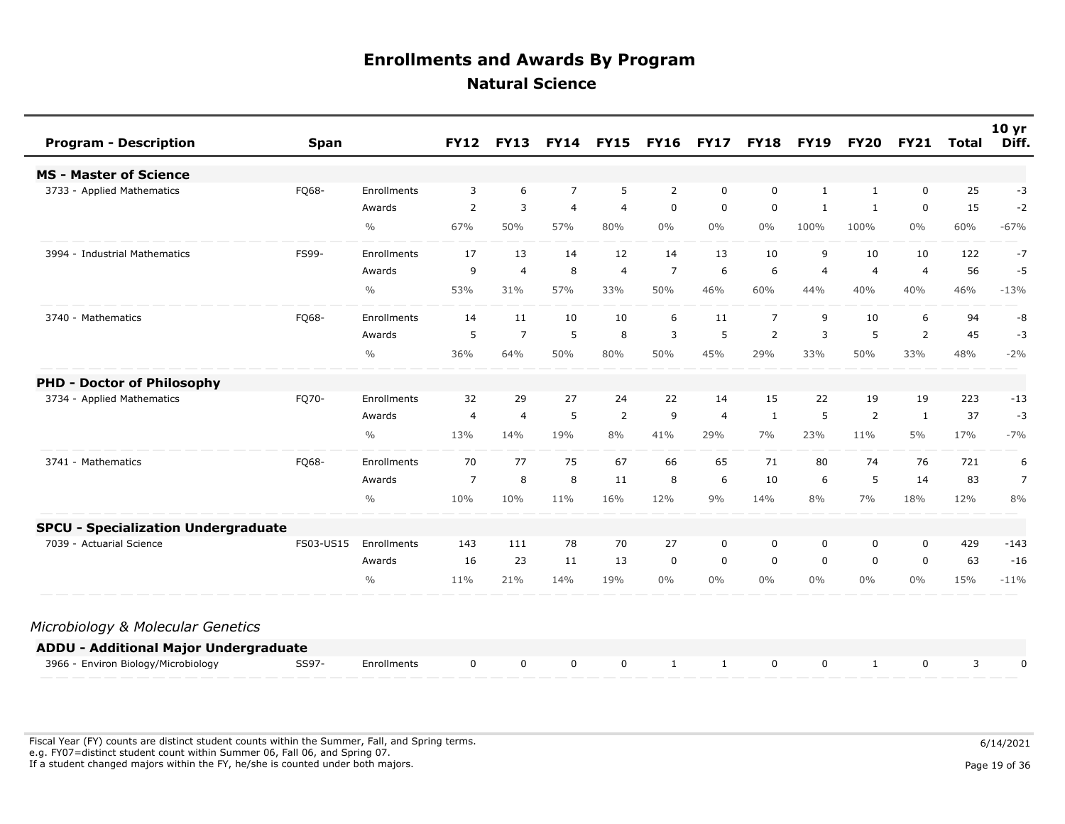# Enrollments and Awards By Program

## Natural Science

| Program - Description | Span | | FY12 | FY13 | FY14 | FY15 | FY16 | FY17 | FY18 | FY19 | FY20 | FY21 | Total | 10 yr Diff. |
|---|---|---|---|---|---|---|---|---|---|---|---|---|---|---|
| **MS - Master of Science** | | | | | | | | | | | | | | |
| 3733 - Applied Mathematics | FQ68- | Enrollments | 3 | 6 | 7 | 5 | 2 | 0 | 0 | 1 | 1 | 0 | 25 | -3 |
| | | Awards | 2 | 3 | 4 | 4 | 0 | 0 | 0 | 1 | 1 | 0 | 15 | -2 |
| | | % | 67% | 50% | 57% | 80% | 0% | 0% | 0% | 100% | 100% | 0% | 60% | -67% |
| 3994 - Industrial Mathematics | FS99- | Enrollments | 17 | 13 | 14 | 12 | 14 | 13 | 10 | 9 | 10 | 10 | 122 | -7 |
| | | Awards | 9 | 4 | 8 | 4 | 7 | 6 | 6 | 4 | 4 | 4 | 56 | -5 |
| | | % | 53% | 31% | 57% | 33% | 50% | 46% | 60% | 44% | 40% | 40% | 46% | -13% |
| 3740 - Mathematics | FQ68- | Enrollments | 14 | 11 | 10 | 10 | 6 | 11 | 7 | 9 | 10 | 6 | 94 | -8 |
| | | Awards | 5 | 7 | 5 | 8 | 3 | 5 | 2 | 3 | 5 | 2 | 45 | -3 |
| | | % | 36% | 64% | 50% | 80% | 50% | 45% | 29% | 33% | 50% | 33% | 48% | -2% |
| **PHD - Doctor of Philosophy** | | | | | | | | | | | | | | |
| 3734 - Applied Mathematics | FQ70- | Enrollments | 32 | 29 | 27 | 24 | 22 | 14 | 15 | 22 | 19 | 19 | 223 | -13 |
| | | Awards | 4 | 4 | 5 | 2 | 9 | 4 | 1 | 5 | 2 | 1 | 37 | -3 |
| | | % | 13% | 14% | 19% | 8% | 41% | 29% | 7% | 23% | 11% | 5% | 17% | -7% |
| 3741 - Mathematics | FQ68- | Enrollments | 70 | 77 | 75 | 67 | 66 | 65 | 71 | 80 | 74 | 76 | 721 | 6 |
| | | Awards | 7 | 8 | 8 | 11 | 8 | 6 | 10 | 6 | 5 | 14 | 83 | 7 |
| | | % | 10% | 10% | 11% | 16% | 12% | 9% | 14% | 8% | 7% | 18% | 12% | 8% |
| **SPCU - Specialization Undergraduate** | | | | | | | | | | | | | | |
| 7039 - Actuarial Science | FS03-US15 | Enrollments | 143 | 111 | 78 | 70 | 27 | 0 | 0 | 0 | 0 | 0 | 429 | -143 |
| | | Awards | 16 | 23 | 11 | 13 | 0 | 0 | 0 | 0 | 0 | 0 | 63 | -16 |
| | | % | 11% | 21% | 14% | 19% | 0% | 0% | 0% | 0% | 0% | 0% | 15% | -11% |

*Microbiology & Molecular Genetics*

| Program - Description | Span | | FY12 | FY13 | FY14 | FY15 | FY16 | FY17 | FY18 | FY19 | FY20 | FY21 | Total | 10 yr Diff. |
|---|---|---|---|---|---|---|---|---|---|---|---|---|---|---|
| **ADDU - Additional Major Undergraduate** | | | | | | | | | | | | | | |
| 3966 - Environ Biology/Microbiology | SS97- | Enrollments | 0 | 0 | 0 | 0 | 1 | 1 | 0 | 0 | 1 | 0 | 3 | 0 |

Fiscal Year (FY) counts are distinct student counts within the Summer, Fall, and Spring terms.
e.g. FY07=distinct student count within Summer 06, Fall 06, and Spring 07.
If a student changed majors within the FY, he/she is counted under both majors.

6/14/2021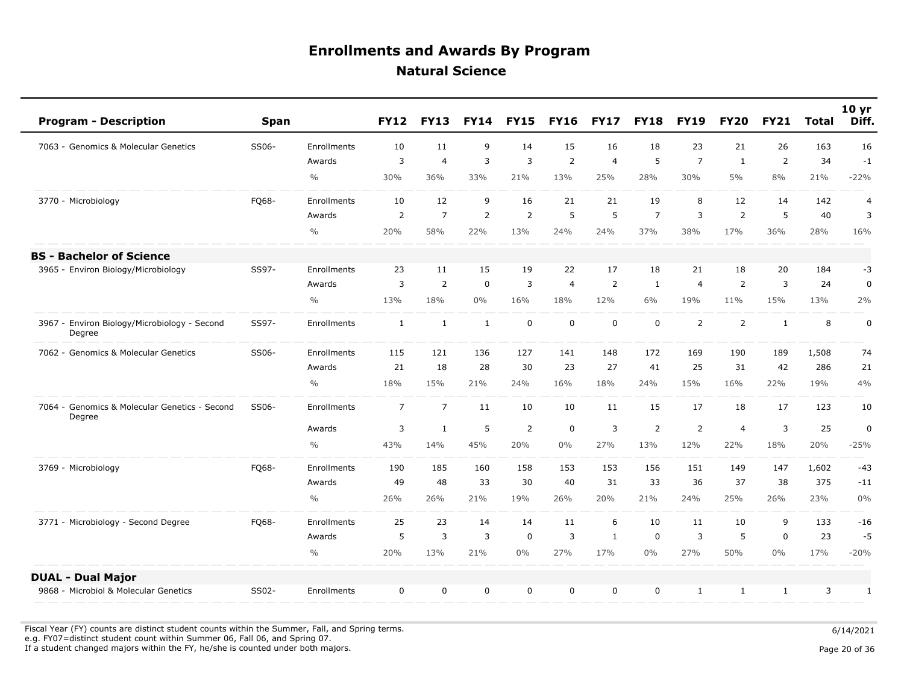# Enrollments and Awards By Program

## Natural Science

| Program - Description | Span | | FY12 | FY13 | FY14 | FY15 | FY16 | FY17 | FY18 | FY19 | FY20 | FY21 | Total | 10 yr Diff. |
|---|---|---|---|---|---|---|---|---|---|---|---|---|---|---|
| 7063 - Genomics & Molecular Genetics | SS06- | Enrollments | 10 | 11 | 9 | 14 | 15 | 16 | 18 | 23 | 21 | 26 | 163 | 16 |
| | | Awards | 3 | 4 | 3 | 3 | 2 | 4 | 5 | 7 | 1 | 2 | 34 | -1 |
| | | % | 30% | 36% | 33% | 21% | 13% | 25% | 28% | 30% | 5% | 8% | 21% | -22% |
| 3770 - Microbiology | FQ68- | Enrollments | 10 | 12 | 9 | 16 | 21 | 21 | 19 | 8 | 12 | 14 | 142 | 4 |
| | | Awards | 2 | 7 | 2 | 2 | 5 | 5 | 7 | 3 | 2 | 5 | 40 | 3 |
| | | % | 20% | 58% | 22% | 13% | 24% | 24% | 37% | 38% | 17% | 36% | 28% | 16% |
| **BS - Bachelor of Science** | | | | | | | | | | | | | | |
| 3965 - Environ Biology/Microbiology | SS97- | Enrollments | 23 | 11 | 15 | 19 | 22 | 17 | 18 | 21 | 18 | 20 | 184 | -3 |
| | | Awards | 3 | 2 | 0 | 3 | 4 | 2 | 1 | 4 | 2 | 3 | 24 | 0 |
| | | % | 13% | 18% | 0% | 16% | 18% | 12% | 6% | 19% | 11% | 15% | 13% | 2% |
| 3967 - Environ Biology/Microbiology - Second Degree | SS97- | Enrollments | 1 | 1 | 1 | 0 | 0 | 0 | 0 | 2 | 2 | 1 | 8 | 0 |
| 7062 - Genomics & Molecular Genetics | SS06- | Enrollments | 115 | 121 | 136 | 127 | 141 | 148 | 172 | 169 | 190 | 189 | 1,508 | 74 |
| | | Awards | 21 | 18 | 28 | 30 | 23 | 27 | 41 | 25 | 31 | 42 | 286 | 21 |
| | | % | 18% | 15% | 21% | 24% | 16% | 18% | 24% | 15% | 16% | 22% | 19% | 4% |
| 7064 - Genomics & Molecular Genetics - Second Degree | SS06- | Enrollments | 7 | 7 | 11 | 10 | 10 | 11 | 15 | 17 | 18 | 17 | 123 | 10 |
| | | Awards | 3 | 1 | 5 | 2 | 0 | 3 | 2 | 2 | 4 | 3 | 25 | 0 |
| | | % | 43% | 14% | 45% | 20% | 0% | 27% | 13% | 12% | 22% | 18% | 20% | -25% |
| 3769 - Microbiology | FQ68- | Enrollments | 190 | 185 | 160 | 158 | 153 | 153 | 156 | 151 | 149 | 147 | 1,602 | -43 |
| | | Awards | 49 | 48 | 33 | 30 | 40 | 31 | 33 | 36 | 37 | 38 | 375 | -11 |
| | | % | 26% | 26% | 21% | 19% | 26% | 20% | 21% | 24% | 25% | 26% | 23% | 0% |
| 3771 - Microbiology - Second Degree | FQ68- | Enrollments | 25 | 23 | 14 | 14 | 11 | 6 | 10 | 11 | 10 | 9 | 133 | -16 |
| | | Awards | 5 | 3 | 3 | 0 | 3 | 1 | 0 | 3 | 5 | 0 | 23 | -5 |
| | | % | 20% | 13% | 21% | 0% | 27% | 17% | 0% | 27% | 50% | 0% | 17% | -20% |
| **DUAL - Dual Major** | | | | | | | | | | | | | | |
| 9868 - Microbiol & Molecular Genetics | SS02- | Enrollments | 0 | 0 | 0 | 0 | 0 | 0 | 0 | 1 | 1 | 1 | 3 | 1 |

Fiscal Year (FY) counts are distinct student counts within the Summer, Fall, and Spring terms.
e.g. FY07=distinct student count within Summer 06, Fall 06, and Spring 07.
If a student changed majors within the FY, he/she is counted under both majors.

6/14/2021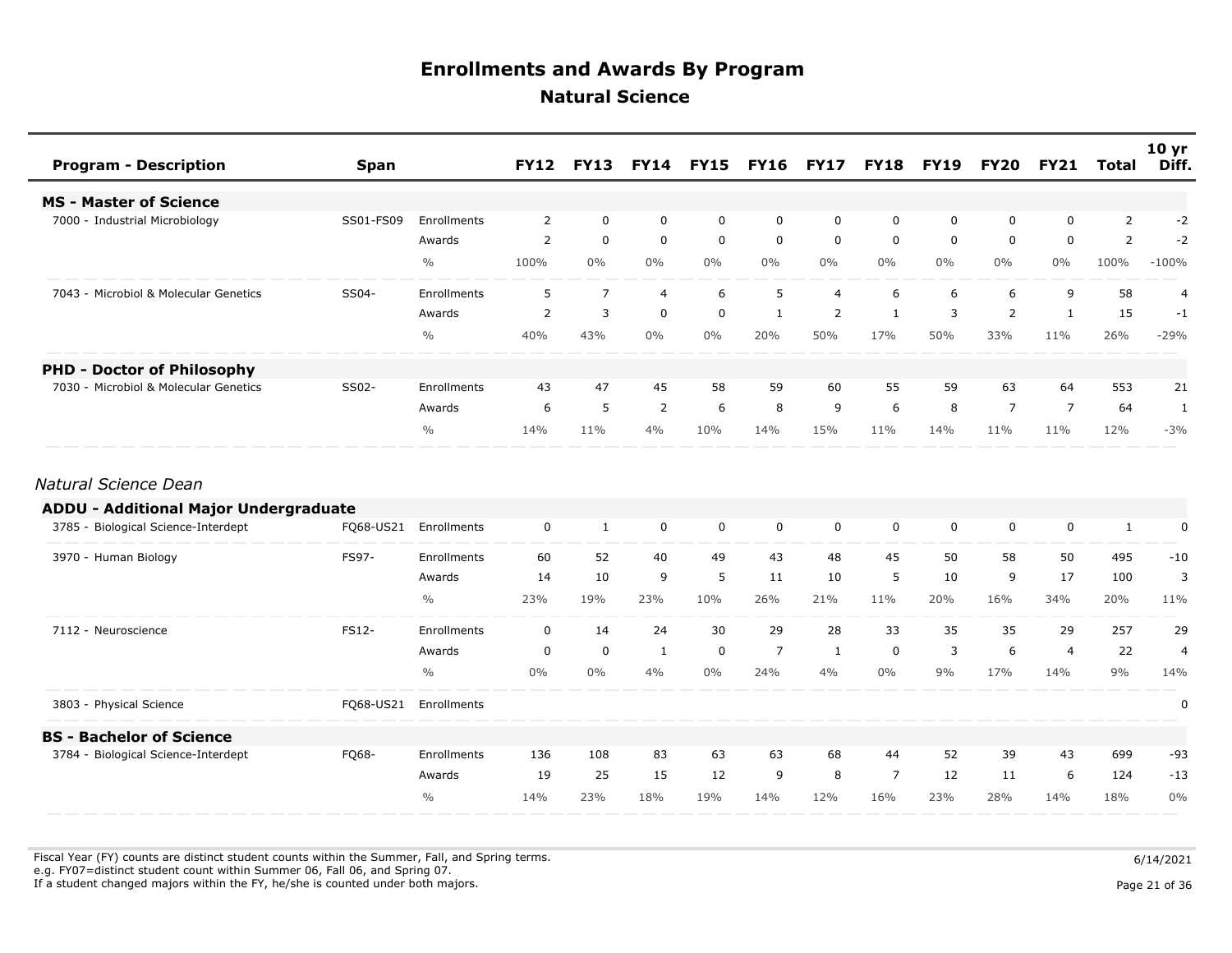# Enrollments and Awards By Program

## Natural Science

| Program - Description | Span | | FY12 | FY13 | FY14 | FY15 | FY16 | FY17 | FY18 | FY19 | FY20 | FY21 | Total | 10 yr Diff. |
|---|---|---|---|---|---|---|---|---|---|---|---|---|---|---|
| **MS - Master of Science** | | | | | | | | | | | | | | |
| 7000 - Industrial Microbiology | SS01-FS09 | Enrollments | 2 | 0 | 0 | 0 | 0 | 0 | 0 | 0 | 0 | 0 | 2 | -2 |
| | | Awards | 2 | 0 | 0 | 0 | 0 | 0 | 0 | 0 | 0 | 0 | 2 | -2 |
| | | % | 100% | 0% | 0% | 0% | 0% | 0% | 0% | 0% | 0% | 0% | 100% | -100% |
| 7043 - Microbiol & Molecular Genetics | SS04- | Enrollments | 5 | 7 | 4 | 6 | 5 | 4 | 6 | 6 | 6 | 9 | 58 | 4 |
| | | Awards | 2 | 3 | 0 | 0 | 1 | 2 | 1 | 3 | 2 | 1 | 15 | -1 |
| | | % | 40% | 43% | 0% | 0% | 20% | 50% | 17% | 50% | 33% | 11% | 26% | -29% |
| **PHD - Doctor of Philosophy** | | | | | | | | | | | | | | |
| 7030 - Microbiol & Molecular Genetics | SS02- | Enrollments | 43 | 47 | 45 | 58 | 59 | 60 | 55 | 59 | 63 | 64 | 553 | 21 |
| | | Awards | 6 | 5 | 2 | 6 | 8 | 9 | 6 | 8 | 7 | 7 | 64 | 1 |
| | | % | 14% | 11% | 4% | 10% | 14% | 15% | 11% | 14% | 11% | 11% | 12% | -3% |

*Natural Science Dean*

| Program - Description | Span | | FY12 | FY13 | FY14 | FY15 | FY16 | FY17 | FY18 | FY19 | FY20 | FY21 | Total | 10 yr Diff. |
|---|---|---|---|---|---|---|---|---|---|---|---|---|---|---|
| **ADDU - Additional Major Undergraduate** | | | | | | | | | | | | | | |
| 3785 - Biological Science-Interdept | FQ68-US21 | Enrollments | 0 | 1 | 0 | 0 | 0 | 0 | 0 | 0 | 0 | 0 | 1 | 0 |
| 3970 - Human Biology | FS97- | Enrollments | 60 | 52 | 40 | 49 | 43 | 48 | 45 | 50 | 58 | 50 | 495 | -10 |
| | | Awards | 14 | 10 | 9 | 5 | 11 | 10 | 5 | 10 | 9 | 17 | 100 | 3 |
| | | % | 23% | 19% | 23% | 10% | 26% | 21% | 11% | 20% | 16% | 34% | 20% | 11% |
| 7112 - Neuroscience | FS12- | Enrollments | 0 | 14 | 24 | 30 | 29 | 28 | 33 | 35 | 35 | 29 | 257 | 29 |
| | | Awards | 0 | 0 | 1 | 0 | 7 | 1 | 0 | 3 | 6 | 4 | 22 | 4 |
| | | % | 0% | 0% | 4% | 0% | 24% | 4% | 0% | 9% | 17% | 14% | 9% | 14% |
| 3803 - Physical Science | FQ68-US21 | Enrollments | | | | | | | | | | | | 0 |
| **BS - Bachelor of Science** | | | | | | | | | | | | | | |
| 3784 - Biological Science-Interdept | FQ68- | Enrollments | 136 | 108 | 83 | 63 | 63 | 68 | 44 | 52 | 39 | 43 | 699 | -93 |
| | | Awards | 19 | 25 | 15 | 12 | 9 | 8 | 7 | 12 | 11 | 6 | 124 | -13 |
| | | % | 14% | 23% | 18% | 19% | 14% | 12% | 16% | 23% | 28% | 14% | 18% | 0% |

Fiscal Year (FY) counts are distinct student counts within the Summer, Fall, and Spring terms.
e.g. FY07=distinct student count within Summer 06, Fall 06, and Spring 07.
If a student changed majors within the FY, he/she is counted under both majors.

6/14/2021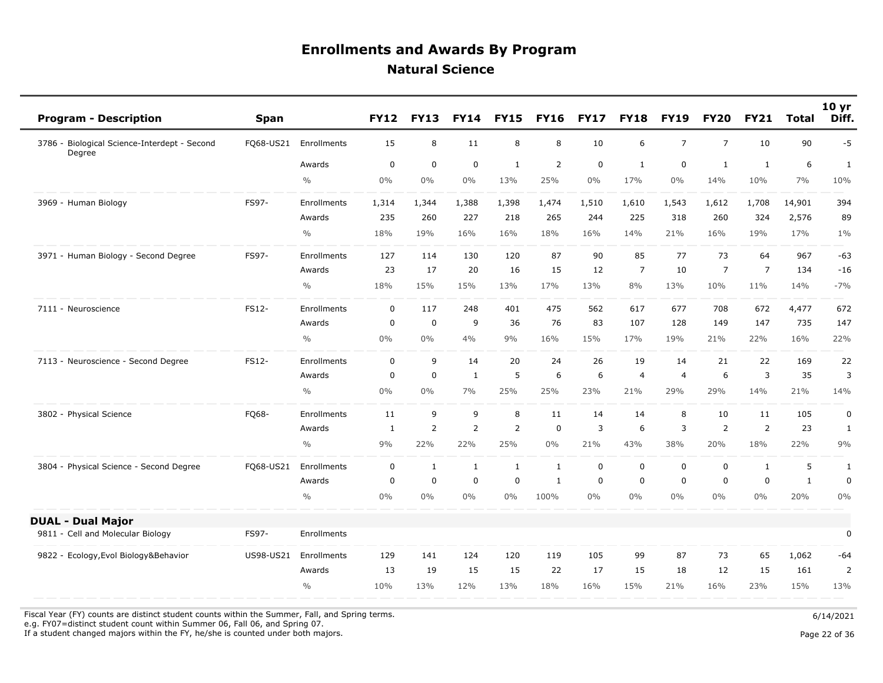# Enrollments and Awards By Program

## Natural Science

| Program - Description | Span | | FY12 | FY13 | FY14 | FY15 | FY16 | FY17 | FY18 | FY19 | FY20 | FY21 | Total | 10 yr Diff. |
|---|---|---|---|---|---|---|---|---|---|---|---|---|---|---|
| 3786 - Biological Science-Interdept - Second Degree | FQ68-US21 | Enrollments | 15 | 8 | 11 | 8 | 8 | 10 | 6 | 7 | 7 | 10 | 90 | -5 |
| | | Awards | 0 | 0 | 0 | 1 | 2 | 0 | 1 | 0 | 1 | 1 | 6 | 1 |
| | | % | 0% | 0% | 0% | 13% | 25% | 0% | 17% | 0% | 14% | 10% | 7% | 10% |
| 3969 - Human Biology | FS97- | Enrollments | 1,314 | 1,344 | 1,388 | 1,398 | 1,474 | 1,510 | 1,610 | 1,543 | 1,612 | 1,708 | 14,901 | 394 |
| | | Awards | 235 | 260 | 227 | 218 | 265 | 244 | 225 | 318 | 260 | 324 | 2,576 | 89 |
| | | % | 18% | 19% | 16% | 16% | 18% | 16% | 14% | 21% | 16% | 19% | 17% | 1% |
| 3971 - Human Biology - Second Degree | FS97- | Enrollments | 127 | 114 | 130 | 120 | 87 | 90 | 85 | 77 | 73 | 64 | 967 | -63 |
| | | Awards | 23 | 17 | 20 | 16 | 15 | 12 | 7 | 10 | 7 | 7 | 134 | -16 |
| | | % | 18% | 15% | 15% | 13% | 17% | 13% | 8% | 13% | 10% | 11% | 14% | -7% |
| 7111 - Neuroscience | FS12- | Enrollments | 0 | 117 | 248 | 401 | 475 | 562 | 617 | 677 | 708 | 672 | 4,477 | 672 |
| | | Awards | 0 | 0 | 9 | 36 | 76 | 83 | 107 | 128 | 149 | 147 | 735 | 147 |
| | | % | 0% | 0% | 4% | 9% | 16% | 15% | 17% | 19% | 21% | 22% | 16% | 22% |
| 7113 - Neuroscience - Second Degree | FS12- | Enrollments | 0 | 9 | 14 | 20 | 24 | 26 | 19 | 14 | 21 | 22 | 169 | 22 |
| | | Awards | 0 | 0 | 1 | 5 | 6 | 6 | 4 | 4 | 6 | 3 | 35 | 3 |
| | | % | 0% | 0% | 7% | 25% | 25% | 23% | 21% | 29% | 29% | 14% | 21% | 14% |
| 3802 - Physical Science | FQ68- | Enrollments | 11 | 9 | 9 | 8 | 11 | 14 | 14 | 8 | 10 | 11 | 105 | 0 |
| | | Awards | 1 | 2 | 2 | 2 | 0 | 3 | 6 | 3 | 2 | 2 | 23 | 1 |
| | | % | 9% | 22% | 22% | 25% | 0% | 21% | 43% | 38% | 20% | 18% | 22% | 9% |
| 3804 - Physical Science - Second Degree | FQ68-US21 | Enrollments | 0 | 1 | 1 | 1 | 1 | 0 | 0 | 0 | 0 | 1 | 5 | 1 |
| | | Awards | 0 | 0 | 0 | 0 | 1 | 0 | 0 | 0 | 0 | 0 | 1 | 0 |
| | | % | 0% | 0% | 0% | 0% | 100% | 0% | 0% | 0% | 0% | 0% | 20% | 0% |
| **DUAL - Dual Major** | | | | | | | | | | | | | | |
| 9811 - Cell and Molecular Biology | FS97- | Enrollments | | | | | | | | | | | | 0 |
| 9822 - Ecology,Evol Biology&Behavior | US98-US21 | Enrollments | 129 | 141 | 124 | 120 | 119 | 105 | 99 | 87 | 73 | 65 | 1,062 | -64 |
| | | Awards | 13 | 19 | 15 | 15 | 22 | 17 | 15 | 18 | 12 | 15 | 161 | 2 |
| | | % | 10% | 13% | 12% | 13% | 18% | 16% | 15% | 21% | 16% | 23% | 15% | 13% |

Fiscal Year (FY) counts are distinct student counts within the Summer, Fall, and Spring terms.
e.g. FY07=distinct student count within Summer 06, Fall 06, and Spring 07.
If a student changed majors within the FY, he/she is counted under both majors.

6/14/2021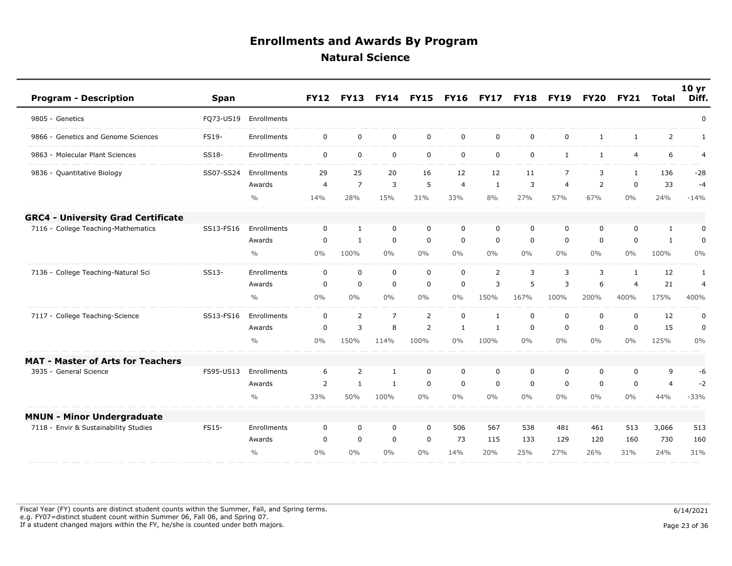# Enrollments and Awards By Program

## Natural Science

| Program - Description | Span | | FY12 | FY13 | FY14 | FY15 | FY16 | FY17 | FY18 | FY19 | FY20 | FY21 | Total | 10 yr Diff. |
|---|---|---|---|---|---|---|---|---|---|---|---|---|---|---|
| 9805 - Genetics | FQ73-US19 | Enrollments | | | | | | | | | | | | 0 |
| 9866 - Genetics and Genome Sciences | FS19- | Enrollments | 0 | 0 | 0 | 0 | 0 | 0 | 0 | 0 | 1 | 1 | 2 | 1 |
| 9863 - Molecular Plant Sciences | SS18- | Enrollments | 0 | 0 | 0 | 0 | 0 | 0 | 0 | 1 | 1 | 4 | 6 | 4 |
| 9836 - Quantitative Biology | SS07-SS24 | Enrollments | 29 | 25 | 20 | 16 | 12 | 12 | 11 | 7 | 3 | 1 | 136 | -28 |
| | | Awards | 4 | 7 | 3 | 5 | 4 | 1 | 3 | 4 | 2 | 0 | 33 | -4 |
| | | % | 14% | 28% | 15% | 31% | 33% | 8% | 27% | 57% | 67% | 0% | 24% | -14% |
| **GRC4 - University Grad Certificate** | | | | | | | | | | | | | | |
| 7116 - College Teaching-Mathematics | SS13-FS16 | Enrollments | 0 | 1 | 0 | 0 | 0 | 0 | 0 | 0 | 0 | 0 | 1 | 0 |
| | | Awards | 0 | 1 | 0 | 0 | 0 | 0 | 0 | 0 | 0 | 0 | 1 | 0 |
| | | % | 0% | 100% | 0% | 0% | 0% | 0% | 0% | 0% | 0% | 0% | 100% | 0% |
| 7136 - College Teaching-Natural Sci | SS13- | Enrollments | 0 | 0 | 0 | 0 | 0 | 2 | 3 | 3 | 3 | 1 | 12 | 1 |
| | | Awards | 0 | 0 | 0 | 0 | 0 | 3 | 5 | 3 | 6 | 4 | 21 | 4 |
| | | % | 0% | 0% | 0% | 0% | 0% | 150% | 167% | 100% | 200% | 400% | 175% | 400% |
| 7117 - College Teaching-Science | SS13-FS16 | Enrollments | 0 | 2 | 7 | 2 | 0 | 1 | 0 | 0 | 0 | 0 | 12 | 0 |
| | | Awards | 0 | 3 | 8 | 2 | 1 | 1 | 0 | 0 | 0 | 0 | 15 | 0 |
| | | % | 0% | 150% | 114% | 100% | 0% | 100% | 0% | 0% | 0% | 0% | 125% | 0% |
| **MAT - Master of Arts for Teachers** | | | | | | | | | | | | | | |
| 3935 - General Science | FS95-US13 | Enrollments | 6 | 2 | 1 | 0 | 0 | 0 | 0 | 0 | 0 | 0 | 9 | -6 |
| | | Awards | 2 | 1 | 1 | 0 | 0 | 0 | 0 | 0 | 0 | 0 | 4 | -2 |
| | | % | 33% | 50% | 100% | 0% | 0% | 0% | 0% | 0% | 0% | 0% | 44% | -33% |
| **MNUN - Minor Undergraduate** | | | | | | | | | | | | | | |
| 7118 - Envir & Sustainability Studies | FS15- | Enrollments | 0 | 0 | 0 | 0 | 506 | 567 | 538 | 481 | 461 | 513 | 3,066 | 513 |
| | | Awards | 0 | 0 | 0 | 0 | 73 | 115 | 133 | 129 | 120 | 160 | 730 | 160 |
| | | % | 0% | 0% | 0% | 0% | 14% | 20% | 25% | 27% | 26% | 31% | 24% | 31% |

Fiscal Year (FY) counts are distinct student counts within the Summer, Fall, and Spring terms.
e.g. FY07=distinct student count within Summer 06, Fall 06, and Spring 07.
If a student changed majors within the FY, he/she is counted under both majors.

6/14/2021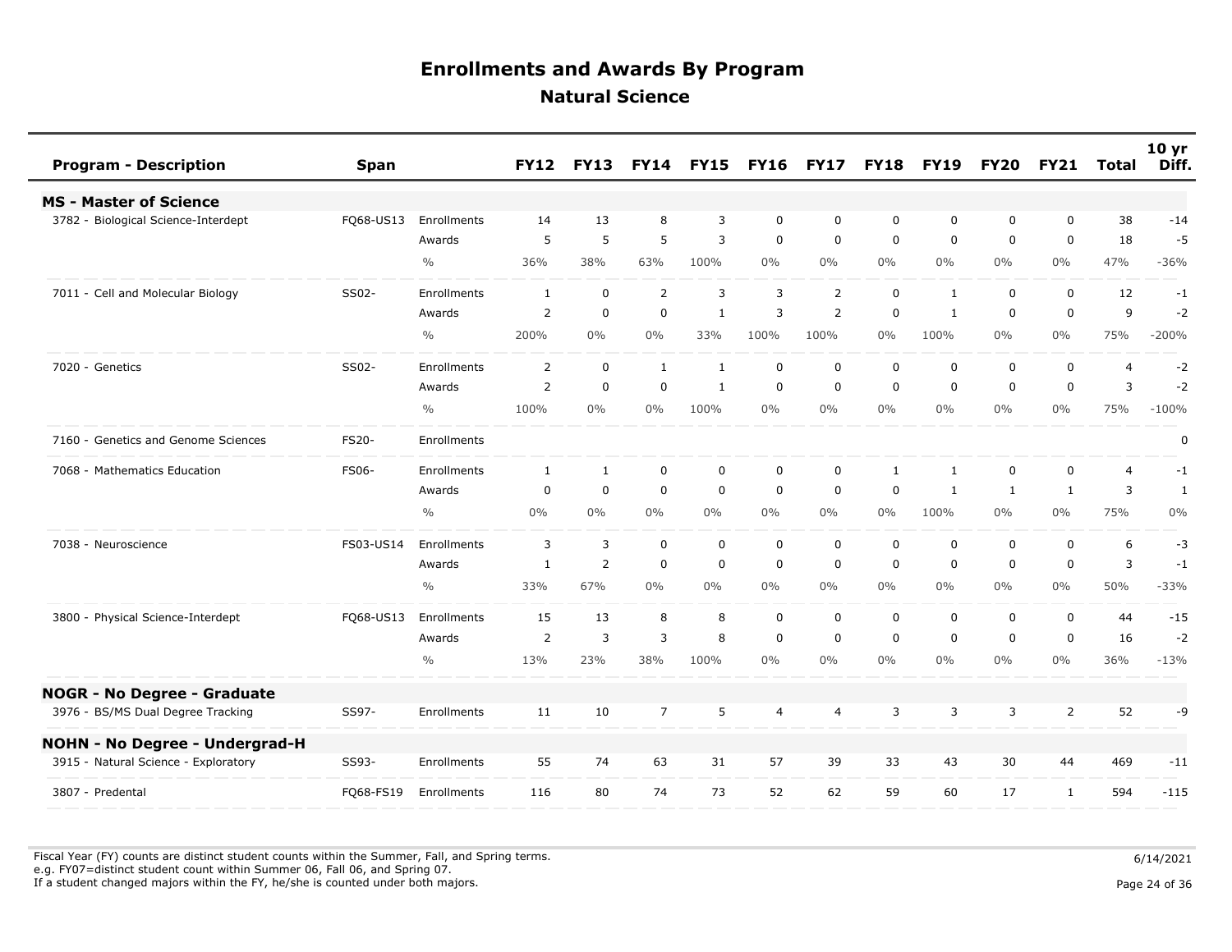# Enrollments and Awards By Program

## Natural Science

| Program - Description | Span | | FY12 | FY13 | FY14 | FY15 | FY16 | FY17 | FY18 | FY19 | FY20 | FY21 | Total | 10 yr Diff. |
|---|---|---|---|---|---|---|---|---|---|---|---|---|---|---|
| **MS - Master of Science** | | | | | | | | | | | | | | |
| 3782 - Biological Science-Interdept | FQ68-US13 | Enrollments | 14 | 13 | 8 | 3 | 0 | 0 | 0 | 0 | 0 | 0 | 38 | -14 |
| | | Awards | 5 | 5 | 5 | 3 | 0 | 0 | 0 | 0 | 0 | 0 | 18 | -5 |
| | | % | 36% | 38% | 63% | 100% | 0% | 0% | 0% | 0% | 0% | 0% | 47% | -36% |
| 7011 - Cell and Molecular Biology | SS02- | Enrollments | 1 | 0 | 2 | 3 | 3 | 2 | 0 | 1 | 0 | 0 | 12 | -1 |
| | | Awards | 2 | 0 | 0 | 1 | 3 | 2 | 0 | 1 | 0 | 0 | 9 | -2 |
| | | % | 200% | 0% | 0% | 33% | 100% | 100% | 0% | 100% | 0% | 0% | 75% | -200% |
| 7020 - Genetics | SS02- | Enrollments | 2 | 0 | 1 | 1 | 0 | 0 | 0 | 0 | 0 | 0 | 4 | -2 |
| | | Awards | 2 | 0 | 0 | 1 | 0 | 0 | 0 | 0 | 0 | 0 | 3 | -2 |
| | | % | 100% | 0% | 0% | 100% | 0% | 0% | 0% | 0% | 0% | 0% | 75% | -100% |
| 7160 - Genetics and Genome Sciences | FS20- | Enrollments | | | | | | | | | | | | 0 |
| 7068 - Mathematics Education | FS06- | Enrollments | 1 | 1 | 0 | 0 | 0 | 0 | 1 | 1 | 0 | 0 | 4 | -1 |
| | | Awards | 0 | 0 | 0 | 0 | 0 | 0 | 0 | 1 | 1 | 1 | 3 | 1 |
| | | % | 0% | 0% | 0% | 0% | 0% | 0% | 0% | 100% | 0% | 0% | 75% | 0% |
| 7038 - Neuroscience | FS03-US14 | Enrollments | 3 | 3 | 0 | 0 | 0 | 0 | 0 | 0 | 0 | 0 | 6 | -3 |
| | | Awards | 1 | 2 | 0 | 0 | 0 | 0 | 0 | 0 | 0 | 0 | 3 | -1 |
| | | % | 33% | 67% | 0% | 0% | 0% | 0% | 0% | 0% | 0% | 0% | 50% | -33% |
| 3800 - Physical Science-Interdept | FQ68-US13 | Enrollments | 15 | 13 | 8 | 8 | 0 | 0 | 0 | 0 | 0 | 0 | 44 | -15 |
| | | Awards | 2 | 3 | 3 | 8 | 0 | 0 | 0 | 0 | 0 | 0 | 16 | -2 |
| | | % | 13% | 23% | 38% | 100% | 0% | 0% | 0% | 0% | 0% | 0% | 36% | -13% |
| **NOGR - No Degree - Graduate** | | | | | | | | | | | | | | |
| 3976 - BS/MS Dual Degree Tracking | SS97- | Enrollments | 11 | 10 | 7 | 5 | 4 | 4 | 3 | 3 | 3 | 2 | 52 | -9 |
| **NOHN - No Degree - Undergrad-H** | | | | | | | | | | | | | | |
| 3915 - Natural Science - Exploratory | SS93- | Enrollments | 55 | 74 | 63 | 31 | 57 | 39 | 33 | 43 | 30 | 44 | 469 | -11 |
| 3807 - Predental | FQ68-FS19 | Enrollments | 116 | 80 | 74 | 73 | 52 | 62 | 59 | 60 | 17 | 1 | 594 | -115 |

Fiscal Year (FY) counts are distinct student counts within the Summer, Fall, and Spring terms.
e.g. FY07=distinct student count within Summer 06, Fall 06, and Spring 07.
If a student changed majors within the FY, he/she is counted under both majors.

6/14/2021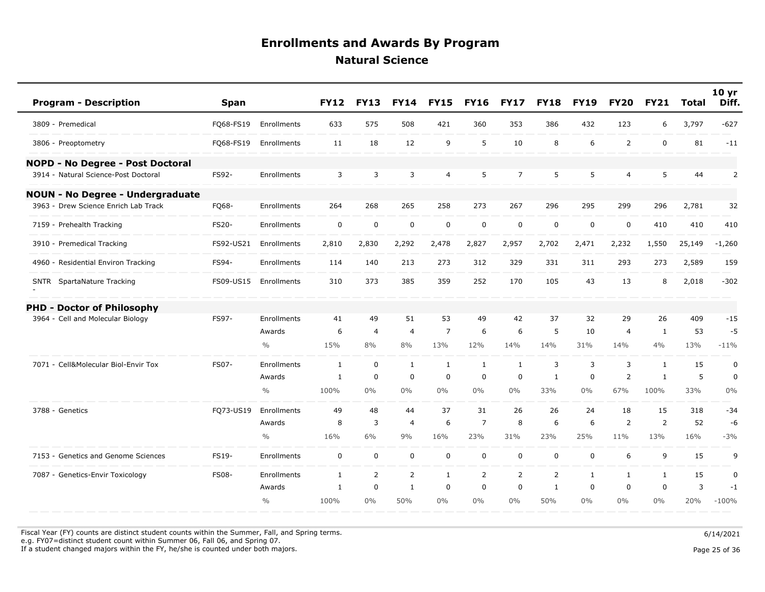# Enrollments and Awards By Program

## Natural Science

| Program - Description | Span | | FY12 | FY13 | FY14 | FY15 | FY16 | FY17 | FY18 | FY19 | FY20 | FY21 | Total | 10 yr Diff. |
|---|---|---|---|---|---|---|---|---|---|---|---|---|---|---|
| 3809 - Premedical | FQ68-FS19 | Enrollments | 633 | 575 | 508 | 421 | 360 | 353 | 386 | 432 | 123 | 6 | 3,797 | -627 |
| 3806 - Preoptometry | FQ68-FS19 | Enrollments | 11 | 18 | 12 | 9 | 5 | 10 | 8 | 6 | 2 | 0 | 81 | -11 |
| **NOPD - No Degree - Post Doctoral** | | | | | | | | | | | | | | |
| 3914 - Natural Science-Post Doctoral | FS92- | Enrollments | 3 | 3 | 3 | 4 | 5 | 7 | 5 | 5 | 4 | 5 | 44 | 2 |
| **NOUN - No Degree - Undergraduate** | | | | | | | | | | | | | | |
| 3963 - Drew Science Enrich Lab Track | FQ68- | Enrollments | 264 | 268 | 265 | 258 | 273 | 267 | 296 | 295 | 299 | 296 | 2,781 | 32 |
| 7159 - Prehealth Tracking | FS20- | Enrollments | 0 | 0 | 0 | 0 | 0 | 0 | 0 | 0 | 0 | 410 | 410 | 410 |
| 3910 - Premedical Tracking | FS92-US21 | Enrollments | 2,810 | 2,830 | 2,292 | 2,478 | 2,827 | 2,957 | 2,702 | 2,471 | 2,232 | 1,550 | 25,149 | -1,260 |
| 4960 - Residential Environ Tracking | FS94- | Enrollments | 114 | 140 | 213 | 273 | 312 | 329 | 331 | 311 | 293 | 273 | 2,589 | 159 |
| SNTR - SpartaNature Tracking | FS09-US15 | Enrollments | 310 | 373 | 385 | 359 | 252 | 170 | 105 | 43 | 13 | 8 | 2,018 | -302 |
| **PHD - Doctor of Philosophy** | | | | | | | | | | | | | | |
| 3964 - Cell and Molecular Biology | FS97- | Enrollments | 41 | 49 | 51 | 53 | 49 | 42 | 37 | 32 | 29 | 26 | 409 | -15 |
| | | Awards | 6 | 4 | 4 | 7 | 6 | 6 | 5 | 10 | 4 | 1 | 53 | -5 |
| | | % | 15% | 8% | 8% | 13% | 12% | 14% | 14% | 31% | 14% | 4% | 13% | -11% |
| 7071 - Cell&Molecular Biol-Envir Tox | FS07- | Enrollments | 1 | 0 | 1 | 1 | 1 | 1 | 3 | 3 | 3 | 1 | 15 | 0 |
| | | Awards | 1 | 0 | 0 | 0 | 0 | 0 | 1 | 0 | 2 | 1 | 5 | 0 |
| | | % | 100% | 0% | 0% | 0% | 0% | 0% | 33% | 0% | 67% | 100% | 33% | 0% |
| 3788 - Genetics | FQ73-US19 | Enrollments | 49 | 48 | 44 | 37 | 31 | 26 | 26 | 24 | 18 | 15 | 318 | -34 |
| | | Awards | 8 | 3 | 4 | 6 | 7 | 8 | 6 | 6 | 2 | 2 | 52 | -6 |
| | | % | 16% | 6% | 9% | 16% | 23% | 31% | 23% | 25% | 11% | 13% | 16% | -3% |
| 7153 - Genetics and Genome Sciences | FS19- | Enrollments | 0 | 0 | 0 | 0 | 0 | 0 | 0 | 0 | 6 | 9 | 15 | 9 |
| 7087 - Genetics-Envir Toxicology | FS08- | Enrollments | 1 | 2 | 2 | 1 | 2 | 2 | 2 | 1 | 1 | 1 | 15 | 0 |
| | | Awards | 1 | 0 | 1 | 0 | 0 | 0 | 1 | 0 | 0 | 0 | 3 | -1 |
| | | % | 100% | 0% | 50% | 0% | 0% | 0% | 50% | 0% | 0% | 0% | 20% | -100% |

Fiscal Year (FY) counts are distinct student counts within the Summer, Fall, and Spring terms.
e.g. FY07=distinct student count within Summer 06, Fall 06, and Spring 07.
If a student changed majors within the FY, he/she is counted under both majors.

6/14/2021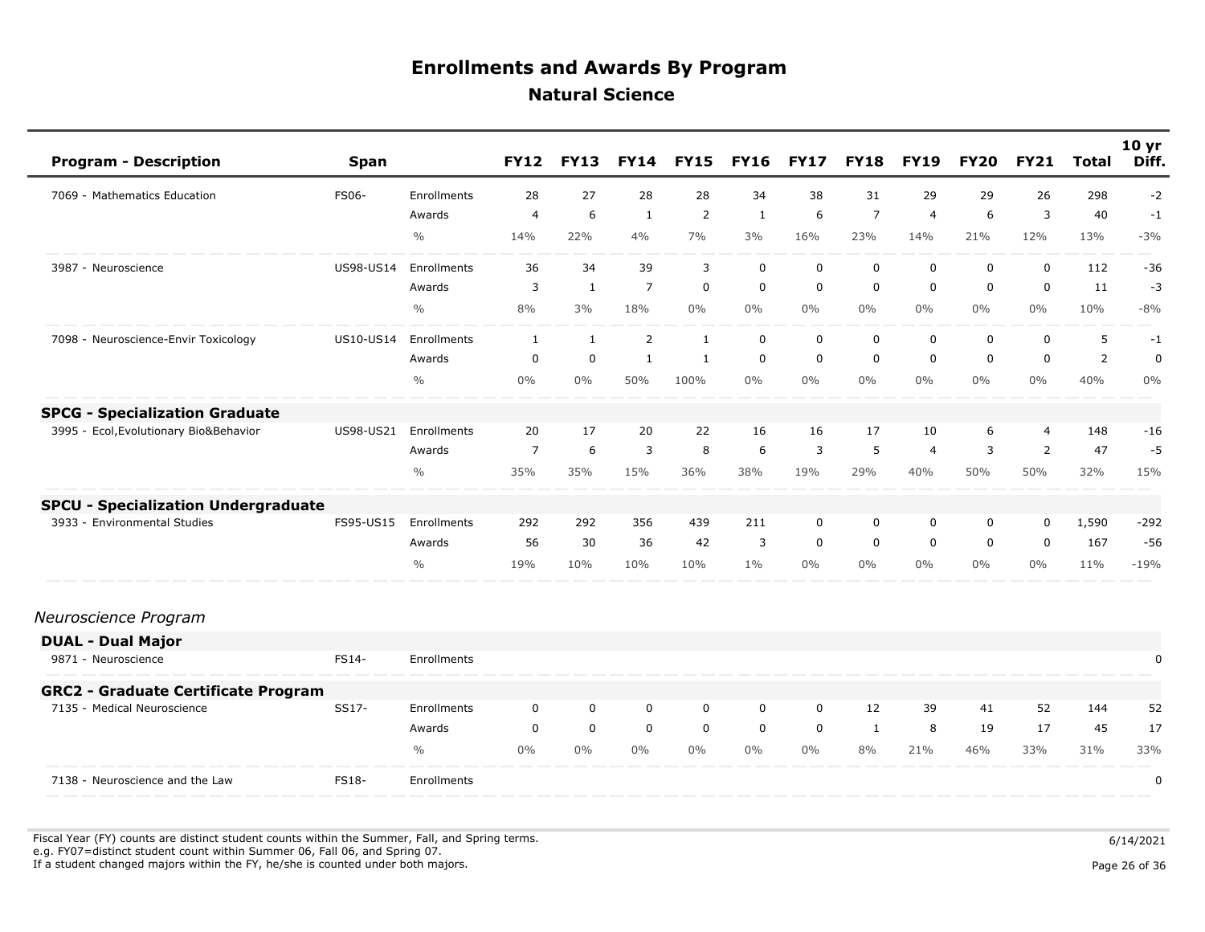# Enrollments and Awards By Program

## Natural Science

| Program - Description | Span | | FY12 | FY13 | FY14 | FY15 | FY16 | FY17 | FY18 | FY19 | FY20 | FY21 | Total | 10 yr Diff. |
|---|---|---|---|---|---|---|---|---|---|---|---|---|---|---|
| 7069 - Mathematics Education | FS06- | Enrollments | 28 | 27 | 28 | 28 | 34 | 38 | 31 | 29 | 29 | 26 | 298 | -2 |
| | | Awards | 4 | 6 | 1 | 2 | 1 | 6 | 7 | 4 | 6 | 3 | 40 | -1 |
| | | % | 14% | 22% | 4% | 7% | 3% | 16% | 23% | 14% | 21% | 12% | 13% | -3% |
| 3987 - Neuroscience | US98-US14 | Enrollments | 36 | 34 | 39 | 3 | 0 | 0 | 0 | 0 | 0 | 0 | 112 | -36 |
| | | Awards | 3 | 1 | 7 | 0 | 0 | 0 | 0 | 0 | 0 | 0 | 11 | -3 |
| | | % | 8% | 3% | 18% | 0% | 0% | 0% | 0% | 0% | 0% | 0% | 10% | -8% |
| 7098 - Neuroscience-Envir Toxicology | US10-US14 | Enrollments | 1 | 1 | 2 | 1 | 0 | 0 | 0 | 0 | 0 | 0 | 5 | -1 |
| | | Awards | 0 | 0 | 1 | 1 | 0 | 0 | 0 | 0 | 0 | 0 | 2 | 0 |
| | | % | 0% | 0% | 50% | 100% | 0% | 0% | 0% | 0% | 0% | 0% | 40% | 0% |
| **SPCG - Specialization Graduate** | | | | | | | | | | | | | | |
| 3995 - Ecol,Evolutionary Bio&Behavior | US98-US21 | Enrollments | 20 | 17 | 20 | 22 | 16 | 16 | 17 | 10 | 6 | 4 | 148 | -16 |
| | | Awards | 7 | 6 | 3 | 8 | 6 | 3 | 5 | 4 | 3 | 2 | 47 | -5 |
| | | % | 35% | 35% | 15% | 36% | 38% | 19% | 29% | 40% | 50% | 50% | 32% | 15% |
| **SPCU - Specialization Undergraduate** | | | | | | | | | | | | | | |
| 3933 - Environmental Studies | FS95-US15 | Enrollments | 292 | 292 | 356 | 439 | 211 | 0 | 0 | 0 | 0 | 0 | 1,590 | -292 |
| | | Awards | 56 | 30 | 36 | 42 | 3 | 0 | 0 | 0 | 0 | 0 | 167 | -56 |
| | | % | 19% | 10% | 10% | 10% | 1% | 0% | 0% | 0% | 0% | 0% | 11% | -19% |

*Neuroscience Program*

| Program - Description | Span | | FY12 | FY13 | FY14 | FY15 | FY16 | FY17 | FY18 | FY19 | FY20 | FY21 | Total | 10 yr Diff. |
|---|---|---|---|---|---|---|---|---|---|---|---|---|---|---|
| **DUAL - Dual Major** | | | | | | | | | | | | | | |
| 9871 - Neuroscience | FS14- | Enrollments | | | | | | | | | | | | 0 |
| **GRC2 - Graduate Certificate Program** | | | | | | | | | | | | | | |
| 7135 - Medical Neuroscience | SS17- | Enrollments | 0 | 0 | 0 | 0 | 0 | 0 | 12 | 39 | 41 | 52 | 144 | 52 |
| | | Awards | 0 | 0 | 0 | 0 | 0 | 0 | 1 | 8 | 19 | 17 | 45 | 17 |
| | | % | 0% | 0% | 0% | 0% | 0% | 0% | 8% | 21% | 46% | 33% | 31% | 33% |
| 7138 - Neuroscience and the Law | FS18- | Enrollments | | | | | | | | | | | | 0 |

Fiscal Year (FY) counts are distinct student counts within the Summer, Fall, and Spring terms.
e.g. FY07=distinct student count within Summer 06, Fall 06, and Spring 07.
If a student changed majors within the FY, he/she is counted under both majors.

6/14/2021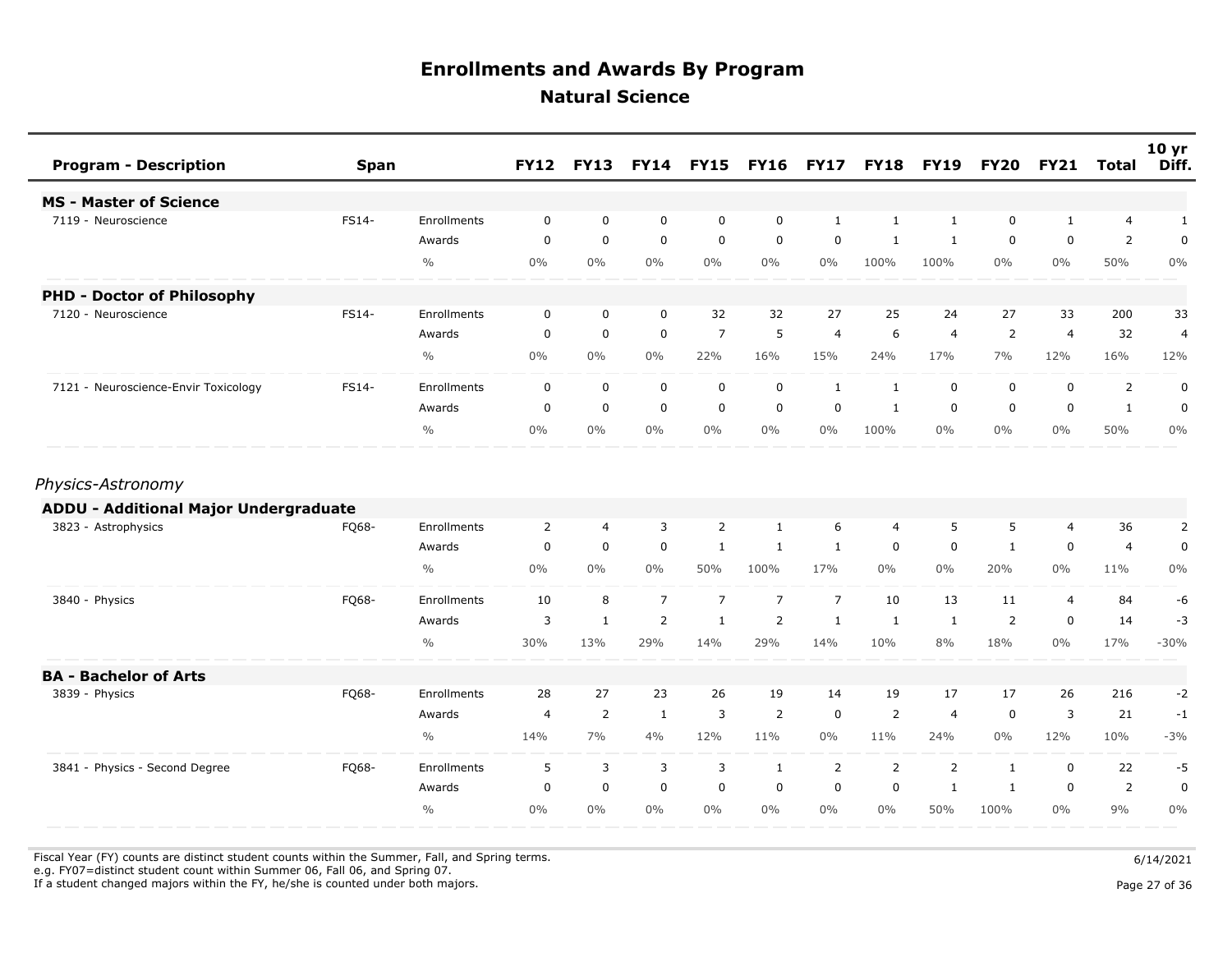# Enrollments and Awards By Program

## Natural Science

| Program - Description | Span | | FY12 | FY13 | FY14 | FY15 | FY16 | FY17 | FY18 | FY19 | FY20 | FY21 | Total | 10 yr Diff. |
|---|---|---|---|---|---|---|---|---|---|---|---|---|---|---|
| **MS - Master of Science** | | | | | | | | | | | | | | |
| 7119 - Neuroscience | FS14- | Enrollments | 0 | 0 | 0 | 0 | 0 | 1 | 1 | 1 | 0 | 1 | 4 | 1 |
| | | Awards | 0 | 0 | 0 | 0 | 0 | 0 | 1 | 1 | 0 | 0 | 2 | 0 |
| | | % | 0% | 0% | 0% | 0% | 0% | 0% | 100% | 100% | 0% | 0% | 50% | 0% |
| **PHD - Doctor of Philosophy** | | | | | | | | | | | | | | |
| 7120 - Neuroscience | FS14- | Enrollments | 0 | 0 | 0 | 32 | 32 | 27 | 25 | 24 | 27 | 33 | 200 | 33 |
| | | Awards | 0 | 0 | 0 | 7 | 5 | 4 | 6 | 4 | 2 | 4 | 32 | 4 |
| | | % | 0% | 0% | 0% | 22% | 16% | 15% | 24% | 17% | 7% | 12% | 16% | 12% |
| 7121 - Neuroscience-Envir Toxicology | FS14- | Enrollments | 0 | 0 | 0 | 0 | 0 | 1 | 1 | 0 | 0 | 0 | 2 | 0 |
| | | Awards | 0 | 0 | 0 | 0 | 0 | 0 | 1 | 0 | 0 | 0 | 1 | 0 |
| | | % | 0% | 0% | 0% | 0% | 0% | 0% | 100% | 0% | 0% | 0% | 50% | 0% |

*Physics-Astronomy*

| Program - Description | Span | | FY12 | FY13 | FY14 | FY15 | FY16 | FY17 | FY18 | FY19 | FY20 | FY21 | Total | 10 yr Diff. |
|---|---|---|---|---|---|---|---|---|---|---|---|---|---|---|
| **ADDU - Additional Major Undergraduate** | | | | | | | | | | | | | | |
| 3823 - Astrophysics | FQ68- | Enrollments | 2 | 4 | 3 | 2 | 1 | 6 | 4 | 5 | 5 | 4 | 36 | 2 |
| | | Awards | 0 | 0 | 0 | 1 | 1 | 1 | 0 | 0 | 1 | 0 | 4 | 0 |
| | | % | 0% | 0% | 0% | 50% | 100% | 17% | 0% | 0% | 20% | 0% | 11% | 0% |
| 3840 - Physics | FQ68- | Enrollments | 10 | 8 | 7 | 7 | 7 | 7 | 10 | 13 | 11 | 4 | 84 | -6 |
| | | Awards | 3 | 1 | 2 | 1 | 2 | 1 | 1 | 1 | 2 | 0 | 14 | -3 |
| | | % | 30% | 13% | 29% | 14% | 29% | 14% | 10% | 8% | 18% | 0% | 17% | -30% |
| **BA - Bachelor of Arts** | | | | | | | | | | | | | | |
| 3839 - Physics | FQ68- | Enrollments | 28 | 27 | 23 | 26 | 19 | 14 | 19 | 17 | 17 | 26 | 216 | -2 |
| | | Awards | 4 | 2 | 1 | 3 | 2 | 0 | 2 | 4 | 0 | 3 | 21 | -1 |
| | | % | 14% | 7% | 4% | 12% | 11% | 0% | 11% | 24% | 0% | 12% | 10% | -3% |
| 3841 - Physics - Second Degree | FQ68- | Enrollments | 5 | 3 | 3 | 3 | 1 | 2 | 2 | 2 | 1 | 0 | 22 | -5 |
| | | Awards | 0 | 0 | 0 | 0 | 0 | 0 | 0 | 1 | 1 | 0 | 2 | 0 |
| | | % | 0% | 0% | 0% | 0% | 0% | 0% | 0% | 50% | 100% | 0% | 9% | 0% |

Fiscal Year (FY) counts are distinct student counts within the Summer, Fall, and Spring terms.
e.g. FY07=distinct student count within Summer 06, Fall 06, and Spring 07.
If a student changed majors within the FY, he/she is counted under both majors.

6/14/2021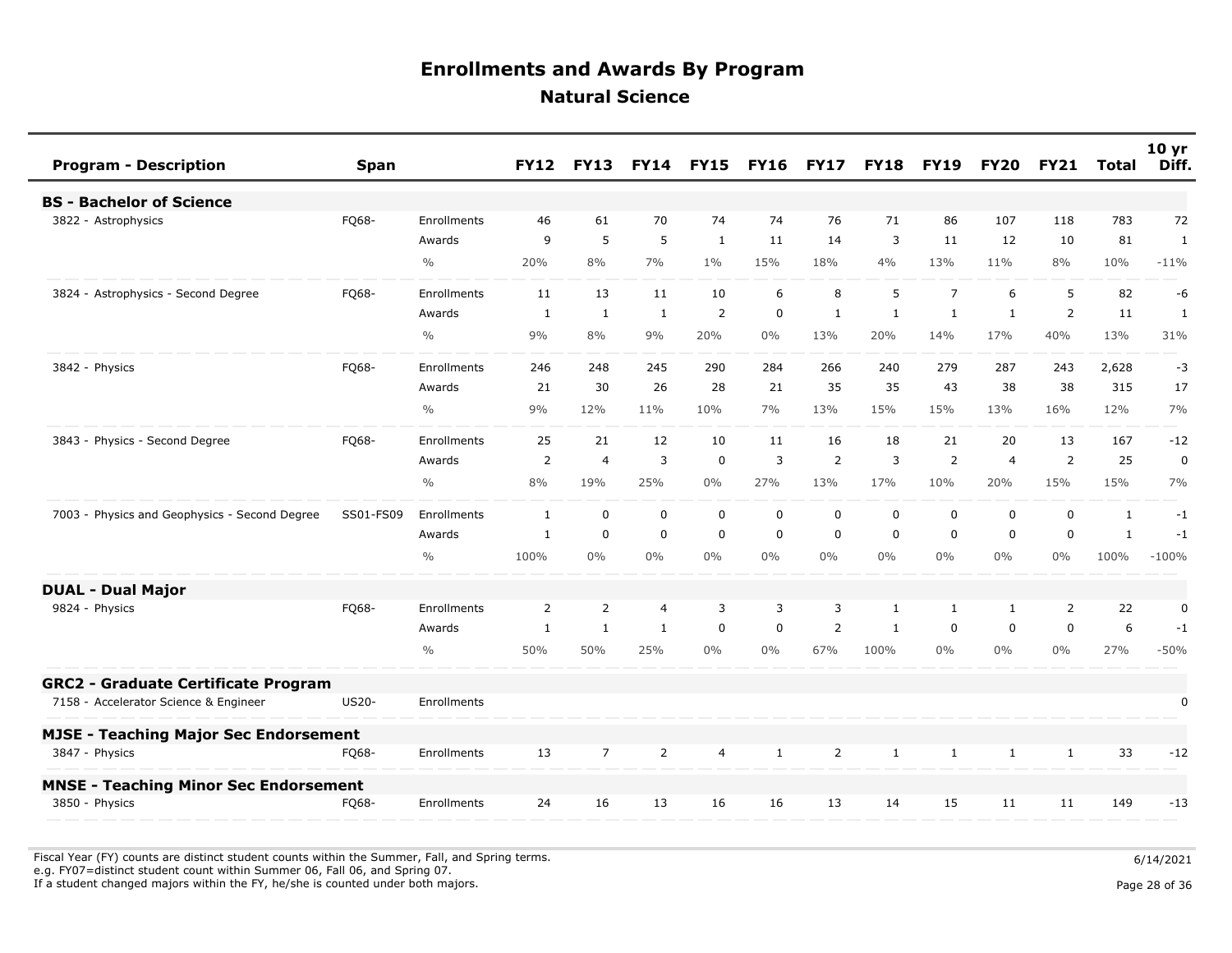# Enrollments and Awards By Program

## Natural Science

| Program - Description | Span | | FY12 | FY13 | FY14 | FY15 | FY16 | FY17 | FY18 | FY19 | FY20 | FY21 | Total | 10 yr Diff. |
|---|---|---|---|---|---|---|---|---|---|---|---|---|---|---|
| **BS - Bachelor of Science** | | | | | | | | | | | | | | |
| 3822 - Astrophysics | FQ68- | Enrollments | 46 | 61 | 70 | 74 | 74 | 76 | 71 | 86 | 107 | 118 | 783 | 72 |
| | | Awards | 9 | 5 | 5 | 1 | 11 | 14 | 3 | 11 | 12 | 10 | 81 | 1 |
| | | % | 20% | 8% | 7% | 1% | 15% | 18% | 4% | 13% | 11% | 8% | 10% | -11% |
| 3824 - Astrophysics - Second Degree | FQ68- | Enrollments | 11 | 13 | 11 | 10 | 6 | 8 | 5 | 7 | 6 | 5 | 82 | -6 |
| | | Awards | 1 | 1 | 1 | 2 | 0 | 1 | 1 | 1 | 1 | 2 | 11 | 1 |
| | | % | 9% | 8% | 9% | 20% | 0% | 13% | 20% | 14% | 17% | 40% | 13% | 31% |
| 3842 - Physics | FQ68- | Enrollments | 246 | 248 | 245 | 290 | 284 | 266 | 240 | 279 | 287 | 243 | 2,628 | -3 |
| | | Awards | 21 | 30 | 26 | 28 | 21 | 35 | 35 | 43 | 38 | 38 | 315 | 17 |
| | | % | 9% | 12% | 11% | 10% | 7% | 13% | 15% | 15% | 13% | 16% | 12% | 7% |
| 3843 - Physics - Second Degree | FQ68- | Enrollments | 25 | 21 | 12 | 10 | 11 | 16 | 18 | 21 | 20 | 13 | 167 | -12 |
| | | Awards | 2 | 4 | 3 | 0 | 3 | 2 | 3 | 2 | 4 | 2 | 25 | 0 |
| | | % | 8% | 19% | 25% | 0% | 27% | 13% | 17% | 10% | 20% | 15% | 15% | 7% |
| 7003 - Physics and Geophysics - Second Degree | SS01-FS09 | Enrollments | 1 | 0 | 0 | 0 | 0 | 0 | 0 | 0 | 0 | 0 | 1 | -1 |
| | | Awards | 1 | 0 | 0 | 0 | 0 | 0 | 0 | 0 | 0 | 0 | 1 | -1 |
| | | % | 100% | 0% | 0% | 0% | 0% | 0% | 0% | 0% | 0% | 0% | 100% | -100% |
| **DUAL - Dual Major** | | | | | | | | | | | | | | |
| 9824 - Physics | FQ68- | Enrollments | 2 | 2 | 4 | 3 | 3 | 3 | 1 | 1 | 1 | 2 | 22 | 0 |
| | | Awards | 1 | 1 | 1 | 0 | 0 | 2 | 1 | 0 | 0 | 0 | 6 | -1 |
| | | % | 50% | 50% | 25% | 0% | 0% | 67% | 100% | 0% | 0% | 0% | 27% | -50% |
| **GRC2 - Graduate Certificate Program** | | | | | | | | | | | | | | |
| 7158 - Accelerator Science & Engineer | US20- | Enrollments | | | | | | | | | | | | 0 |
| **MJSE - Teaching Major Sec Endorsement** | | | | | | | | | | | | | | |
| 3847 - Physics | FQ68- | Enrollments | 13 | 7 | 2 | 4 | 1 | 2 | 1 | 1 | 1 | 1 | 33 | -12 |
| **MNSE - Teaching Minor Sec Endorsement** | | | | | | | | | | | | | | |
| 3850 - Physics | FQ68- | Enrollments | 24 | 16 | 13 | 16 | 16 | 13 | 14 | 15 | 11 | 11 | 149 | -13 |

Fiscal Year (FY) counts are distinct student counts within the Summer, Fall, and Spring terms.
e.g. FY07=distinct student count within Summer 06, Fall 06, and Spring 07.
If a student changed majors within the FY, he/she is counted under both majors.

6/14/2021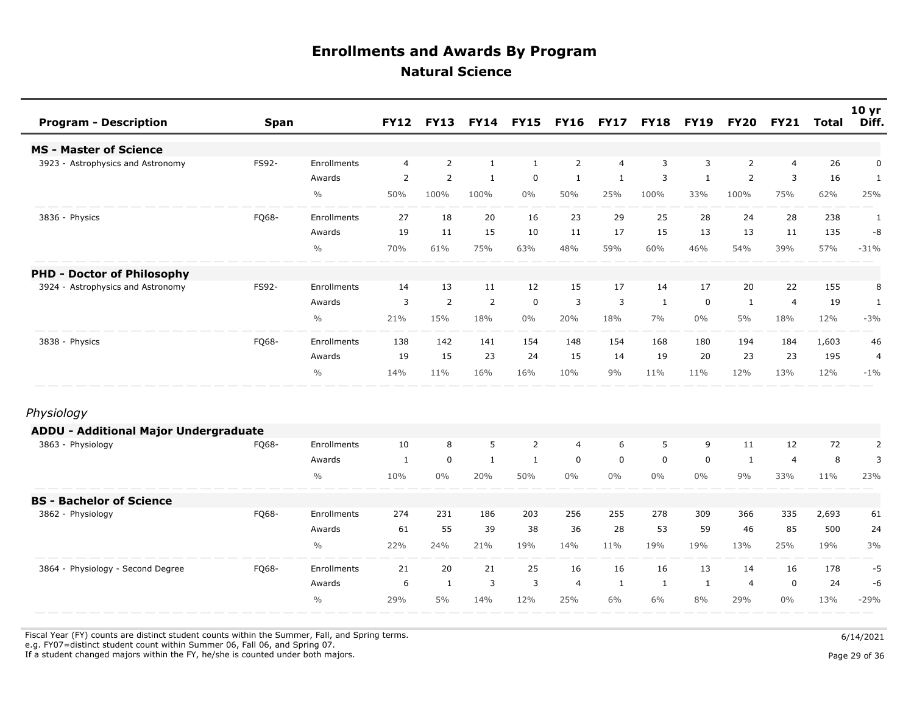# Enrollments and Awards By Program

## Natural Science

| Program - Description | Span | | FY12 | FY13 | FY14 | FY15 | FY16 | FY17 | FY18 | FY19 | FY20 | FY21 | Total | 10 yr Diff. |
|---|---|---|---|---|---|---|---|---|---|---|---|---|---|---|
| **MS - Master of Science** | | | | | | | | | | | | | | |
| 3923 - Astrophysics and Astronomy | FS92- | Enrollments | 4 | 2 | 1 | 1 | 2 | 4 | 3 | 3 | 2 | 4 | 26 | 0 |
| | | Awards | 2 | 2 | 1 | 0 | 1 | 1 | 3 | 1 | 2 | 3 | 16 | 1 |
| | | % | 50% | 100% | 100% | 0% | 50% | 25% | 100% | 33% | 100% | 75% | 62% | 25% |
| 3836 - Physics | FQ68- | Enrollments | 27 | 18 | 20 | 16 | 23 | 29 | 25 | 28 | 24 | 28 | 238 | 1 |
| | | Awards | 19 | 11 | 15 | 10 | 11 | 17 | 15 | 13 | 13 | 11 | 135 | -8 |
| | | % | 70% | 61% | 75% | 63% | 48% | 59% | 60% | 46% | 54% | 39% | 57% | -31% |
| **PHD - Doctor of Philosophy** | | | | | | | | | | | | | | |
| 3924 - Astrophysics and Astronomy | FS92- | Enrollments | 14 | 13 | 11 | 12 | 15 | 17 | 14 | 17 | 20 | 22 | 155 | 8 |
| | | Awards | 3 | 2 | 2 | 0 | 3 | 3 | 1 | 0 | 1 | 4 | 19 | 1 |
| | | % | 21% | 15% | 18% | 0% | 20% | 18% | 7% | 0% | 5% | 18% | 12% | -3% |
| 3838 - Physics | FQ68- | Enrollments | 138 | 142 | 141 | 154 | 148 | 154 | 168 | 180 | 194 | 184 | 1,603 | 46 |
| | | Awards | 19 | 15 | 23 | 24 | 15 | 14 | 19 | 20 | 23 | 23 | 195 | 4 |
| | | % | 14% | 11% | 16% | 16% | 10% | 9% | 11% | 11% | 12% | 13% | 12% | -1% |

*Physiology*

| Program - Description | Span | | FY12 | FY13 | FY14 | FY15 | FY16 | FY17 | FY18 | FY19 | FY20 | FY21 | Total | 10 yr Diff. |
|---|---|---|---|---|---|---|---|---|---|---|---|---|---|---|
| **ADDU - Additional Major Undergraduate** | | | | | | | | | | | | | | |
| 3863 - Physiology | FQ68- | Enrollments | 10 | 8 | 5 | 2 | 4 | 6 | 5 | 9 | 11 | 12 | 72 | 2 |
| | | Awards | 1 | 0 | 1 | 1 | 0 | 0 | 0 | 0 | 1 | 4 | 8 | 3 |
| | | % | 10% | 0% | 20% | 50% | 0% | 0% | 0% | 0% | 9% | 33% | 11% | 23% |
| **BS - Bachelor of Science** | | | | | | | | | | | | | | |
| 3862 - Physiology | FQ68- | Enrollments | 274 | 231 | 186 | 203 | 256 | 255 | 278 | 309 | 366 | 335 | 2,693 | 61 |
| | | Awards | 61 | 55 | 39 | 38 | 36 | 28 | 53 | 59 | 46 | 85 | 500 | 24 |
| | | % | 22% | 24% | 21% | 19% | 14% | 11% | 19% | 19% | 13% | 25% | 19% | 3% |
| 3864 - Physiology - Second Degree | FQ68- | Enrollments | 21 | 20 | 21 | 25 | 16 | 16 | 16 | 13 | 14 | 16 | 178 | -5 |
| | | Awards | 6 | 1 | 3 | 3 | 4 | 1 | 1 | 1 | 4 | 0 | 24 | -6 |
| | | % | 29% | 5% | 14% | 12% | 25% | 6% | 6% | 8% | 29% | 0% | 13% | -29% |

Fiscal Year (FY) counts are distinct student counts within the Summer, Fall, and Spring terms.
e.g. FY07=distinct student count within Summer 06, Fall 06, and Spring 07.
If a student changed majors within the FY, he/she is counted under both majors.

6/14/2021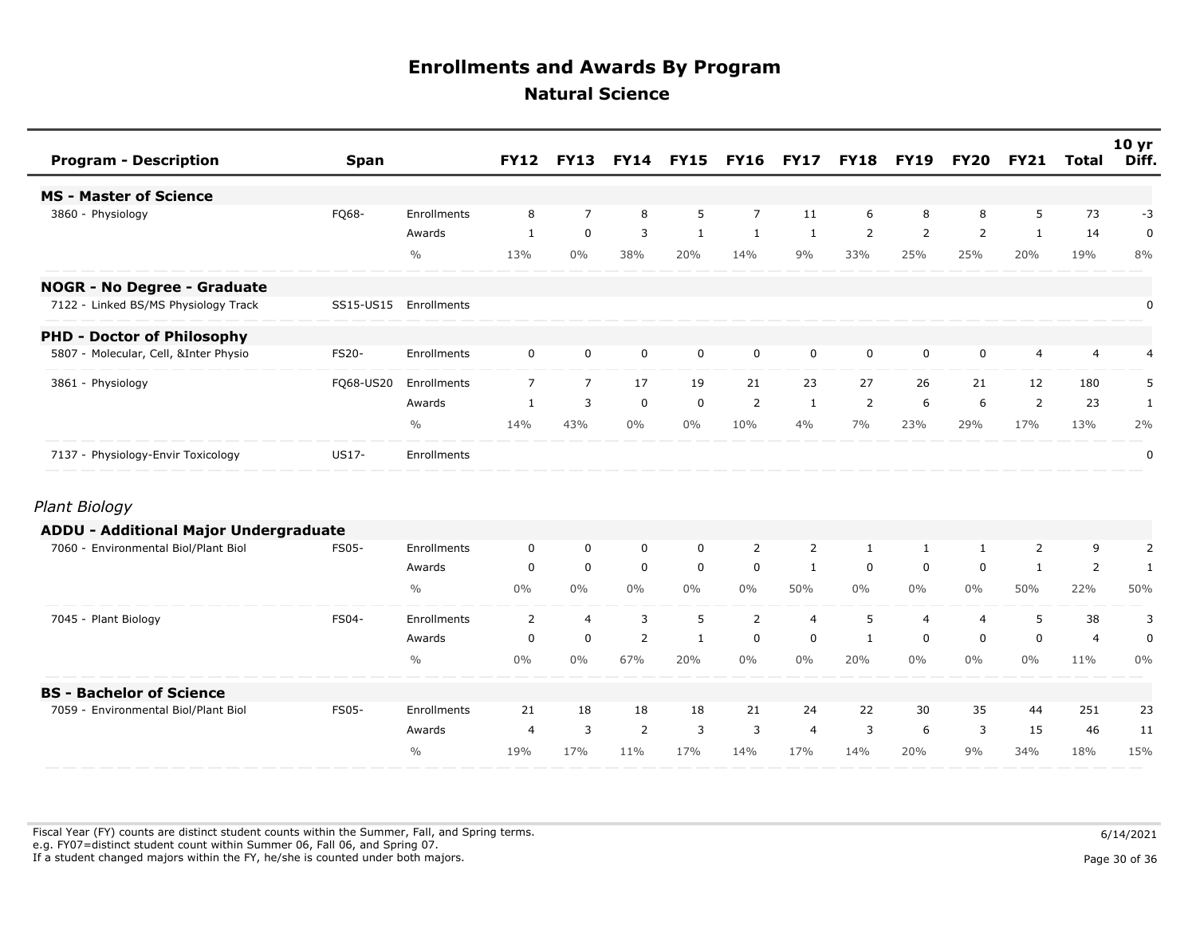# Enrollments and Awards By Program

## Natural Science

| Program - Description | Span | | FY12 | FY13 | FY14 | FY15 | FY16 | FY17 | FY18 | FY19 | FY20 | FY21 | Total | 10 yr Diff. |
|---|---|---|---|---|---|---|---|---|---|---|---|---|---|---|
| **MS - Master of Science** | | | | | | | | | | | | | | |
| 3860 - Physiology | FQ68- | Enrollments | 8 | 7 | 8 | 5 | 7 | 11 | 6 | 8 | 8 | 5 | 73 | -3 |
| | | Awards | 1 | 0 | 3 | 1 | 1 | 1 | 2 | 2 | 2 | 1 | 14 | 0 |
| | | % | 13% | 0% | 38% | 20% | 14% | 9% | 33% | 25% | 25% | 20% | 19% | 8% |
| **NOGR - No Degree - Graduate** | | | | | | | | | | | | | | |
| 7122 - Linked BS/MS Physiology Track | SS15-US15 | Enrollments | | | | | | | | | | | | 0 |
| **PHD - Doctor of Philosophy** | | | | | | | | | | | | | | |
| 5807 - Molecular, Cell, &Inter Physio | FS20- | Enrollments | 0 | 0 | 0 | 0 | 0 | 0 | 0 | 0 | 0 | 4 | 4 | 4 |
| 3861 - Physiology | FQ68-US20 | Enrollments | 7 | 7 | 17 | 19 | 21 | 23 | 27 | 26 | 21 | 12 | 180 | 5 |
| | | Awards | 1 | 3 | 0 | 0 | 2 | 1 | 2 | 6 | 6 | 2 | 23 | 1 |
| | | % | 14% | 43% | 0% | 0% | 10% | 4% | 7% | 23% | 29% | 17% | 13% | 2% |
| 7137 - Physiology-Envir Toxicology | US17- | Enrollments | | | | | | | | | | | | 0 |

*Plant Biology*

| Program - Description | Span | | FY12 | FY13 | FY14 | FY15 | FY16 | FY17 | FY18 | FY19 | FY20 | FY21 | Total | 10 yr Diff. |
|---|---|---|---|---|---|---|---|---|---|---|---|---|---|---|
| **ADDU - Additional Major Undergraduate** | | | | | | | | | | | | | | |
| 7060 - Environmental Biol/Plant Biol | FS05- | Enrollments | 0 | 0 | 0 | 0 | 2 | 2 | 1 | 1 | 1 | 2 | 9 | 2 |
| | | Awards | 0 | 0 | 0 | 0 | 0 | 1 | 0 | 0 | 0 | 1 | 2 | 1 |
| | | % | 0% | 0% | 0% | 0% | 0% | 50% | 0% | 0% | 0% | 50% | 22% | 50% |
| 7045 - Plant Biology | FS04- | Enrollments | 2 | 4 | 3 | 5 | 2 | 4 | 5 | 4 | 4 | 5 | 38 | 3 |
| | | Awards | 0 | 0 | 2 | 1 | 0 | 0 | 1 | 0 | 0 | 0 | 4 | 0 |
| | | % | 0% | 0% | 67% | 20% | 0% | 0% | 20% | 0% | 0% | 0% | 11% | 0% |
| **BS - Bachelor of Science** | | | | | | | | | | | | | | |
| 7059 - Environmental Biol/Plant Biol | FS05- | Enrollments | 21 | 18 | 18 | 18 | 21 | 24 | 22 | 30 | 35 | 44 | 251 | 23 |
| | | Awards | 4 | 3 | 2 | 3 | 3 | 4 | 3 | 6 | 3 | 15 | 46 | 11 |
| | | % | 19% | 17% | 11% | 17% | 14% | 17% | 14% | 20% | 9% | 34% | 18% | 15% |

Fiscal Year (FY) counts are distinct student counts within the Summer, Fall, and Spring terms.
e.g. FY07=distinct student count within Summer 06, Fall 06, and Spring 07.
If a student changed majors within the FY, he/she is counted under both majors.

6/14/2021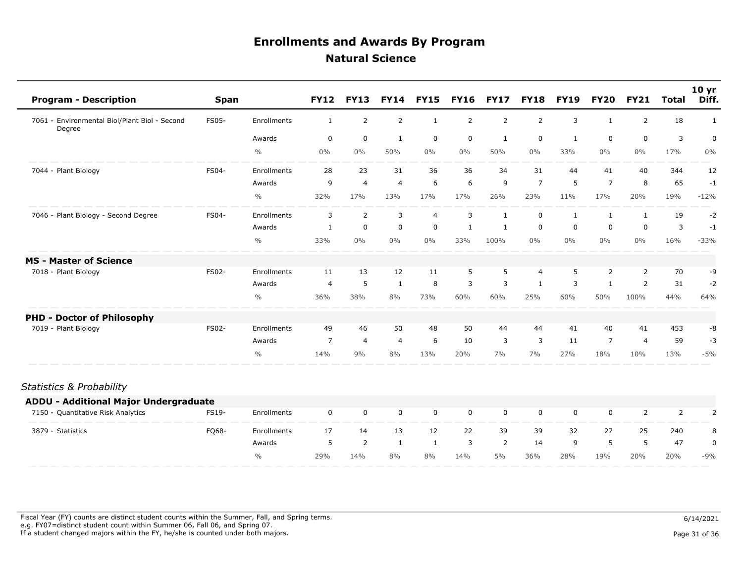# Enrollments and Awards By Program

## Natural Science

| Program - Description | Span | | FY12 | FY13 | FY14 | FY15 | FY16 | FY17 | FY18 | FY19 | FY20 | FY21 | Total | 10 yr Diff. |
|---|---|---|---|---|---|---|---|---|---|---|---|---|---|---|
| 7061 - Environmental Biol/Plant Biol - Second Degree | FS05- | Enrollments | 1 | 2 | 2 | 1 | 2 | 2 | 2 | 3 | 1 | 2 | 18 | 1 |
| | | Awards | 0 | 0 | 1 | 0 | 0 | 1 | 0 | 1 | 0 | 0 | 3 | 0 |
| | | % | 0% | 0% | 50% | 0% | 0% | 50% | 0% | 33% | 0% | 0% | 17% | 0% |
| 7044 - Plant Biology | FS04- | Enrollments | 28 | 23 | 31 | 36 | 36 | 34 | 31 | 44 | 41 | 40 | 344 | 12 |
| | | Awards | 9 | 4 | 4 | 6 | 6 | 9 | 7 | 5 | 7 | 8 | 65 | -1 |
| | | % | 32% | 17% | 13% | 17% | 17% | 26% | 23% | 11% | 17% | 20% | 19% | -12% |
| 7046 - Plant Biology - Second Degree | FS04- | Enrollments | 3 | 2 | 3 | 4 | 3 | 1 | 0 | 1 | 1 | 1 | 19 | -2 |
| | | Awards | 1 | 0 | 0 | 0 | 1 | 1 | 0 | 0 | 0 | 0 | 3 | -1 |
| | | % | 33% | 0% | 0% | 0% | 33% | 100% | 0% | 0% | 0% | 0% | 16% | -33% |
| **MS - Master of Science** | | | | | | | | | | | | | | |
| 7018 - Plant Biology | FS02- | Enrollments | 11 | 13 | 12 | 11 | 5 | 5 | 4 | 5 | 2 | 2 | 70 | -9 |
| | | Awards | 4 | 5 | 1 | 8 | 3 | 3 | 1 | 3 | 1 | 2 | 31 | -2 |
| | | % | 36% | 38% | 8% | 73% | 60% | 60% | 25% | 60% | 50% | 100% | 44% | 64% |
| **PHD - Doctor of Philosophy** | | | | | | | | | | | | | | |
| 7019 - Plant Biology | FS02- | Enrollments | 49 | 46 | 50 | 48 | 50 | 44 | 44 | 41 | 40 | 41 | 453 | -8 |
| | | Awards | 7 | 4 | 4 | 6 | 10 | 3 | 3 | 11 | 7 | 4 | 59 | -3 |
| | | % | 14% | 9% | 8% | 13% | 20% | 7% | 7% | 27% | 18% | 10% | 13% | -5% |

*Statistics & Probability*

| Program - Description | Span | | FY12 | FY13 | FY14 | FY15 | FY16 | FY17 | FY18 | FY19 | FY20 | FY21 | Total | 10 yr Diff. |
|---|---|---|---|---|---|---|---|---|---|---|---|---|---|---|
| **ADDU - Additional Major Undergraduate** | | | | | | | | | | | | | | |
| 7150 - Quantitative Risk Analytics | FS19- | Enrollments | 0 | 0 | 0 | 0 | 0 | 0 | 0 | 0 | 0 | 2 | 2 | 2 |
| 3879 - Statistics | FQ68- | Enrollments | 17 | 14 | 13 | 12 | 22 | 39 | 39 | 32 | 27 | 25 | 240 | 8 |
| | | Awards | 5 | 2 | 1 | 1 | 3 | 2 | 14 | 9 | 5 | 5 | 47 | 0 |
| | | % | 29% | 14% | 8% | 8% | 14% | 5% | 36% | 28% | 19% | 20% | 20% | -9% |

Fiscal Year (FY) counts are distinct student counts within the Summer, Fall, and Spring terms.
e.g. FY07=distinct student count within Summer 06, Fall 06, and Spring 07.
If a student changed majors within the FY, he/she is counted under both majors.

6/14/2021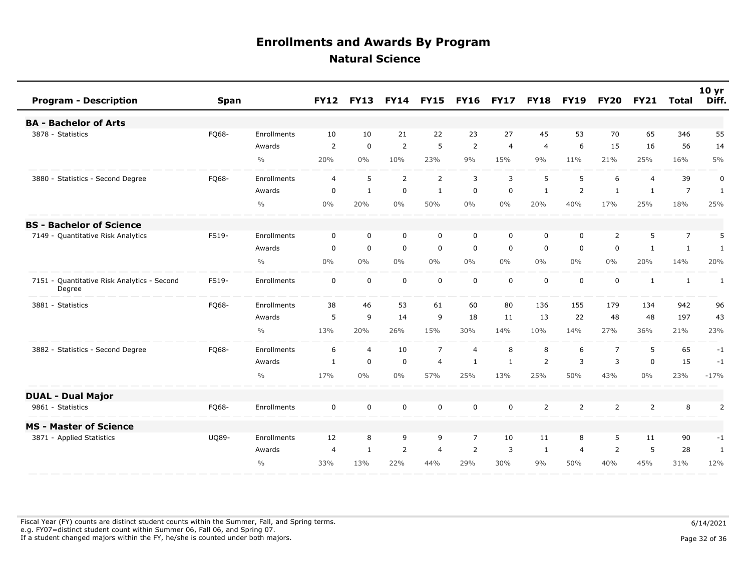# Enrollments and Awards By Program

## Natural Science

| Program - Description | Span | | FY12 | FY13 | FY14 | FY15 | FY16 | FY17 | FY18 | FY19 | FY20 | FY21 | Total | 10 yr Diff. |
|---|---|---|---|---|---|---|---|---|---|---|---|---|---|---|
| **BA - Bachelor of Arts** | | | | | | | | | | | | | | |
| 3878 - Statistics | FQ68- | Enrollments | 10 | 10 | 21 | 22 | 23 | 27 | 45 | 53 | 70 | 65 | 346 | 55 |
| | | Awards | 2 | 0 | 2 | 5 | 2 | 4 | 4 | 6 | 15 | 16 | 56 | 14 |
| | | % | 20% | 0% | 10% | 23% | 9% | 15% | 9% | 11% | 21% | 25% | 16% | 5% |
| 3880 - Statistics - Second Degree | FQ68- | Enrollments | 4 | 5 | 2 | 2 | 3 | 3 | 5 | 5 | 6 | 4 | 39 | 0 |
| | | Awards | 0 | 1 | 0 | 1 | 0 | 0 | 1 | 2 | 1 | 1 | 7 | 1 |
| | | % | 0% | 20% | 0% | 50% | 0% | 0% | 20% | 40% | 17% | 25% | 18% | 25% |
| **BS - Bachelor of Science** | | | | | | | | | | | | | | |
| 7149 - Quantitative Risk Analytics | FS19- | Enrollments | 0 | 0 | 0 | 0 | 0 | 0 | 0 | 0 | 2 | 5 | 7 | 5 |
| | | Awards | 0 | 0 | 0 | 0 | 0 | 0 | 0 | 0 | 0 | 1 | 1 | 1 |
| | | % | 0% | 0% | 0% | 0% | 0% | 0% | 0% | 0% | 0% | 20% | 14% | 20% |
| 7151 - Quantitative Risk Analytics - Second Degree | FS19- | Enrollments | 0 | 0 | 0 | 0 | 0 | 0 | 0 | 0 | 0 | 1 | 1 | 1 |
| 3881 - Statistics | FQ68- | Enrollments | 38 | 46 | 53 | 61 | 60 | 80 | 136 | 155 | 179 | 134 | 942 | 96 |
| | | Awards | 5 | 9 | 14 | 9 | 18 | 11 | 13 | 22 | 48 | 48 | 197 | 43 |
| | | % | 13% | 20% | 26% | 15% | 30% | 14% | 10% | 14% | 27% | 36% | 21% | 23% |
| 3882 - Statistics - Second Degree | FQ68- | Enrollments | 6 | 4 | 10 | 7 | 4 | 8 | 8 | 6 | 7 | 5 | 65 | -1 |
| | | Awards | 1 | 0 | 0 | 4 | 1 | 1 | 2 | 3 | 3 | 0 | 15 | -1 |
| | | % | 17% | 0% | 0% | 57% | 25% | 13% | 25% | 50% | 43% | 0% | 23% | -17% |
| **DUAL - Dual Major** | | | | | | | | | | | | | | |
| 9861 - Statistics | FQ68- | Enrollments | 0 | 0 | 0 | 0 | 0 | 0 | 2 | 2 | 2 | 2 | 8 | 2 |
| **MS - Master of Science** | | | | | | | | | | | | | | |
| 3871 - Applied Statistics | UQ89- | Enrollments | 12 | 8 | 9 | 9 | 7 | 10 | 11 | 8 | 5 | 11 | 90 | -1 |
| | | Awards | 4 | 1 | 2 | 4 | 2 | 3 | 1 | 4 | 2 | 5 | 28 | 1 |
| | | % | 33% | 13% | 22% | 44% | 29% | 30% | 9% | 50% | 40% | 45% | 31% | 12% |

Fiscal Year (FY) counts are distinct student counts within the Summer, Fall, and Spring terms.
e.g. FY07=distinct student count within Summer 06, Fall 06, and Spring 07.
If a student changed majors within the FY, he/she is counted under both majors.

6/14/2021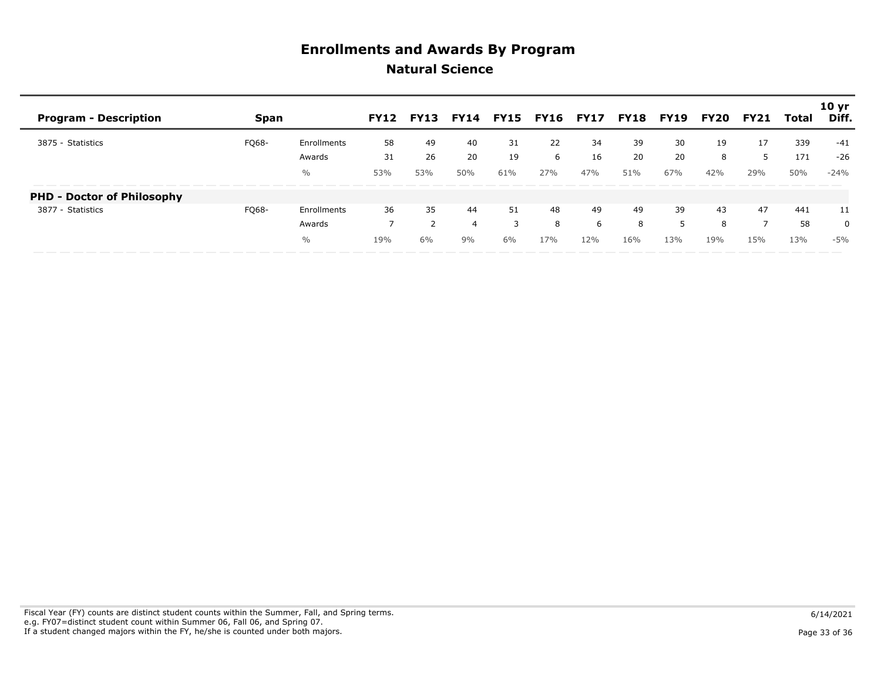# Enrollments and Awards By Program

## Natural Science

| Program - Description | Span | | FY12 | FY13 | FY14 | FY15 | FY16 | FY17 | FY18 | FY19 | FY20 | FY21 | Total | 10 yr Diff. |
|---|---|---|---|---|---|---|---|---|---|---|---|---|---|---|
| 3875 - Statistics | FQ68- | Enrollments | 58 | 49 | 40 | 31 | 22 | 34 | 39 | 30 | 19 | 17 | 339 | -41 |
| | | Awards | 31 | 26 | 20 | 19 | 6 | 16 | 20 | 20 | 8 | 5 | 171 | -26 |
| | | % | 53% | 53% | 50% | 61% | 27% | 47% | 51% | 67% | 42% | 29% | 50% | -24% |
| **PHD - Doctor of Philosophy** | | | | | | | | | | | | | | |
| 3877 - Statistics | FQ68- | Enrollments | 36 | 35 | 44 | 51 | 48 | 49 | 49 | 39 | 43 | 47 | 441 | 11 |
| | | Awards | 7 | 2 | 4 | 3 | 8 | 6 | 8 | 5 | 8 | 7 | 58 | 0 |
| | | % | 19% | 6% | 9% | 6% | 17% | 12% | 16% | 13% | 19% | 15% | 13% | -5% |

Fiscal Year (FY) counts are distinct student counts within the Summer, Fall, and Spring terms.
e.g. FY07=distinct student count within Summer 06, Fall 06, and Spring 07.
If a student changed majors within the FY, he/she is counted under both majors.

6/14/2021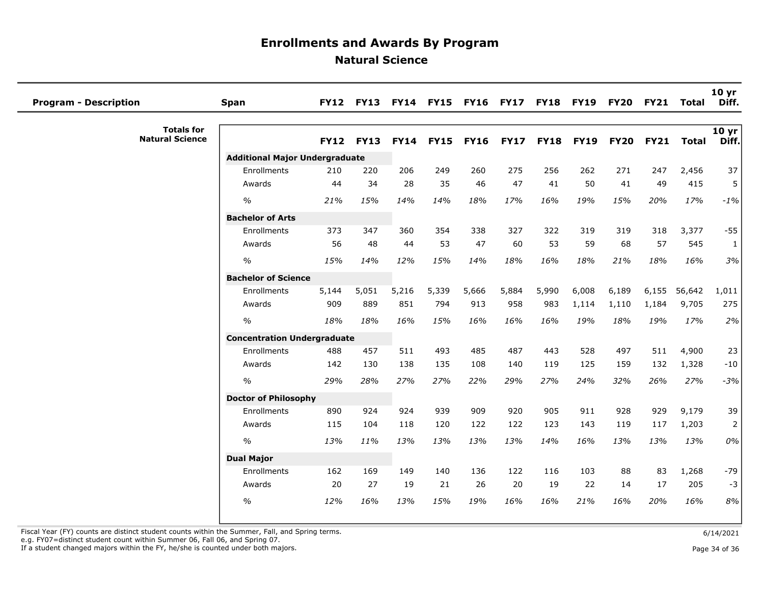# Enrollments and Awards By Program

## Natural Science

| Program - Description | Span | FY12 | FY13 | FY14 | FY15 | FY16 | FY17 | FY18 | FY19 | FY20 | FY21 | Total | 10 yr Diff. |
|---|---|---|---|---|---|---|---|---|---|---|---|---|---|

**Totals for Natural Science**

| | FY12 | FY13 | FY14 | FY15 | FY16 | FY17 | FY18 | FY19 | FY20 | FY21 | Total | 10 yr Diff. |
|---|---|---|---|---|---|---|---|---|---|---|---|---|
| **Additional Major Undergraduate** | | | | | | | | | | | | |
| Enrollments | 210 | 220 | 206 | 249 | 260 | 275 | 256 | 262 | 271 | 247 | 2,456 | 37 |
| Awards | 44 | 34 | 28 | 35 | 46 | 47 | 41 | 50 | 41 | 49 | 415 | 5 |
| *%* | *21%* | *15%* | *14%* | *14%* | *18%* | *17%* | *16%* | *19%* | *15%* | *20%* | *17%* | *-1%* |
| **Bachelor of Arts** | | | | | | | | | | | | |
| Enrollments | 373 | 347 | 360 | 354 | 338 | 327 | 322 | 319 | 319 | 318 | 3,377 | -55 |
| Awards | 56 | 48 | 44 | 53 | 47 | 60 | 53 | 59 | 68 | 57 | 545 | 1 |
| *%* | *15%* | *14%* | *12%* | *15%* | *14%* | *18%* | *16%* | *18%* | *21%* | *18%* | *16%* | *3%* |
| **Bachelor of Science** | | | | | | | | | | | | |
| Enrollments | 5,144 | 5,051 | 5,216 | 5,339 | 5,666 | 5,884 | 5,990 | 6,008 | 6,189 | 6,155 | 56,642 | 1,011 |
| Awards | 909 | 889 | 851 | 794 | 913 | 958 | 983 | 1,114 | 1,110 | 1,184 | 9,705 | 275 |
| *%* | *18%* | *18%* | *16%* | *15%* | *16%* | *16%* | *16%* | *19%* | *18%* | *19%* | *17%* | *2%* |
| **Concentration Undergraduate** | | | | | | | | | | | | |
| Enrollments | 488 | 457 | 511 | 493 | 485 | 487 | 443 | 528 | 497 | 511 | 4,900 | 23 |
| Awards | 142 | 130 | 138 | 135 | 108 | 140 | 119 | 125 | 159 | 132 | 1,328 | -10 |
| *%* | *29%* | *28%* | *27%* | *27%* | *22%* | *29%* | *27%* | *24%* | *32%* | *26%* | *27%* | *-3%* |
| **Doctor of Philosophy** | | | | | | | | | | | | |
| Enrollments | 890 | 924 | 924 | 939 | 909 | 920 | 905 | 911 | 928 | 929 | 9,179 | 39 |
| Awards | 115 | 104 | 118 | 120 | 122 | 122 | 123 | 143 | 119 | 117 | 1,203 | 2 |
| *%* | *13%* | *11%* | *13%* | *13%* | *13%* | *13%* | *14%* | *16%* | *13%* | *13%* | *13%* | *0%* |
| **Dual Major** | | | | | | | | | | | | |
| Enrollments | 162 | 169 | 149 | 140 | 136 | 122 | 116 | 103 | 88 | 83 | 1,268 | -79 |
| Awards | 20 | 27 | 19 | 21 | 26 | 20 | 19 | 22 | 14 | 17 | 205 | -3 |
| *%* | *12%* | *16%* | *13%* | *15%* | *19%* | *16%* | *16%* | *21%* | *16%* | *20%* | *16%* | *8%* |

Fiscal Year (FY) counts are distinct student counts within the Summer, Fall, and Spring terms.
e.g. FY07=distinct student count within Summer 06, Fall 06, and Spring 07.
If a student changed majors within the FY, he/she is counted under both majors.

6/14/2021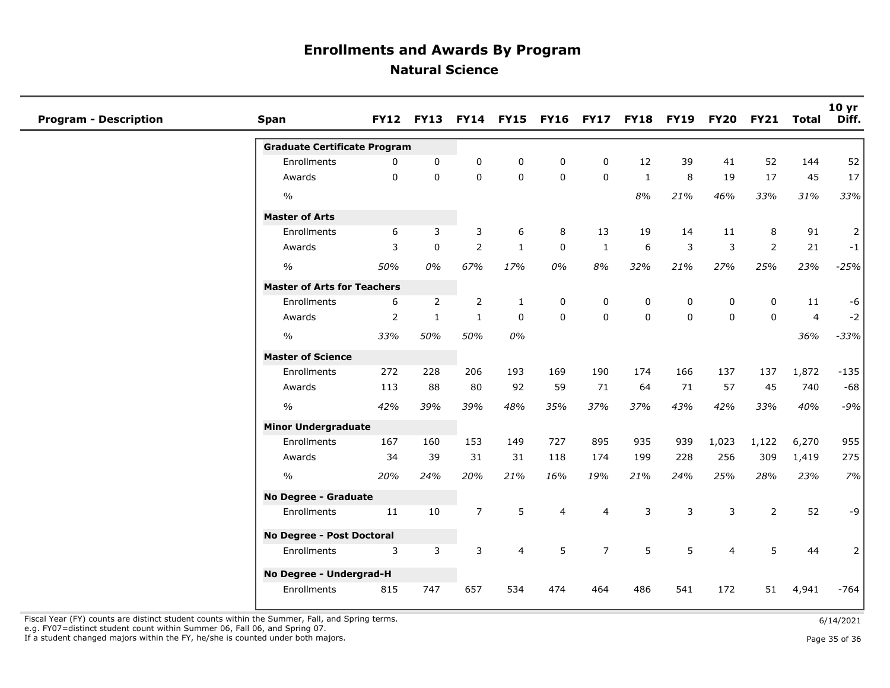# Enrollments and Awards By Program

## Natural Science

| Program - Description | Span | FY12 | FY13 | FY14 | FY15 | FY16 | FY17 | FY18 | FY19 | FY20 | FY21 | Total | 10 yr Diff. |
|---|---|---|---|---|---|---|---|---|---|---|---|---|---|
| | **Graduate Certificate Program** | | | | | | | | | | | | |
| | Enrollments | 0 | 0 | 0 | 0 | 0 | 0 | 12 | 39 | 41 | 52 | 144 | 52 |
| | Awards | 0 | 0 | 0 | 0 | 0 | 0 | 1 | 8 | 19 | 17 | 45 | 17 |
| | *%* | | | | | | | *8%* | *21%* | *46%* | *33%* | *31%* | *33%* |
| | **Master of Arts** | | | | | | | | | | | | |
| | Enrollments | 6 | 3 | 3 | 6 | 8 | 13 | 19 | 14 | 11 | 8 | 91 | 2 |
| | Awards | 3 | 0 | 2 | 1 | 0 | 1 | 6 | 3 | 3 | 2 | 21 | -1 |
| | *%* | *50%* | *0%* | *67%* | *17%* | *0%* | *8%* | *32%* | *21%* | *27%* | *25%* | *23%* | *-25%* |
| | **Master of Arts for Teachers** | | | | | | | | | | | | |
| | Enrollments | 6 | 2 | 2 | 1 | 0 | 0 | 0 | 0 | 0 | 0 | 11 | -6 |
| | Awards | 2 | 1 | 1 | 0 | 0 | 0 | 0 | 0 | 0 | 0 | 4 | -2 |
| | *%* | *33%* | *50%* | *50%* | *0%* | | | | | | | *36%* | *-33%* |
| | **Master of Science** | | | | | | | | | | | | |
| | Enrollments | 272 | 228 | 206 | 193 | 169 | 190 | 174 | 166 | 137 | 137 | 1,872 | -135 |
| | Awards | 113 | 88 | 80 | 92 | 59 | 71 | 64 | 71 | 57 | 45 | 740 | -68 |
| | *%* | *42%* | *39%* | *39%* | *48%* | *35%* | *37%* | *37%* | *43%* | *42%* | *33%* | *40%* | *-9%* |
| | **Minor Undergraduate** | | | | | | | | | | | | |
| | Enrollments | 167 | 160 | 153 | 149 | 727 | 895 | 935 | 939 | 1,023 | 1,122 | 6,270 | 955 |
| | Awards | 34 | 39 | 31 | 31 | 118 | 174 | 199 | 228 | 256 | 309 | 1,419 | 275 |
| | *%* | *20%* | *24%* | *20%* | *21%* | *16%* | *19%* | *21%* | *24%* | *25%* | *28%* | *23%* | *7%* |
| | **No Degree - Graduate** | | | | | | | | | | | | |
| | Enrollments | 11 | 10 | 7 | 5 | 4 | 4 | 3 | 3 | 3 | 2 | 52 | -9 |
| | **No Degree - Post Doctoral** | | | | | | | | | | | | |
| | Enrollments | 3 | 3 | 3 | 4 | 5 | 7 | 5 | 5 | 4 | 5 | 44 | 2 |
| | **No Degree - Undergrad-H** | | | | | | | | | | | | |
| | Enrollments | 815 | 747 | 657 | 534 | 474 | 464 | 486 | 541 | 172 | 51 | 4,941 | -764 |

Fiscal Year (FY) counts are distinct student counts within the Summer, Fall, and Spring terms.
e.g. FY07=distinct student count within Summer 06, Fall 06, and Spring 07.
If a student changed majors within the FY, he/she is counted under both majors.

6/14/2021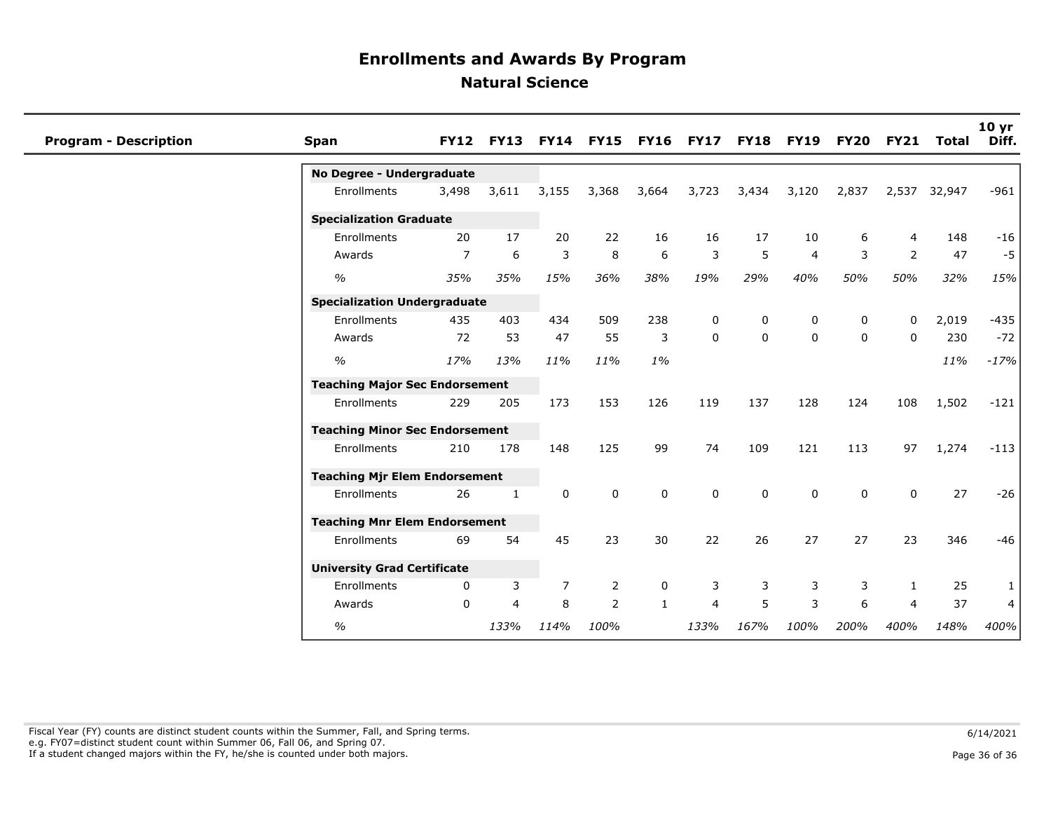# Enrollments and Awards By Program

## Natural Science

| Program - Description | Span | FY12 | FY13 | FY14 | FY15 | FY16 | FY17 | FY18 | FY19 | FY20 | FY21 | Total | 10 yr Diff. |
|---|---|---|---|---|---|---|---|---|---|---|---|---|---|
| | **No Degree - Undergraduate** | | | | | | | | | | | | |
| | Enrollments | 3,498 | 3,611 | 3,155 | 3,368 | 3,664 | 3,723 | 3,434 | 3,120 | 2,837 | 2,537 | 32,947 | -961 |
| | **Specialization Graduate** | | | | | | | | | | | | |
| | Enrollments | 20 | 17 | 20 | 22 | 16 | 16 | 17 | 10 | 6 | 4 | 148 | -16 |
| | Awards | 7 | 6 | 3 | 8 | 6 | 3 | 5 | 4 | 3 | 2 | 47 | -5 |
| | *%* | *35%* | *35%* | *15%* | *36%* | *38%* | *19%* | *29%* | *40%* | *50%* | *50%* | *32%* | *15%* |
| | **Specialization Undergraduate** | | | | | | | | | | | | |
| | Enrollments | 435 | 403 | 434 | 509 | 238 | 0 | 0 | 0 | 0 | 0 | 2,019 | -435 |
| | Awards | 72 | 53 | 47 | 55 | 3 | 0 | 0 | 0 | 0 | 0 | 230 | -72 |
| | *%* | *17%* | *13%* | *11%* | *11%* | *1%* | | | | | | *11%* | *-17%* |
| | **Teaching Major Sec Endorsement** | | | | | | | | | | | | |
| | Enrollments | 229 | 205 | 173 | 153 | 126 | 119 | 137 | 128 | 124 | 108 | 1,502 | -121 |
| | **Teaching Minor Sec Endorsement** | | | | | | | | | | | | |
| | Enrollments | 210 | 178 | 148 | 125 | 99 | 74 | 109 | 121 | 113 | 97 | 1,274 | -113 |
| | **Teaching Mjr Elem Endorsement** | | | | | | | | | | | | |
| | Enrollments | 26 | 1 | 0 | 0 | 0 | 0 | 0 | 0 | 0 | 0 | 27 | -26 |
| | **Teaching Mnr Elem Endorsement** | | | | | | | | | | | | |
| | Enrollments | 69 | 54 | 45 | 23 | 30 | 22 | 26 | 27 | 27 | 23 | 346 | -46 |
| | **University Grad Certificate** | | | | | | | | | | | | |
| | Enrollments | 0 | 3 | 7 | 2 | 0 | 3 | 3 | 3 | 3 | 1 | 25 | 1 |
| | Awards | 0 | 4 | 8 | 2 | 1 | 4 | 5 | 3 | 6 | 4 | 37 | 4 |
| | *%* | | *133%* | *114%* | *100%* | | *133%* | *167%* | *100%* | *200%* | *400%* | *148%* | *400%* |

Fiscal Year (FY) counts are distinct student counts within the Summer, Fall, and Spring terms.
e.g. FY07=distinct student count within Summer 06, Fall 06, and Spring 07.
If a student changed majors within the FY, he/she is counted under both majors.

6/14/2021